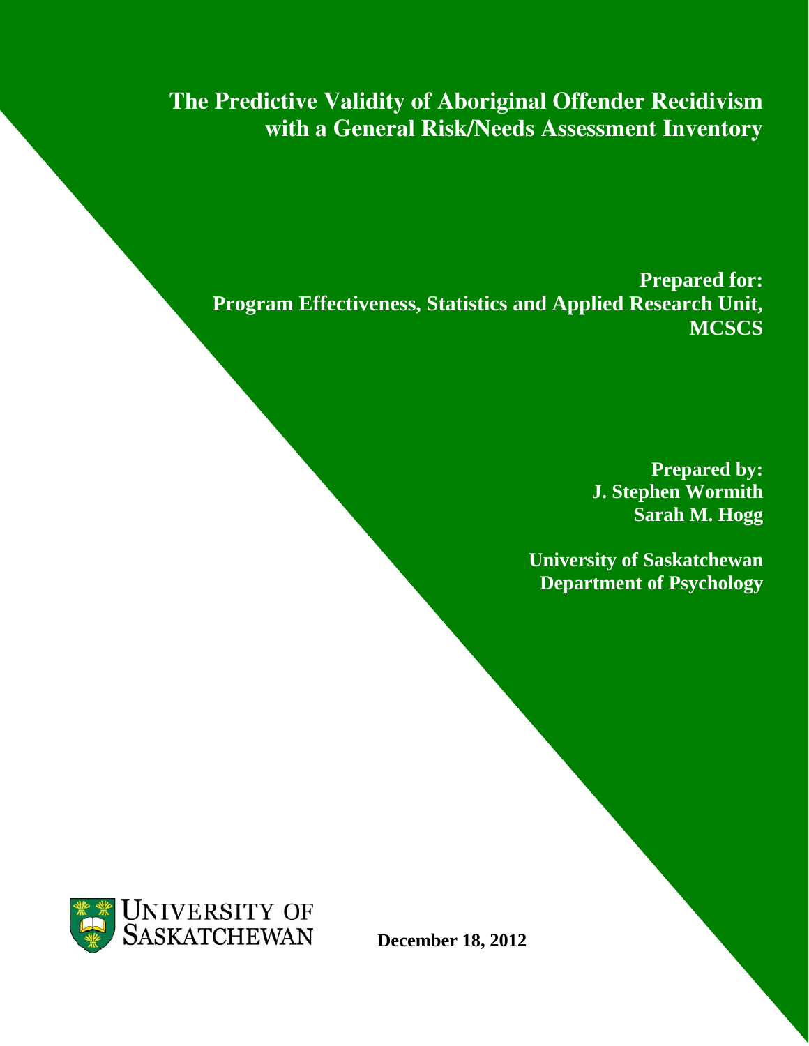# The Predictive Validity of Aboriginal Offender Recidivism with a General Risk/Needs Assessment Inventory

**Prepared for:**
**Program Effectiveness, Statistics and Applied Research Unit, MCSCS**

**Prepared by:**
**J. Stephen Wormith**
**Sarah M. Hogg**

**University of Saskatchewan**
**Department of Psychology**

UNIVERSITY OF SASKATCHEWAN

**December 18, 2012**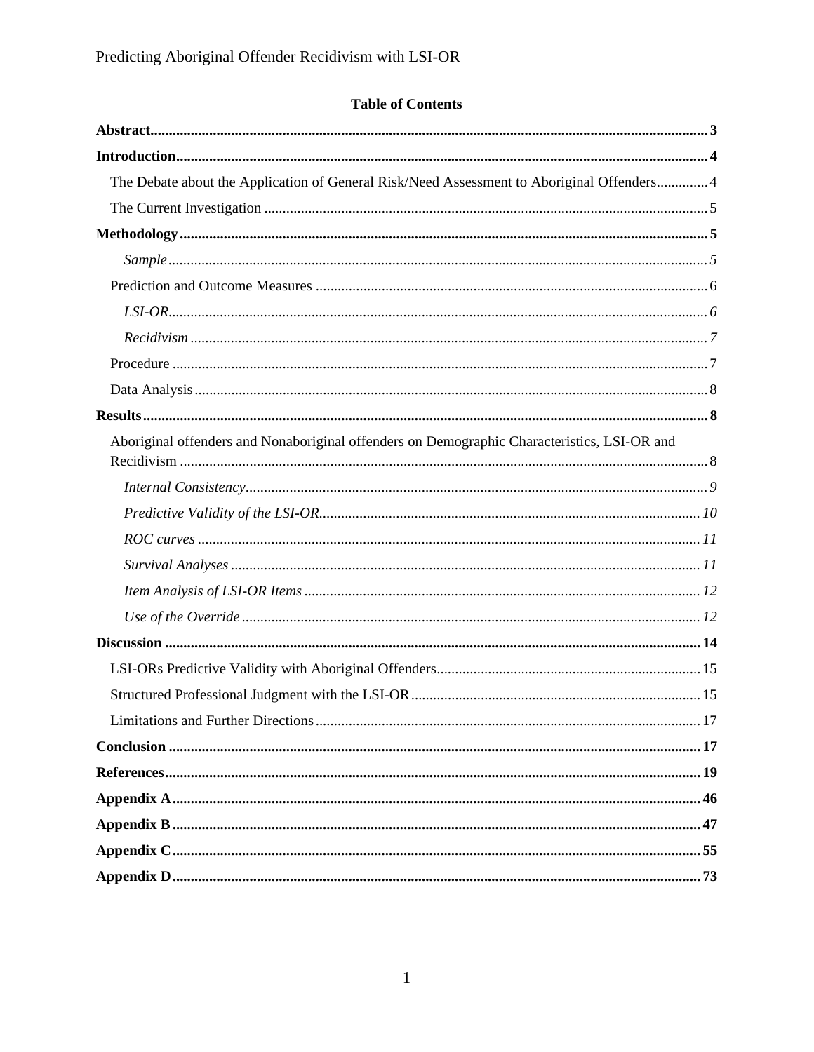**Table of Contents**

**Abstract** .......... 3

**Introduction** .......... 4

- The Debate about the Application of General Risk/Need Assessment to Aboriginal Offenders .......... 4
- The Current Investigation .......... 5

**Methodology** .......... 5

- *Sample* .......... 5
- Prediction and Outcome Measures .......... 6
  - *LSI-OR* .......... 6
  - *Recidivism* .......... 7
- Procedure .......... 7
- Data Analysis .......... 8

**Results** .......... 8

- Aboriginal offenders and Nonaboriginal offenders on Demographic Characteristics, LSI-OR and Recidivism .......... 8
  - *Internal Consistency* .......... 9
  - *Predictive Validity of the LSI-OR* .......... 10
  - *ROC curves* .......... 11
  - *Survival Analyses* .......... 11
  - *Item Analysis of LSI-OR Items* .......... 12
  - *Use of the Override* .......... 12

**Discussion** .......... 14

- LSI-ORs Predictive Validity with Aboriginal Offenders .......... 15
- Structured Professional Judgment with the LSI-OR .......... 15
- Limitations and Further Directions .......... 17

**Conclusion** .......... 17

**References** .......... 19

**Appendix A** .......... 46

**Appendix B** .......... 47

**Appendix C** .......... 55

**Appendix D** .......... 73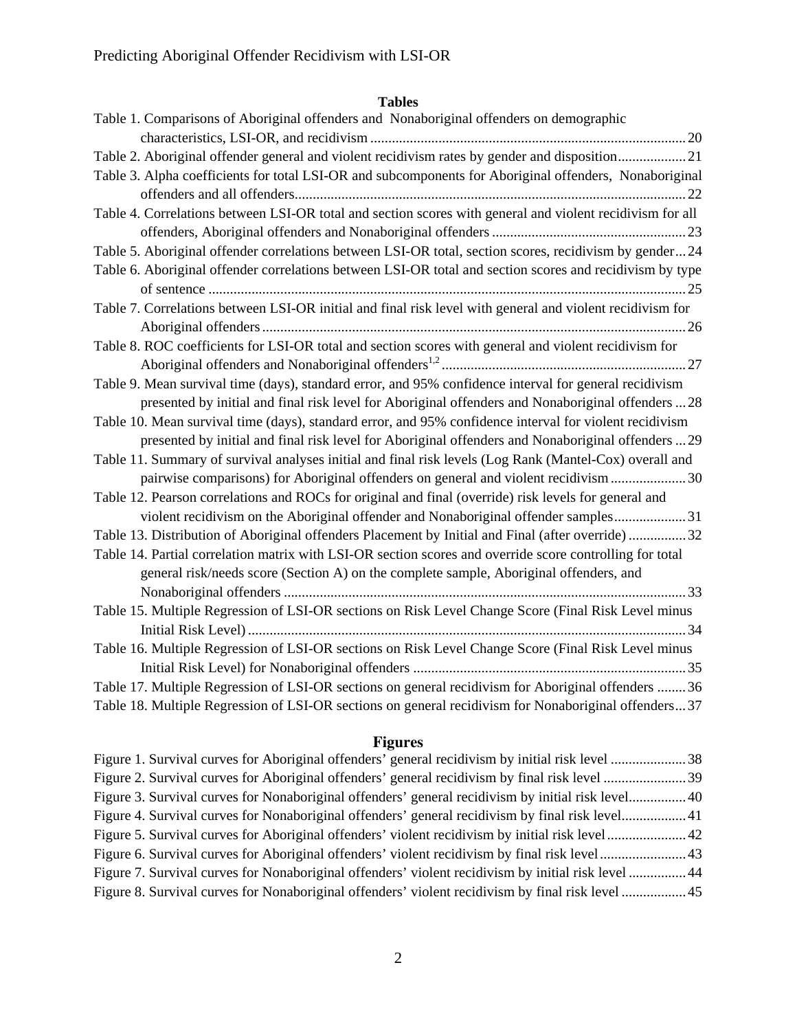## Tables

Table 1. Comparisons of Aboriginal offenders and Nonaboriginal offenders on demographic characteristics, LSI-OR, and recidivism ........................................................................................ 20

Table 2. Aboriginal offender general and violent recidivism rates by gender and disposition................... 21

Table 3. Alpha coefficients for total LSI-OR and subcomponents for Aboriginal offenders, Nonaboriginal offenders and all offenders............................................................................................................ 22

Table 4. Correlations between LSI-OR total and section scores with general and violent recidivism for all offenders, Aboriginal offenders and Nonaboriginal offenders ...................................................... 23

Table 5. Aboriginal offender correlations between LSI-OR total, section scores, recidivism by gender... 24

Table 6. Aboriginal offender correlations between LSI-OR total and section scores and recidivism by type of sentence ..................................................................................................................................... 25

Table 7. Correlations between LSI-OR initial and final risk level with general and violent recidivism for Aboriginal offenders ...................................................................................................................... 26

Table 8. ROC coefficients for LSI-OR total and section scores with general and violent recidivism for Aboriginal offenders and Nonaboriginal offenders[1,2] .................................................................... 27

Table 9. Mean survival time (days), standard error, and 95% confidence interval for general recidivism presented by initial and final risk level for Aboriginal offenders and Nonaboriginal offenders ... 28

Table 10. Mean survival time (days), standard error, and 95% confidence interval for violent recidivism presented by initial and final risk level for Aboriginal offenders and Nonaboriginal offenders ... 29

Table 11. Summary of survival analyses initial and final risk levels (Log Rank (Mantel-Cox) overall and pairwise comparisons) for Aboriginal offenders on general and violent recidivism ..................... 30

Table 12. Pearson correlations and ROCs for original and final (override) risk levels for general and violent recidivism on the Aboriginal offender and Nonaboriginal offender samples.................... 31

Table 13. Distribution of Aboriginal offenders Placement by Initial and Final (after override) ................ 32

Table 14. Partial correlation matrix with LSI-OR section scores and override score controlling for total general risk/needs score (Section A) on the complete sample, Aboriginal offenders, and Nonaboriginal offenders ................................................................................................................ 33

Table 15. Multiple Regression of LSI-OR sections on Risk Level Change Score (Final Risk Level minus Initial Risk Level) .......................................................................................................................... 34

Table 16. Multiple Regression of LSI-OR sections on Risk Level Change Score (Final Risk Level minus Initial Risk Level) for Nonaboriginal offenders ............................................................................ 35

Table 17. Multiple Regression of LSI-OR sections on general recidivism for Aboriginal offenders ........ 36

Table 18. Multiple Regression of LSI-OR sections on general recidivism for Nonaboriginal offenders... 37

## Figures

Figure 1. Survival curves for Aboriginal offenders' general recidivism by initial risk level ..................... 38

Figure 2. Survival curves for Aboriginal offenders' general recidivism by final risk level ....................... 39

Figure 3. Survival curves for Nonaboriginal offenders' general recidivism by initial risk level................ 40

Figure 4. Survival curves for Nonaboriginal offenders' general recidivism by final risk level.................. 41

Figure 5. Survival curves for Aboriginal offenders' violent recidivism by initial risk level ...................... 42

Figure 6. Survival curves for Aboriginal offenders' violent recidivism by final risk level ........................ 43

Figure 7. Survival curves for Nonaboriginal offenders' violent recidivism by initial risk level ................ 44

Figure 8. Survival curves for Nonaboriginal offenders' violent recidivism by final risk level .................. 45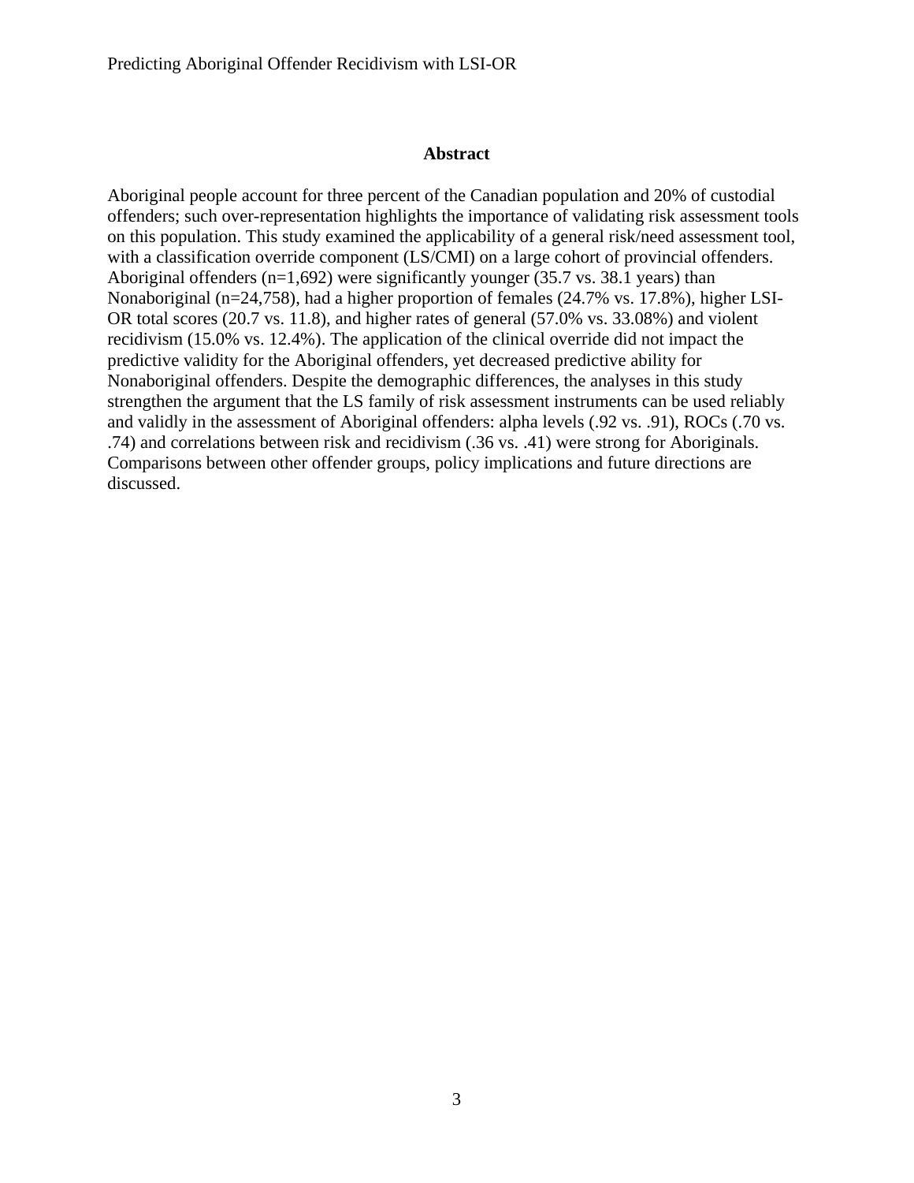## Abstract

Aboriginal people account for three percent of the Canadian population and 20% of custodial offenders; such over-representation highlights the importance of validating risk assessment tools on this population. This study examined the applicability of a general risk/need assessment tool, with a classification override component (LS/CMI) on a large cohort of provincial offenders. Aboriginal offenders (n=1,692) were significantly younger (35.7 vs. 38.1 years) than Nonaboriginal (n=24,758), had a higher proportion of females (24.7% vs. 17.8%), higher LSI-OR total scores (20.7 vs. 11.8), and higher rates of general (57.0% vs. 33.08%) and violent recidivism (15.0% vs. 12.4%). The application of the clinical override did not impact the predictive validity for the Aboriginal offenders, yet decreased predictive ability for Nonaboriginal offenders. Despite the demographic differences, the analyses in this study strengthen the argument that the LS family of risk assessment instruments can be used reliably and validly in the assessment of Aboriginal offenders: alpha levels (.92 vs. .91), ROCs (.70 vs. .74) and correlations between risk and recidivism (.36 vs. .41) were strong for Aboriginals. Comparisons between other offender groups, policy implications and future directions are discussed.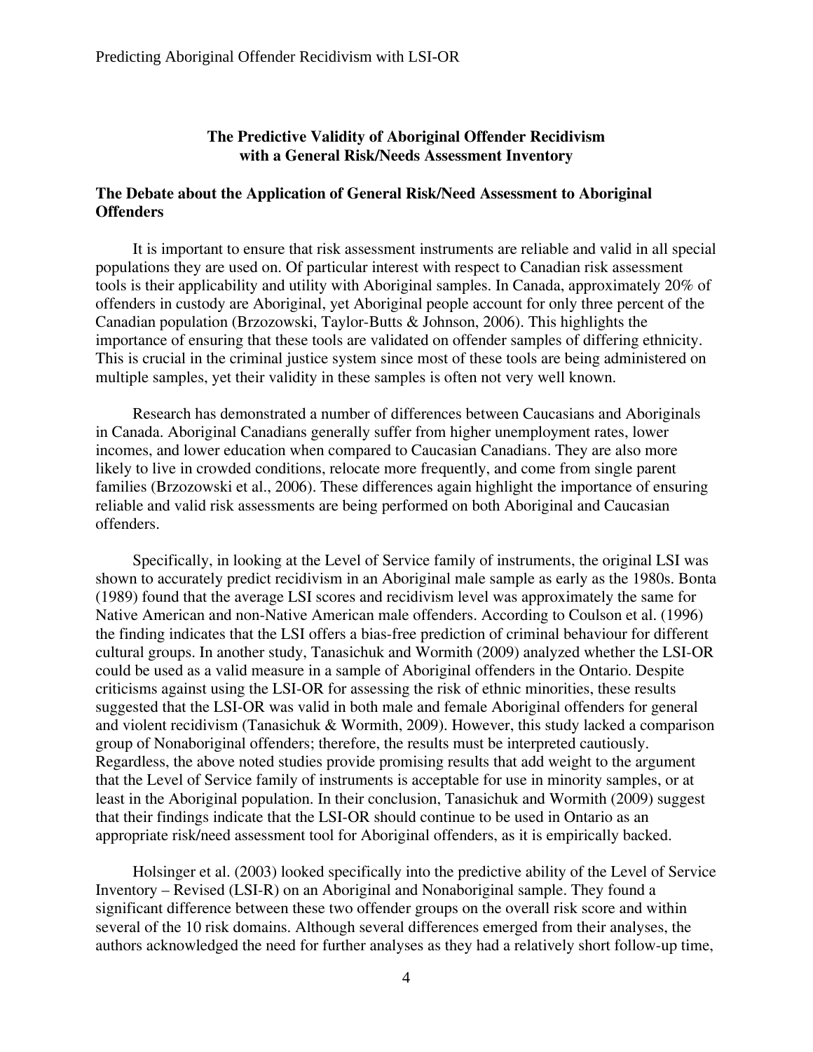**The Predictive Validity of Aboriginal Offender Recidivism with a General Risk/Needs Assessment Inventory**

## The Debate about the Application of General Risk/Need Assessment to Aboriginal Offenders

It is important to ensure that risk assessment instruments are reliable and valid in all special populations they are used on. Of particular interest with respect to Canadian risk assessment tools is their applicability and utility with Aboriginal samples. In Canada, approximately 20% of offenders in custody are Aboriginal, yet Aboriginal people account for only three percent of the Canadian population (Brzozowski, Taylor-Butts & Johnson, 2006). This highlights the importance of ensuring that these tools are validated on offender samples of differing ethnicity. This is crucial in the criminal justice system since most of these tools are being administered on multiple samples, yet their validity in these samples is often not very well known.

Research has demonstrated a number of differences between Caucasians and Aboriginals in Canada. Aboriginal Canadians generally suffer from higher unemployment rates, lower incomes, and lower education when compared to Caucasian Canadians. They are also more likely to live in crowded conditions, relocate more frequently, and come from single parent families (Brzozowski et al., 2006). These differences again highlight the importance of ensuring reliable and valid risk assessments are being performed on both Aboriginal and Caucasian offenders.

Specifically, in looking at the Level of Service family of instruments, the original LSI was shown to accurately predict recidivism in an Aboriginal male sample as early as the 1980s. Bonta (1989) found that the average LSI scores and recidivism level was approximately the same for Native American and non-Native American male offenders. According to Coulson et al. (1996) the finding indicates that the LSI offers a bias-free prediction of criminal behaviour for different cultural groups. In another study, Tanasichuk and Wormith (2009) analyzed whether the LSI-OR could be used as a valid measure in a sample of Aboriginal offenders in the Ontario. Despite criticisms against using the LSI-OR for assessing the risk of ethnic minorities, these results suggested that the LSI-OR was valid in both male and female Aboriginal offenders for general and violent recidivism (Tanasichuk & Wormith, 2009). However, this study lacked a comparison group of Nonaboriginal offenders; therefore, the results must be interpreted cautiously. Regardless, the above noted studies provide promising results that add weight to the argument that the Level of Service family of instruments is acceptable for use in minority samples, or at least in the Aboriginal population. In their conclusion, Tanasichuk and Wormith (2009) suggest that their findings indicate that the LSI-OR should continue to be used in Ontario as an appropriate risk/need assessment tool for Aboriginal offenders, as it is empirically backed.

Holsinger et al. (2003) looked specifically into the predictive ability of the Level of Service Inventory – Revised (LSI-R) on an Aboriginal and Nonaboriginal sample. They found a significant difference between these two offender groups on the overall risk score and within several of the 10 risk domains. Although several differences emerged from their analyses, the authors acknowledged the need for further analyses as they had a relatively short follow-up time,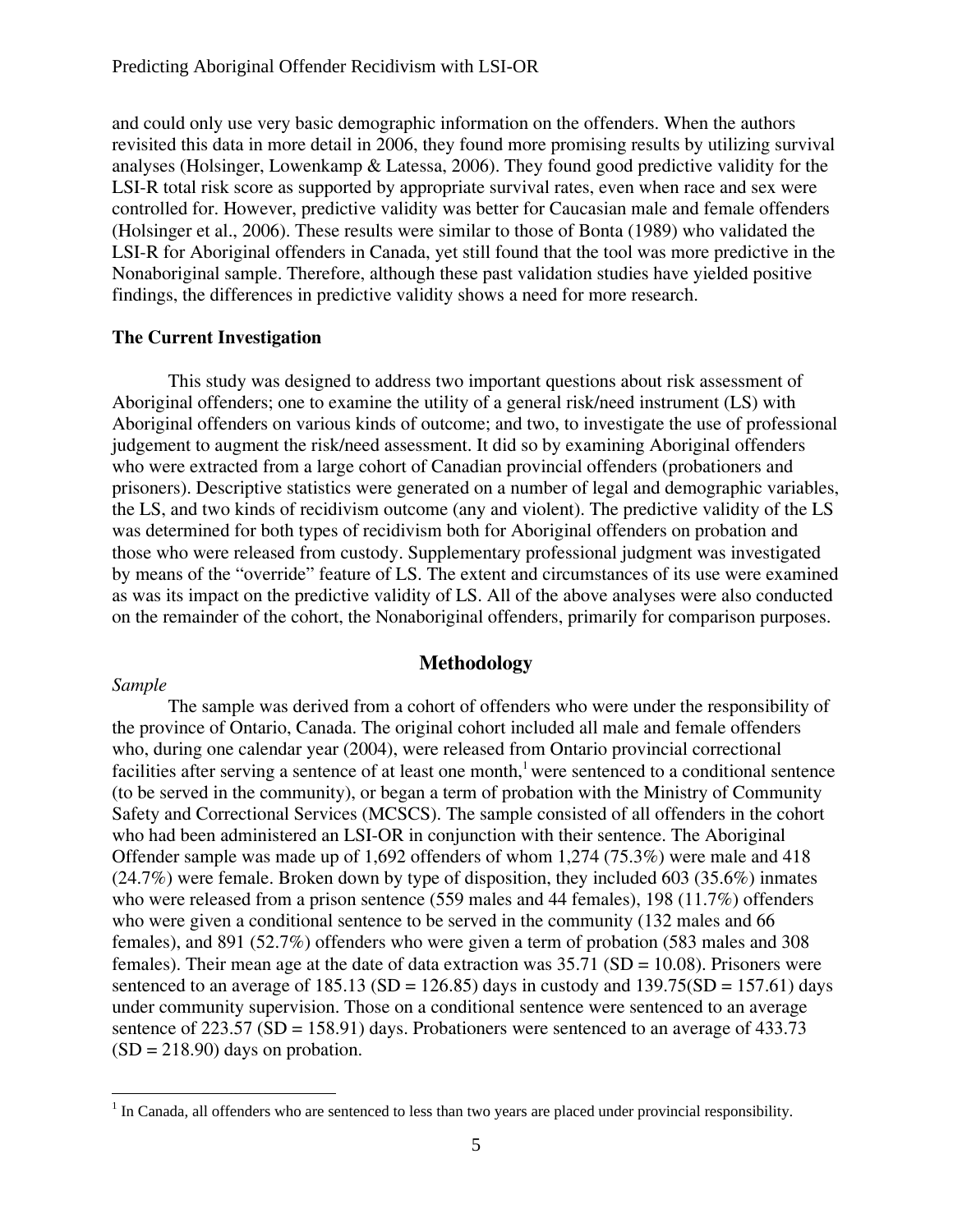and could only use very basic demographic information on the offenders. When the authors revisited this data in more detail in 2006, they found more promising results by utilizing survival analyses (Holsinger, Lowenkamp & Latessa, 2006). They found good predictive validity for the LSI-R total risk score as supported by appropriate survival rates, even when race and sex were controlled for. However, predictive validity was better for Caucasian male and female offenders (Holsinger et al., 2006). These results were similar to those of Bonta (1989) who validated the LSI-R for Aboriginal offenders in Canada, yet still found that the tool was more predictive in the Nonaboriginal sample. Therefore, although these past validation studies have yielded positive findings, the differences in predictive validity shows a need for more research.

### The Current Investigation

This study was designed to address two important questions about risk assessment of Aboriginal offenders; one to examine the utility of a general risk/need instrument (LS) with Aboriginal offenders on various kinds of outcome; and two, to investigate the use of professional judgement to augment the risk/need assessment. It did so by examining Aboriginal offenders who were extracted from a large cohort of Canadian provincial offenders (probationers and prisoners). Descriptive statistics were generated on a number of legal and demographic variables, the LS, and two kinds of recidivism outcome (any and violent). The predictive validity of the LS was determined for both types of recidivism both for Aboriginal offenders on probation and those who were released from custody. Supplementary professional judgment was investigated by means of the "override" feature of LS. The extent and circumstances of its use were examined as was its impact on the predictive validity of LS. All of the above analyses were also conducted on the remainder of the cohort, the Nonaboriginal offenders, primarily for comparison purposes.

## Methodology

*Sample*

The sample was derived from a cohort of offenders who were under the responsibility of the province of Ontario, Canada. The original cohort included all male and female offenders who, during one calendar year (2004), were released from Ontario provincial correctional facilities after serving a sentence of at least one month,[1] were sentenced to a conditional sentence (to be served in the community), or began a term of probation with the Ministry of Community Safety and Correctional Services (MCSCS). The sample consisted of all offenders in the cohort who had been administered an LSI-OR in conjunction with their sentence. The Aboriginal Offender sample was made up of 1,692 offenders of whom 1,274 (75.3%) were male and 418 (24.7%) were female. Broken down by type of disposition, they included 603 (35.6%) inmates who were released from a prison sentence (559 males and 44 females), 198 (11.7%) offenders who were given a conditional sentence to be served in the community (132 males and 66 females), and 891 (52.7%) offenders who were given a term of probation (583 males and 308 females). Their mean age at the date of data extraction was 35.71 (SD = 10.08). Prisoners were sentenced to an average of 185.13 (SD = 126.85) days in custody and 139.75(SD = 157.61) days under community supervision. Those on a conditional sentence were sentenced to an average sentence of 223.57 (SD = 158.91) days. Probationers were sentenced to an average of 433.73 (SD = 218.90) days on probation.

[1] In Canada, all offenders who are sentenced to less than two years are placed under provincial responsibility.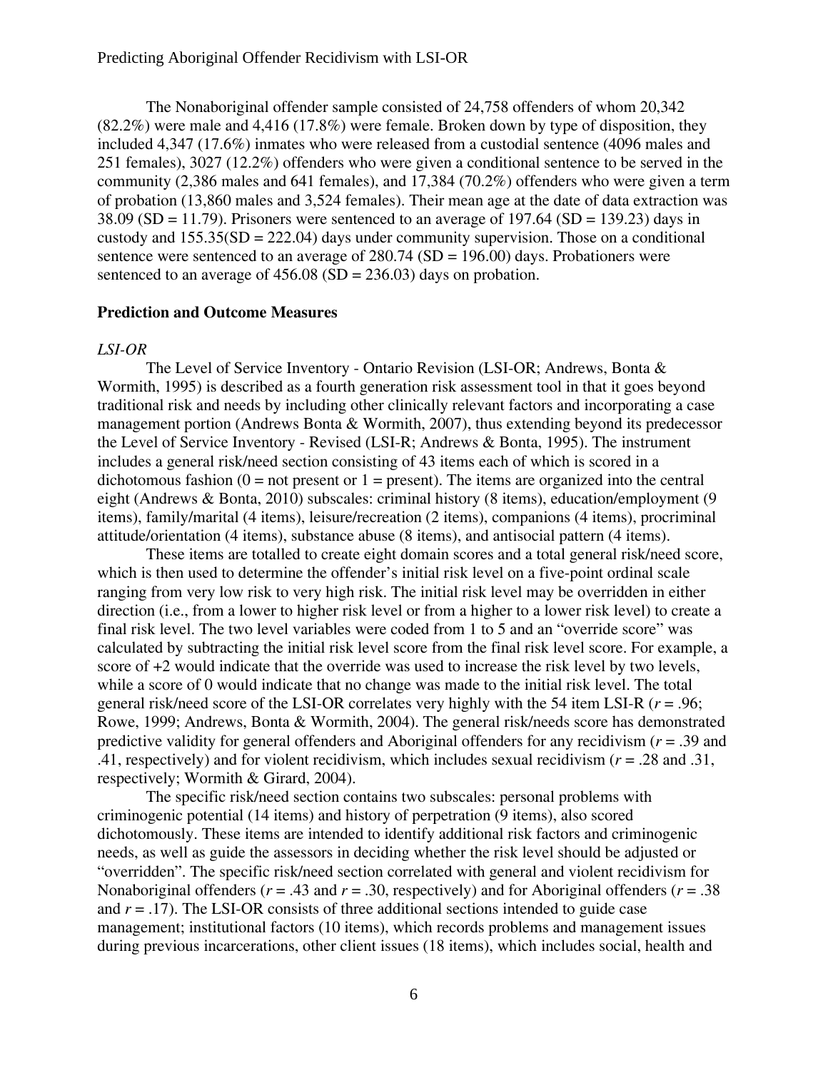The Nonaboriginal offender sample consisted of 24,758 offenders of whom 20,342 (82.2%) were male and 4,416 (17.8%) were female. Broken down by type of disposition, they included 4,347 (17.6%) inmates who were released from a custodial sentence (4096 males and 251 females), 3027 (12.2%) offenders who were given a conditional sentence to be served in the community (2,386 males and 641 females), and 17,384 (70.2%) offenders who were given a term of probation (13,860 males and 3,524 females). Their mean age at the date of data extraction was 38.09 (SD = 11.79). Prisoners were sentenced to an average of 197.64 (SD = 139.23) days in custody and 155.35(SD = 222.04) days under community supervision. Those on a conditional sentence were sentenced to an average of 280.74 (SD = 196.00) days. Probationers were sentenced to an average of 456.08 (SD = 236.03) days on probation.

## Prediction and Outcome Measures

### *LSI-OR*

The Level of Service Inventory - Ontario Revision (LSI-OR; Andrews, Bonta & Wormith, 1995) is described as a fourth generation risk assessment tool in that it goes beyond traditional risk and needs by including other clinically relevant factors and incorporating a case management portion (Andrews Bonta & Wormith, 2007), thus extending beyond its predecessor the Level of Service Inventory - Revised (LSI-R; Andrews & Bonta, 1995). The instrument includes a general risk/need section consisting of 43 items each of which is scored in a dichotomous fashion (0 = not present or 1 = present). The items are organized into the central eight (Andrews & Bonta, 2010) subscales: criminal history (8 items), education/employment (9 items), family/marital (4 items), leisure/recreation (2 items), companions (4 items), procriminal attitude/orientation (4 items), substance abuse (8 items), and antisocial pattern (4 items).

These items are totalled to create eight domain scores and a total general risk/need score, which is then used to determine the offender's initial risk level on a five-point ordinal scale ranging from very low risk to very high risk. The initial risk level may be overridden in either direction (i.e., from a lower to higher risk level or from a higher to a lower risk level) to create a final risk level. The two level variables were coded from 1 to 5 and an "override score" was calculated by subtracting the initial risk level score from the final risk level score. For example, a score of +2 would indicate that the override was used to increase the risk level by two levels, while a score of 0 would indicate that no change was made to the initial risk level. The total general risk/need score of the LSI-OR correlates very highly with the 54 item LSI-R (*r* = .96; Rowe, 1999; Andrews, Bonta & Wormith, 2004). The general risk/needs score has demonstrated predictive validity for general offenders and Aboriginal offenders for any recidivism (*r* = .39 and .41, respectively) and for violent recidivism, which includes sexual recidivism (*r* = .28 and .31, respectively; Wormith & Girard, 2004).

The specific risk/need section contains two subscales: personal problems with criminogenic potential (14 items) and history of perpetration (9 items), also scored dichotomously. These items are intended to identify additional risk factors and criminogenic needs, as well as guide the assessors in deciding whether the risk level should be adjusted or "overridden". The specific risk/need section correlated with general and violent recidivism for Nonaboriginal offenders (*r* = .43 and *r* = .30, respectively) and for Aboriginal offenders (*r* = .38 and *r* = .17). The LSI-OR consists of three additional sections intended to guide case management; institutional factors (10 items), which records problems and management issues during previous incarcerations, other client issues (18 items), which includes social, health and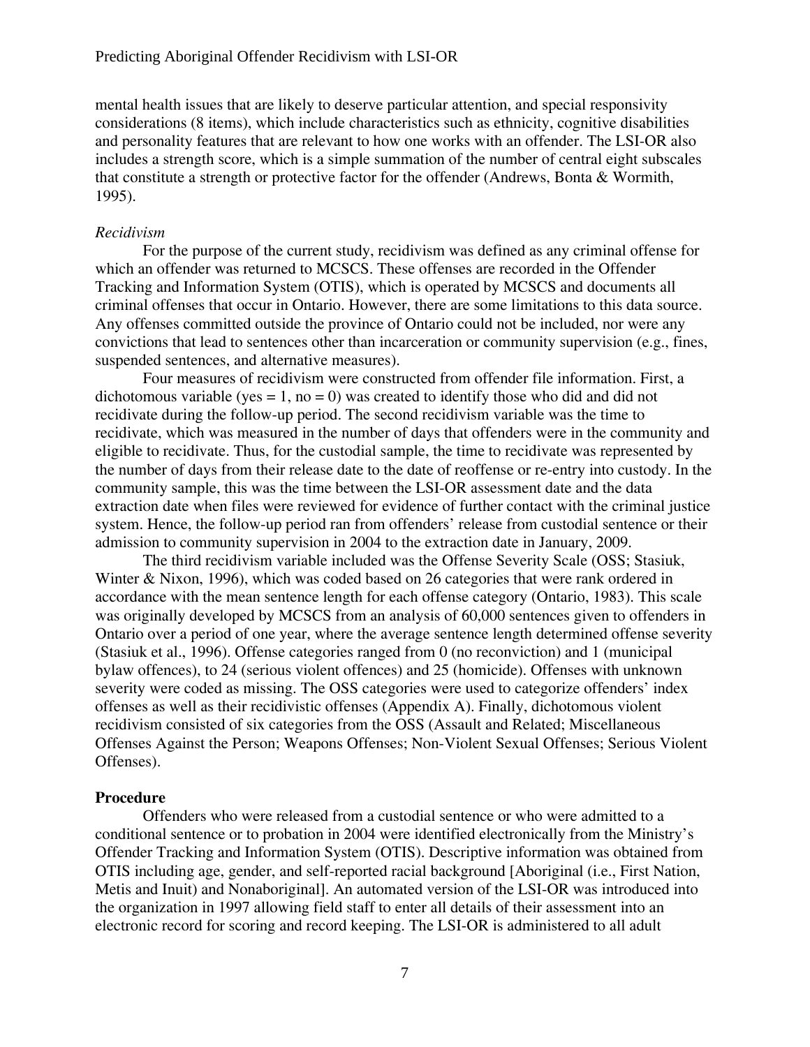mental health issues that are likely to deserve particular attention, and special responsivity considerations (8 items), which include characteristics such as ethnicity, cognitive disabilities and personality features that are relevant to how one works with an offender. The LSI-OR also includes a strength score, which is a simple summation of the number of central eight subscales that constitute a strength or protective factor for the offender (Andrews, Bonta & Wormith, 1995).

*Recidivism*

For the purpose of the current study, recidivism was defined as any criminal offense for which an offender was returned to MCSCS. These offenses are recorded in the Offender Tracking and Information System (OTIS), which is operated by MCSCS and documents all criminal offenses that occur in Ontario. However, there are some limitations to this data source. Any offenses committed outside the province of Ontario could not be included, nor were any convictions that lead to sentences other than incarceration or community supervision (e.g., fines, suspended sentences, and alternative measures).

Four measures of recidivism were constructed from offender file information. First, a dichotomous variable (yes = 1, no = 0) was created to identify those who did and did not recidivate during the follow-up period. The second recidivism variable was the time to recidivate, which was measured in the number of days that offenders were in the community and eligible to recidivate. Thus, for the custodial sample, the time to recidivate was represented by the number of days from their release date to the date of reoffense or re-entry into custody. In the community sample, this was the time between the LSI-OR assessment date and the data extraction date when files were reviewed for evidence of further contact with the criminal justice system. Hence, the follow-up period ran from offenders' release from custodial sentence or their admission to community supervision in 2004 to the extraction date in January, 2009.

The third recidivism variable included was the Offense Severity Scale (OSS; Stasiuk, Winter & Nixon, 1996), which was coded based on 26 categories that were rank ordered in accordance with the mean sentence length for each offense category (Ontario, 1983). This scale was originally developed by MCSCS from an analysis of 60,000 sentences given to offenders in Ontario over a period of one year, where the average sentence length determined offense severity (Stasiuk et al., 1996). Offense categories ranged from 0 (no reconviction) and 1 (municipal bylaw offences), to 24 (serious violent offences) and 25 (homicide). Offenses with unknown severity were coded as missing. The OSS categories were used to categorize offenders' index offenses as well as their recidivistic offenses (Appendix A). Finally, dichotomous violent recidivism consisted of six categories from the OSS (Assault and Related; Miscellaneous Offenses Against the Person; Weapons Offenses; Non-Violent Sexual Offenses; Serious Violent Offenses).

**Procedure**

Offenders who were released from a custodial sentence or who were admitted to a conditional sentence or to probation in 2004 were identified electronically from the Ministry's Offender Tracking and Information System (OTIS). Descriptive information was obtained from OTIS including age, gender, and self-reported racial background [Aboriginal (i.e., First Nation, Metis and Inuit) and Nonaboriginal]. An automated version of the LSI-OR was introduced into the organization in 1997 allowing field staff to enter all details of their assessment into an electronic record for scoring and record keeping. The LSI-OR is administered to all adult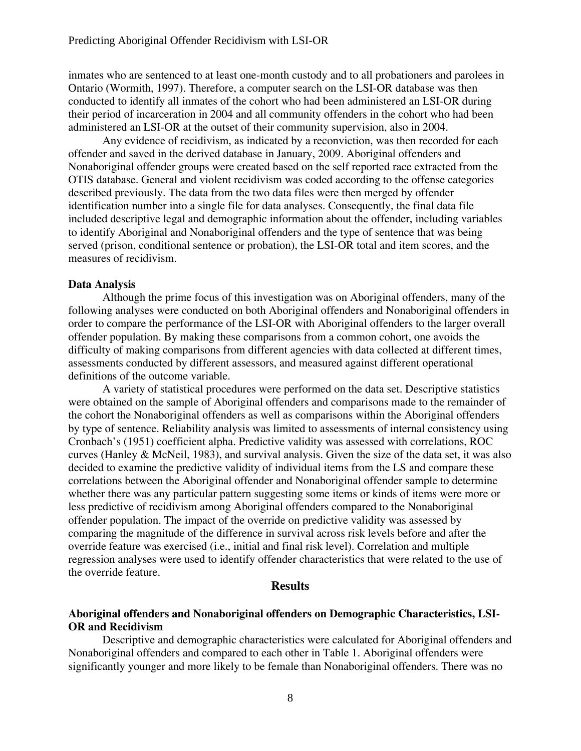inmates who are sentenced to at least one-month custody and to all probationers and parolees in Ontario (Wormith, 1997). Therefore, a computer search on the LSI-OR database was then conducted to identify all inmates of the cohort who had been administered an LSI-OR during their period of incarceration in 2004 and all community offenders in the cohort who had been administered an LSI-OR at the outset of their community supervision, also in 2004.

Any evidence of recidivism, as indicated by a reconviction, was then recorded for each offender and saved in the derived database in January, 2009. Aboriginal offenders and Nonaboriginal offender groups were created based on the self reported race extracted from the OTIS database. General and violent recidivism was coded according to the offense categories described previously. The data from the two data files were then merged by offender identification number into a single file for data analyses. Consequently, the final data file included descriptive legal and demographic information about the offender, including variables to identify Aboriginal and Nonaboriginal offenders and the type of sentence that was being served (prison, conditional sentence or probation), the LSI-OR total and item scores, and the measures of recidivism.

**Data Analysis**

Although the prime focus of this investigation was on Aboriginal offenders, many of the following analyses were conducted on both Aboriginal offenders and Nonaboriginal offenders in order to compare the performance of the LSI-OR with Aboriginal offenders to the larger overall offender population. By making these comparisons from a common cohort, one avoids the difficulty of making comparisons from different agencies with data collected at different times, assessments conducted by different assessors, and measured against different operational definitions of the outcome variable.

A variety of statistical procedures were performed on the data set. Descriptive statistics were obtained on the sample of Aboriginal offenders and comparisons made to the remainder of the cohort the Nonaboriginal offenders as well as comparisons within the Aboriginal offenders by type of sentence. Reliability analysis was limited to assessments of internal consistency using Cronbach's (1951) coefficient alpha. Predictive validity was assessed with correlations, ROC curves (Hanley & McNeil, 1983), and survival analysis. Given the size of the data set, it was also decided to examine the predictive validity of individual items from the LS and compare these correlations between the Aboriginal offender and Nonaboriginal offender sample to determine whether there was any particular pattern suggesting some items or kinds of items were more or less predictive of recidivism among Aboriginal offenders compared to the Nonaboriginal offender population. The impact of the override on predictive validity was assessed by comparing the magnitude of the difference in survival across risk levels before and after the override feature was exercised (i.e., initial and final risk level). Correlation and multiple regression analyses were used to identify offender characteristics that were related to the use of the override feature.

## Results

### Aboriginal offenders and Nonaboriginal offenders on Demographic Characteristics, LSI-OR and Recidivism

Descriptive and demographic characteristics were calculated for Aboriginal offenders and Nonaboriginal offenders and compared to each other in Table 1. Aboriginal offenders were significantly younger and more likely to be female than Nonaboriginal offenders. There was no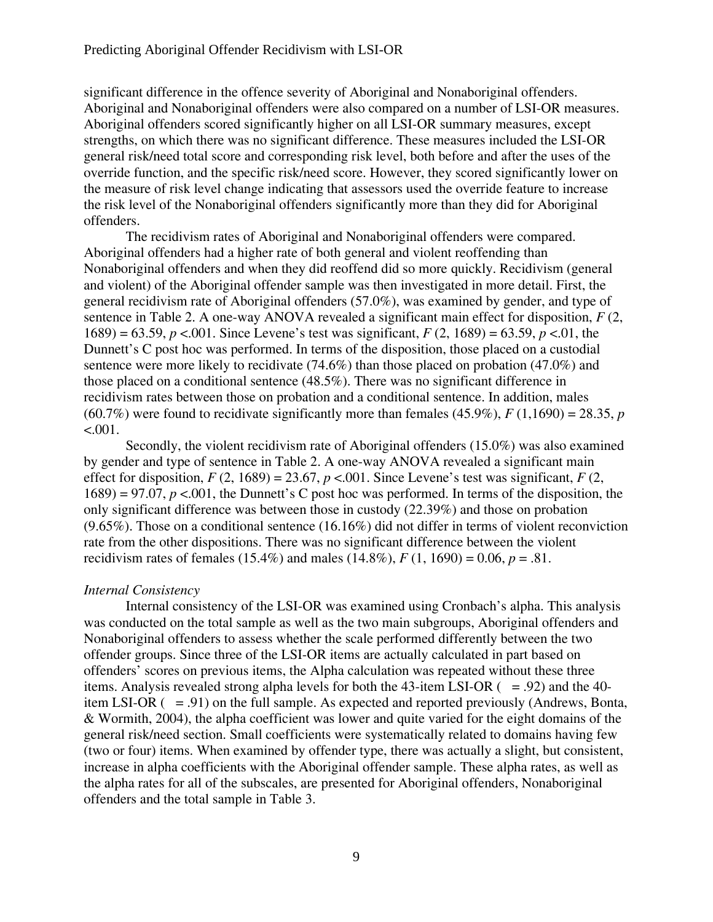significant difference in the offence severity of Aboriginal and Nonaboriginal offenders. Aboriginal and Nonaboriginal offenders were also compared on a number of LSI-OR measures. Aboriginal offenders scored significantly higher on all LSI-OR summary measures, except strengths, on which there was no significant difference. These measures included the LSI-OR general risk/need total score and corresponding risk level, both before and after the uses of the override function, and the specific risk/need score. However, they scored significantly lower on the measure of risk level change indicating that assessors used the override feature to increase the risk level of the Nonaboriginal offenders significantly more than they did for Aboriginal offenders.

The recidivism rates of Aboriginal and Nonaboriginal offenders were compared. Aboriginal offenders had a higher rate of both general and violent reoffending than Nonaboriginal offenders and when they did reoffend did so more quickly. Recidivism (general and violent) of the Aboriginal offender sample was then investigated in more detail. First, the general recidivism rate of Aboriginal offenders (57.0%), was examined by gender, and type of sentence in Table 2. A one-way ANOVA revealed a significant main effect for disposition, $F$ (2, 1689) = 63.59, $p$ <.001. Since Levene's test was significant, $F$ (2, 1689) = 63.59, $p$ <.01, the Dunnett's C post hoc was performed. In terms of the disposition, those placed on a custodial sentence were more likely to recidivate (74.6%) than those placed on probation (47.0%) and those placed on a conditional sentence (48.5%). There was no significant difference in recidivism rates between those on probation and a conditional sentence. In addition, males (60.7%) were found to recidivate significantly more than females (45.9%), $F$ (1,1690) = 28.35, $p$ <.001.

Secondly, the violent recidivism rate of Aboriginal offenders (15.0%) was also examined by gender and type of sentence in Table 2. A one-way ANOVA revealed a significant main effect for disposition, $F$ (2, 1689) = 23.67, $p$ <.001. Since Levene's test was significant, $F$ (2, 1689) = 97.07, $p$ <.001, the Dunnett's C post hoc was performed. In terms of the disposition, the only significant difference was between those in custody (22.39%) and those on probation (9.65%). Those on a conditional sentence (16.16%) did not differ in terms of violent reconviction rate from the other dispositions. There was no significant difference between the violent recidivism rates of females (15.4%) and males (14.8%), $F$ (1, 1690) = 0.06, $p$ = .81.

*Internal Consistency*

Internal consistency of the LSI-OR was examined using Cronbach's alpha. This analysis was conducted on the total sample as well as the two main subgroups, Aboriginal offenders and Nonaboriginal offenders to assess whether the scale performed differently between the two offender groups. Since three of the LSI-OR items are actually calculated in part based on offenders' scores on previous items, the Alpha calculation was repeated without these three items. Analysis revealed strong alpha levels for both the 43-item LSI-OR ( = .92) and the 40-item LSI-OR ( = .91) on the full sample. As expected and reported previously (Andrews, Bonta, & Wormith, 2004), the alpha coefficient was lower and quite varied for the eight domains of the general risk/need section. Small coefficients were systematically related to domains having few (two or four) items. When examined by offender type, there was actually a slight, but consistent, increase in alpha coefficients with the Aboriginal offender sample. These alpha rates, as well as the alpha rates for all of the subscales, are presented for Aboriginal offenders, Nonaboriginal offenders and the total sample in Table 3.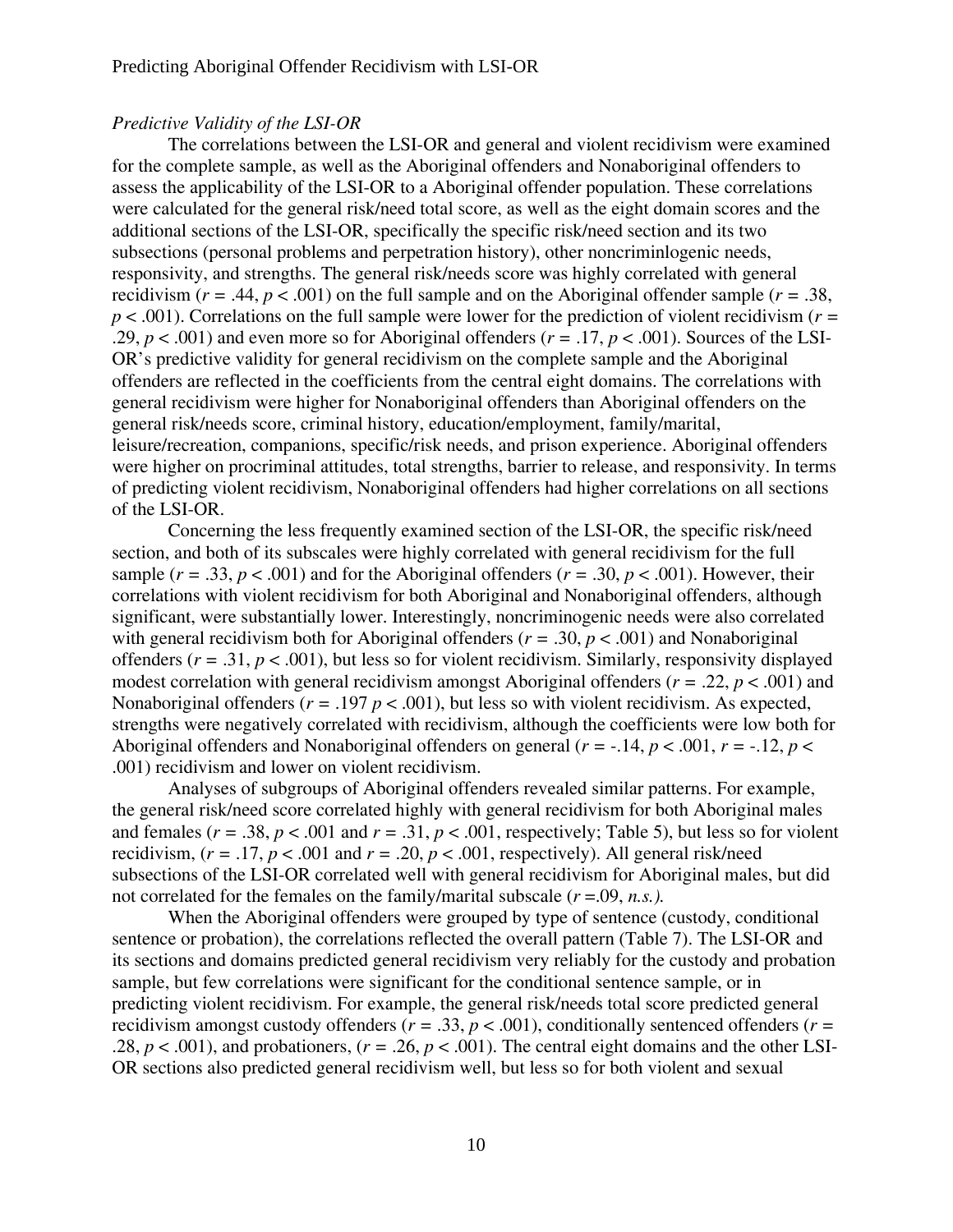*Predictive Validity of the LSI-OR*

The correlations between the LSI-OR and general and violent recidivism were examined for the complete sample, as well as the Aboriginal offenders and Nonaboriginal offenders to assess the applicability of the LSI-OR to a Aboriginal offender population. These correlations were calculated for the general risk/need total score, as well as the eight domain scores and the additional sections of the LSI-OR, specifically the specific risk/need section and its two subsections (personal problems and perpetration history), other noncriminlogenic needs, responsivity, and strengths. The general risk/needs score was highly correlated with general recidivism ($r$ = .44, $p$ < .001) on the full sample and on the Aboriginal offender sample ($r$ = .38, $p$ < .001). Correlations on the full sample were lower for the prediction of violent recidivism ($r$ = .29, $p$ < .001) and even more so for Aboriginal offenders ($r$ = .17, $p$ < .001). Sources of the LSI-OR's predictive validity for general recidivism on the complete sample and the Aboriginal offenders are reflected in the coefficients from the central eight domains. The correlations with general recidivism were higher for Nonaboriginal offenders than Aboriginal offenders on the general risk/needs score, criminal history, education/employment, family/marital, leisure/recreation, companions, specific/risk needs, and prison experience. Aboriginal offenders were higher on procriminal attitudes, total strengths, barrier to release, and responsivity. In terms of predicting violent recidivism, Nonaboriginal offenders had higher correlations on all sections of the LSI-OR.

Concerning the less frequently examined section of the LSI-OR, the specific risk/need section, and both of its subscales were highly correlated with general recidivism for the full sample ($r$ = .33, $p$ < .001) and for the Aboriginal offenders ($r$ = .30, $p$ < .001). However, their correlations with violent recidivism for both Aboriginal and Nonaboriginal offenders, although significant, were substantially lower. Interestingly, noncriminogenic needs were also correlated with general recidivism both for Aboriginal offenders ($r$ = .30, $p$ < .001) and Nonaboriginal offenders ($r$ = .31, $p$ < .001), but less so for violent recidivism. Similarly, responsivity displayed modest correlation with general recidivism amongst Aboriginal offenders ($r$ = .22, $p$ < .001) and Nonaboriginal offenders ($r$ = .197 $p$ < .001), but less so with violent recidivism. As expected, strengths were negatively correlated with recidivism, although the coefficients were low both for Aboriginal offenders and Nonaboriginal offenders on general ($r$ = -.14, $p$ < .001, $r$ = -.12, $p$ < .001) recidivism and lower on violent recidivism.

Analyses of subgroups of Aboriginal offenders revealed similar patterns. For example, the general risk/need score correlated highly with general recidivism for both Aboriginal males and females ($r$ = .38, $p$ < .001 and $r$ = .31, $p$ < .001, respectively; Table 5), but less so for violent recidivism, ($r$ = .17, $p$ < .001 and $r$ = .20, $p$ < .001, respectively). All general risk/need subsections of the LSI-OR correlated well with general recidivism for Aboriginal males, but did not correlated for the females on the family/marital subscale ($r$ =.09, *n.s.).*

When the Aboriginal offenders were grouped by type of sentence (custody, conditional sentence or probation), the correlations reflected the overall pattern (Table 7). The LSI-OR and its sections and domains predicted general recidivism very reliably for the custody and probation sample, but few correlations were significant for the conditional sentence sample, or in predicting violent recidivism. For example, the general risk/needs total score predicted general recidivism amongst custody offenders ($r$ = .33, $p$ < .001), conditionally sentenced offenders ($r$ = .28, $p$ < .001), and probationers, ($r$ = .26, $p$ < .001). The central eight domains and the other LSI-OR sections also predicted general recidivism well, but less so for both violent and sexual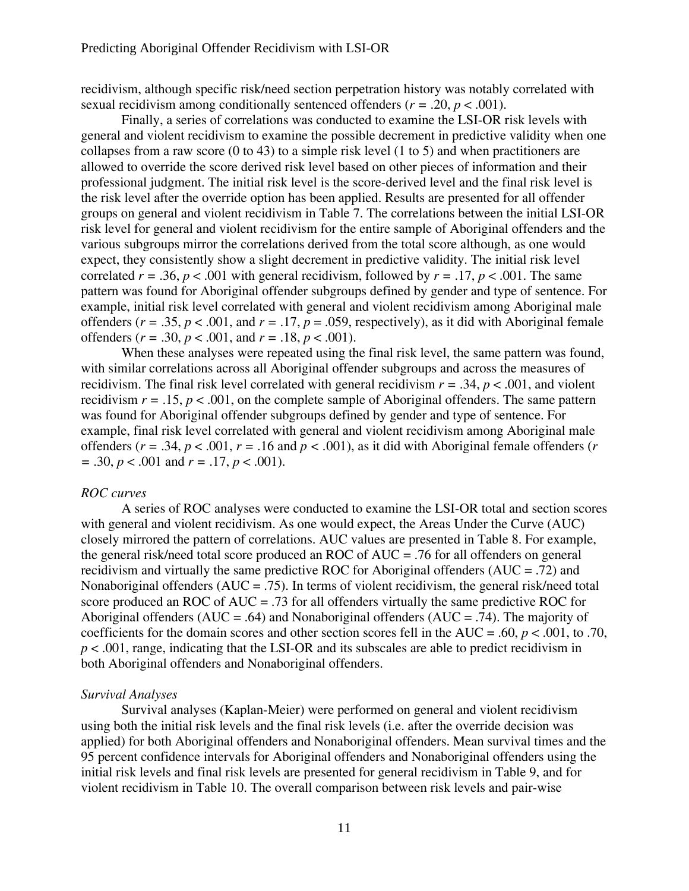recidivism, although specific risk/need section perpetration history was notably correlated with sexual recidivism among conditionally sentenced offenders ($r = .20$, $p < .001$).

Finally, a series of correlations was conducted to examine the LSI-OR risk levels with general and violent recidivism to examine the possible decrement in predictive validity when one collapses from a raw score (0 to 43) to a simple risk level (1 to 5) and when practitioners are allowed to override the score derived risk level based on other pieces of information and their professional judgment. The initial risk level is the score-derived level and the final risk level is the risk level after the override option has been applied. Results are presented for all offender groups on general and violent recidivism in Table 7. The correlations between the initial LSI-OR risk level for general and violent recidivism for the entire sample of Aboriginal offenders and the various subgroups mirror the correlations derived from the total score although, as one would expect, they consistently show a slight decrement in predictive validity. The initial risk level correlated $r = .36$, $p < .001$ with general recidivism, followed by $r = .17$, $p < .001$. The same pattern was found for Aboriginal offender subgroups defined by gender and type of sentence. For example, initial risk level correlated with general and violent recidivism among Aboriginal male offenders ($r = .35$, $p < .001$, and $r = .17$, $p = .059$, respectively), as it did with Aboriginal female offenders ($r = .30$, $p < .001$, and $r = .18$, $p < .001$).

When these analyses were repeated using the final risk level, the same pattern was found, with similar correlations across all Aboriginal offender subgroups and across the measures of recidivism. The final risk level correlated with general recidivism $r = .34$, $p < .001$, and violent recidivism $r = .15$, $p < .001$, on the complete sample of Aboriginal offenders. The same pattern was found for Aboriginal offender subgroups defined by gender and type of sentence. For example, final risk level correlated with general and violent recidivism among Aboriginal male offenders ($r = .34$, $p < .001$, $r = .16$ and $p < .001$), as it did with Aboriginal female offenders ($r = .30$, $p < .001$ and $r = .17$, $p < .001$).

*ROC curves*

A series of ROC analyses were conducted to examine the LSI-OR total and section scores with general and violent recidivism. As one would expect, the Areas Under the Curve (AUC) closely mirrored the pattern of correlations. AUC values are presented in Table 8. For example, the general risk/need total score produced an ROC of AUC = .76 for all offenders on general recidivism and virtually the same predictive ROC for Aboriginal offenders (AUC = .72) and Nonaboriginal offenders (AUC = .75). In terms of violent recidivism, the general risk/need total score produced an ROC of AUC = .73 for all offenders virtually the same predictive ROC for Aboriginal offenders (AUC = .64) and Nonaboriginal offenders (AUC = .74). The majority of coefficients for the domain scores and other section scores fell in the AUC = .60, $p < .001$, to .70, $p < .001$, range, indicating that the LSI-OR and its subscales are able to predict recidivism in both Aboriginal offenders and Nonaboriginal offenders.

*Survival Analyses*

Survival analyses (Kaplan-Meier) were performed on general and violent recidivism using both the initial risk levels and the final risk levels (i.e. after the override decision was applied) for both Aboriginal offenders and Nonaboriginal offenders. Mean survival times and the 95 percent confidence intervals for Aboriginal offenders and Nonaboriginal offenders using the initial risk levels and final risk levels are presented for general recidivism in Table 9, and for violent recidivism in Table 10. The overall comparison between risk levels and pair-wise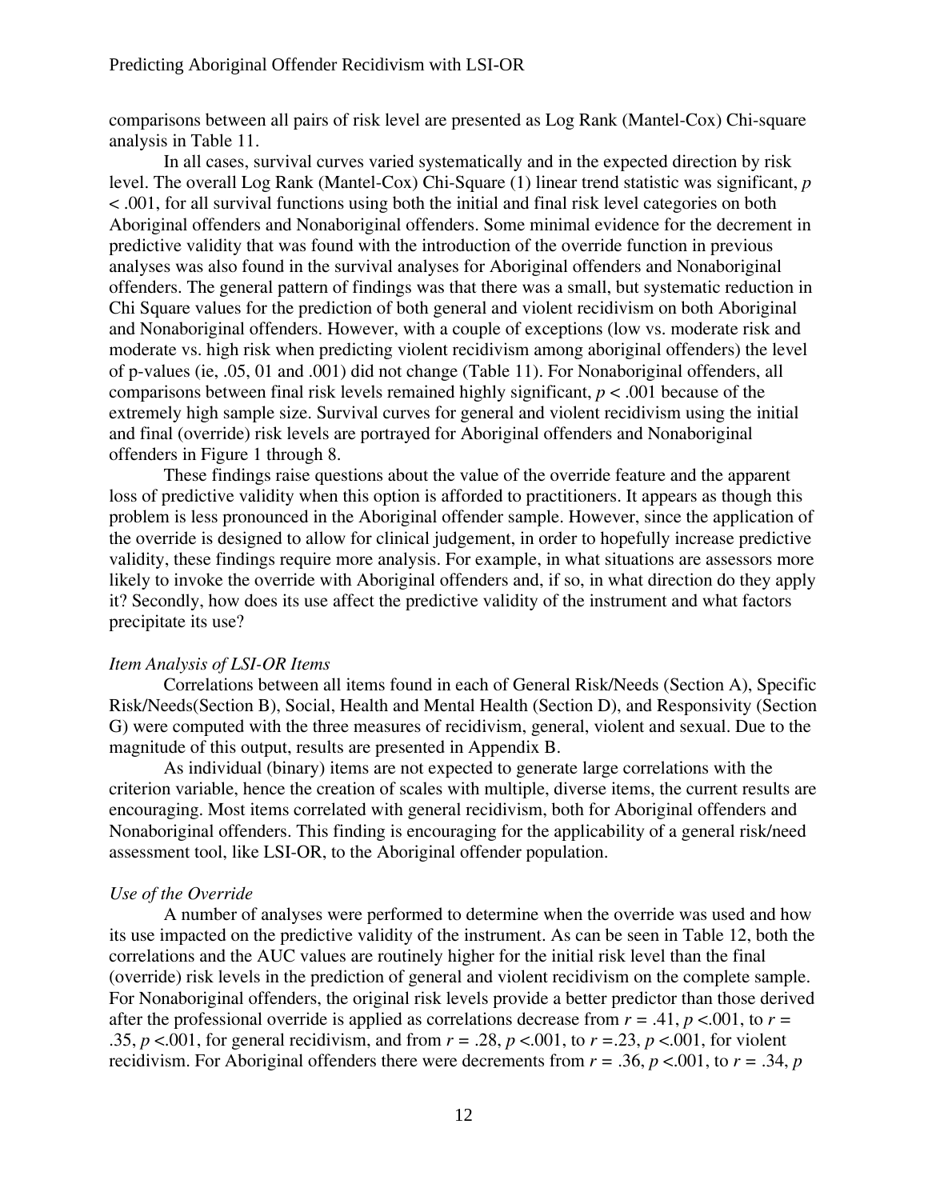comparisons between all pairs of risk level are presented as Log Rank (Mantel-Cox) Chi-square analysis in Table 11.

In all cases, survival curves varied systematically and in the expected direction by risk level. The overall Log Rank (Mantel-Cox) Chi-Square (1) linear trend statistic was significant, $p < .001$, for all survival functions using both the initial and final risk level categories on both Aboriginal offenders and Nonaboriginal offenders. Some minimal evidence for the decrement in predictive validity that was found with the introduction of the override function in previous analyses was also found in the survival analyses for Aboriginal offenders and Nonaboriginal offenders. The general pattern of findings was that there was a small, but systematic reduction in Chi Square values for the prediction of both general and violent recidivism on both Aboriginal and Nonaboriginal offenders. However, with a couple of exceptions (low vs. moderate risk and moderate vs. high risk when predicting violent recidivism among aboriginal offenders) the level of p-values (ie, .05, 01 and .001) did not change (Table 11). For Nonaboriginal offenders, all comparisons between final risk levels remained highly significant, $p < .001$ because of the extremely high sample size. Survival curves for general and violent recidivism using the initial and final (override) risk levels are portrayed for Aboriginal offenders and Nonaboriginal offenders in Figure 1 through 8.

These findings raise questions about the value of the override feature and the apparent loss of predictive validity when this option is afforded to practitioners. It appears as though this problem is less pronounced in the Aboriginal offender sample. However, since the application of the override is designed to allow for clinical judgement, in order to hopefully increase predictive validity, these findings require more analysis. For example, in what situations are assessors more likely to invoke the override with Aboriginal offenders and, if so, in what direction do they apply it? Secondly, how does its use affect the predictive validity of the instrument and what factors precipitate its use?

*Item Analysis of LSI-OR Items*

Correlations between all items found in each of General Risk/Needs (Section A), Specific Risk/Needs(Section B), Social, Health and Mental Health (Section D), and Responsivity (Section G) were computed with the three measures of recidivism, general, violent and sexual. Due to the magnitude of this output, results are presented in Appendix B.

As individual (binary) items are not expected to generate large correlations with the criterion variable, hence the creation of scales with multiple, diverse items, the current results are encouraging. Most items correlated with general recidivism, both for Aboriginal offenders and Nonaboriginal offenders. This finding is encouraging for the applicability of a general risk/need assessment tool, like LSI-OR, to the Aboriginal offender population.

*Use of the Override*

A number of analyses were performed to determine when the override was used and how its use impacted on the predictive validity of the instrument. As can be seen in Table 12, both the correlations and the AUC values are routinely higher for the initial risk level than the final (override) risk levels in the prediction of general and violent recidivism on the complete sample. For Nonaboriginal offenders, the original risk levels provide a better predictor than those derived after the professional override is applied as correlations decrease from $r = .41$, $p <.001$, to $r = .35$, $p <.001$, for general recidivism, and from $r = .28$, $p <.001$, to $r =.23$, $p <.001$, for violent recidivism. For Aboriginal offenders there were decrements from $r = .36$, $p <.001$, to $r = .34$, $p$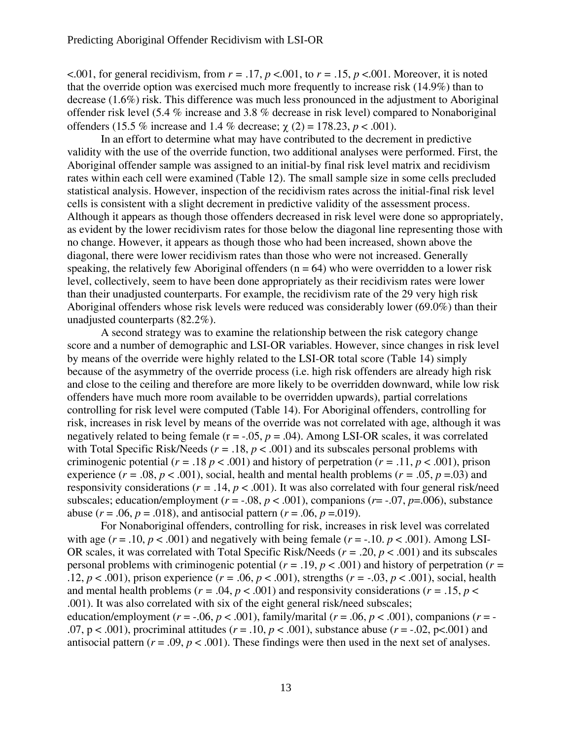$<.001$, for general recidivism, from $r = .17$, $p <.001$, to $r = .15$, $p <.001$. Moreover, it is noted that the override option was exercised much more frequently to increase risk (14.9%) than to decrease (1.6%) risk. This difference was much less pronounced in the adjustment to Aboriginal offender risk level (5.4 % increase and 3.8 % decrease in risk level) compared to Nonaboriginal offenders (15.5 % increase and 1.4 % decrease; $\chi$ (2) = 178.23, $p < .001$).

In an effort to determine what may have contributed to the decrement in predictive validity with the use of the override function, two additional analyses were performed. First, the Aboriginal offender sample was assigned to an initial-by final risk level matrix and recidivism rates within each cell were examined (Table 12). The small sample size in some cells precluded statistical analysis. However, inspection of the recidivism rates across the initial-final risk level cells is consistent with a slight decrement in predictive validity of the assessment process. Although it appears as though those offenders decreased in risk level were done so appropriately, as evident by the lower recidivism rates for those below the diagonal line representing those with no change. However, it appears as though those who had been increased, shown above the diagonal, there were lower recidivism rates than those who were not increased. Generally speaking, the relatively few Aboriginal offenders (n = 64) who were overridden to a lower risk level, collectively, seem to have been done appropriately as their recidivism rates were lower than their unadjusted counterparts. For example, the recidivism rate of the 29 very high risk Aboriginal offenders whose risk levels were reduced was considerably lower (69.0%) than their unadjusted counterparts (82.2%).

A second strategy was to examine the relationship between the risk category change score and a number of demographic and LSI-OR variables. However, since changes in risk level by means of the override were highly related to the LSI-OR total score (Table 14) simply because of the asymmetry of the override process (i.e. high risk offenders are already high risk and close to the ceiling and therefore are more likely to be overridden downward, while low risk offenders have much more room available to be overridden upwards), partial correlations controlling for risk level were computed (Table 14). For Aboriginal offenders, controlling for risk, increases in risk level by means of the override was not correlated with age, although it was negatively related to being female (r = -.05, $p = .04$). Among LSI-OR scales, it was correlated with Total Specific Risk/Needs ($r = .18$, $p < .001$) and its subscales personal problems with criminogenic potential ($r = .18$ $p < .001$) and history of perpetration ($r = .11$, $p < .001$), prison experience ($r = .08$, $p < .001$), social, health and mental health problems ($r = .05$, $p = .03$) and responsivity considerations ($r = .14$, $p < .001$). It was also correlated with four general risk/need subscales; education/employment ($r = -.08$, $p < .001$), companions ($r = -.07$, $p = .006$), substance abuse ($r = .06$, $p = .018$), and antisocial pattern ($r = .06$, $p = .019$).

For Nonaboriginal offenders, controlling for risk, increases in risk level was correlated with age ($r = .10$, $p < .001$) and negatively with being female ($r = -.10$. $p < .001$). Among LSI-OR scales, it was correlated with Total Specific Risk/Needs ($r = .20$, $p < .001$) and its subscales personal problems with criminogenic potential ($r = .19$, $p < .001$) and history of perpetration ($r = .12$, $p < .001$), prison experience ($r = .06$, $p < .001$), strengths ($r = -.03$, $p < .001$), social, health and mental health problems ($r = .04$, $p < .001$) and responsivity considerations ($r = .15$, $p < .001$). It was also correlated with six of the eight general risk/need subscales; education/employment ($r = -.06$, $p < .001$), family/marital ($r = .06$, $p < .001$), companions ($r = -.07$, p < .001), procriminal attitudes ($r = .10$, $p < .001$), substance abuse ($r = -.02$, p<.001) and antisocial pattern ($r = .09$, $p < .001$). These findings were then used in the next set of analyses.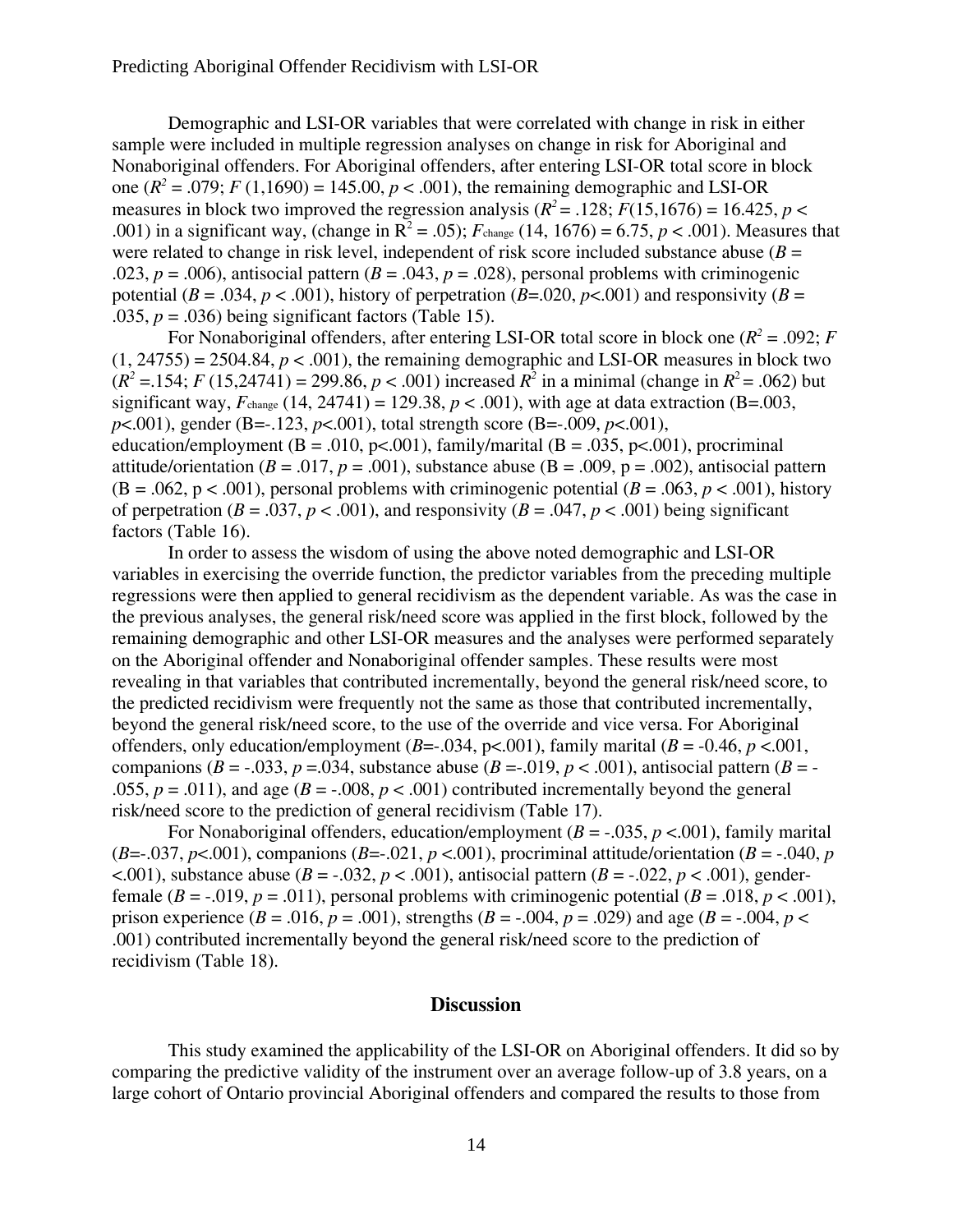Demographic and LSI-OR variables that were correlated with change in risk in either sample were included in multiple regression analyses on change in risk for Aboriginal and Nonaboriginal offenders. For Aboriginal offenders, after entering LSI-OR total score in block one ($R^2 = .079$; $F$ (1,1690) = 145.00, $p < .001$), the remaining demographic and LSI-OR measures in block two improved the regression analysis ($R^2 = .128$; $F$(15,1676) = 16.425, $p < .001$) in a significant way, (change in $R^2 = .05$); $F_{change}$ (14, 1676) = 6.75, $p < .001$). Measures that were related to change in risk level, independent of risk score included substance abuse ($B = .023$, $p = .006$), antisocial pattern ($B = .043$, $p = .028$), personal problems with criminogenic potential ($B = .034$, $p < .001$), history of perpetration ($B$=.020, $p$<.001) and responsivity ($B = .035$, $p = .036$) being significant factors (Table 15).

For Nonaboriginal offenders, after entering LSI-OR total score in block one ($R^2 = .092$; $F$ (1, 24755) = 2504.84, $p < .001$), the remaining demographic and LSI-OR measures in block two ($R^2$ =.154; $F$ (15,24741) = 299.86, $p < .001$) increased $R^2$ in a minimal (change in $R^2 = .062$) but significant way, $F_{change}$ (14, 24741) = 129.38, $p < .001$), with age at data extraction (B=.003, $p$<.001), gender (B=-.123, $p$<.001), total strength score (B=-.009, $p$<.001), education/employment (B = .010, p<.001), family/marital (B = .035, p<.001), procriminal attitude/orientation ($B = .017$, $p = .001$), substance abuse (B = .009, p = .002), antisocial pattern (B = .062, p < .001), personal problems with criminogenic potential ($B = .063$, $p < .001$), history of perpetration ($B = .037$, $p < .001$), and responsivity ($B = .047$, $p < .001$) being significant factors (Table 16).

In order to assess the wisdom of using the above noted demographic and LSI-OR variables in exercising the override function, the predictor variables from the preceding multiple regressions were then applied to general recidivism as the dependent variable. As was the case in the previous analyses, the general risk/need score was applied in the first block, followed by the remaining demographic and other LSI-OR measures and the analyses were performed separately on the Aboriginal offender and Nonaboriginal offender samples. These results were most revealing in that variables that contributed incrementally, beyond the general risk/need score, to the predicted recidivism were frequently not the same as those that contributed incrementally, beyond the general risk/need score, to the use of the override and vice versa. For Aboriginal offenders, only education/employment ($B$=-.034, p<.001), family marital ($B$ = -0.46, $p$ <.001, companions ($B$ = -.033, $p$ =.034, substance abuse ($B$ =-.019, $p < .001$), antisocial pattern ($B$ = -.055, $p = .011$), and age ($B$ = -.008, $p < .001$) contributed incrementally beyond the general risk/need score to the prediction of general recidivism (Table 17).

For Nonaboriginal offenders, education/employment ($B$ = -.035, $p$ <.001), family marital ($B$=-.037, $p$<.001), companions ($B$=-.021, $p$ <.001), procriminal attitude/orientation ($B$ = -.040, $p$ <.001), substance abuse ($B$ = -.032, $p < .001$), antisocial pattern ($B$ = -.022, $p < .001$), gender-female ($B$ = -.019, $p = .011$), personal problems with criminogenic potential ($B = .018$, $p < .001$), prison experience ($B = .016$, $p = .001$), strengths ($B$ = -.004, $p = .029$) and age ($B$ = -.004, $p$ < .001) contributed incrementally beyond the general risk/need score to the prediction of recidivism (Table 18).

## Discussion

This study examined the applicability of the LSI-OR on Aboriginal offenders. It did so by comparing the predictive validity of the instrument over an average follow-up of 3.8 years, on a large cohort of Ontario provincial Aboriginal offenders and compared the results to those from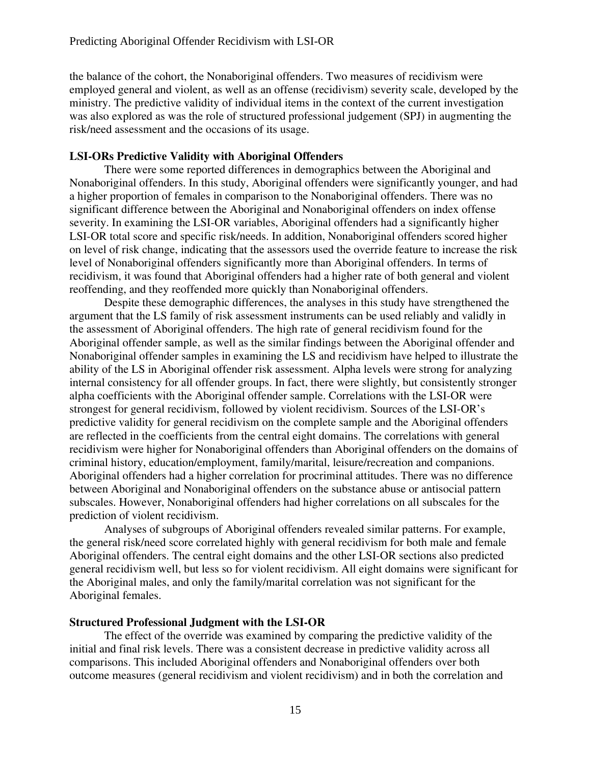the balance of the cohort, the Nonaboriginal offenders. Two measures of recidivism were employed general and violent, as well as an offense (recidivism) severity scale, developed by the ministry. The predictive validity of individual items in the context of the current investigation was also explored as was the role of structured professional judgement (SPJ) in augmenting the risk/need assessment and the occasions of its usage.

**LSI-ORs Predictive Validity with Aboriginal Offenders**

There were some reported differences in demographics between the Aboriginal and Nonaboriginal offenders. In this study, Aboriginal offenders were significantly younger, and had a higher proportion of females in comparison to the Nonaboriginal offenders. There was no significant difference between the Aboriginal and Nonaboriginal offenders on index offense severity. In examining the LSI-OR variables, Aboriginal offenders had a significantly higher LSI-OR total score and specific risk/needs. In addition, Nonaboriginal offenders scored higher on level of risk change, indicating that the assessors used the override feature to increase the risk level of Nonaboriginal offenders significantly more than Aboriginal offenders. In terms of recidivism, it was found that Aboriginal offenders had a higher rate of both general and violent reoffending, and they reoffended more quickly than Nonaboriginal offenders.

Despite these demographic differences, the analyses in this study have strengthened the argument that the LS family of risk assessment instruments can be used reliably and validly in the assessment of Aboriginal offenders. The high rate of general recidivism found for the Aboriginal offender sample, as well as the similar findings between the Aboriginal offender and Nonaboriginal offender samples in examining the LS and recidivism have helped to illustrate the ability of the LS in Aboriginal offender risk assessment. Alpha levels were strong for analyzing internal consistency for all offender groups. In fact, there were slightly, but consistently stronger alpha coefficients with the Aboriginal offender sample. Correlations with the LSI-OR were strongest for general recidivism, followed by violent recidivism. Sources of the LSI-OR's predictive validity for general recidivism on the complete sample and the Aboriginal offenders are reflected in the coefficients from the central eight domains. The correlations with general recidivism were higher for Nonaboriginal offenders than Aboriginal offenders on the domains of criminal history, education/employment, family/marital, leisure/recreation and companions. Aboriginal offenders had a higher correlation for procriminal attitudes. There was no difference between Aboriginal and Nonaboriginal offenders on the substance abuse or antisocial pattern subscales. However, Nonaboriginal offenders had higher correlations on all subscales for the prediction of violent recidivism.

Analyses of subgroups of Aboriginal offenders revealed similar patterns. For example, the general risk/need score correlated highly with general recidivism for both male and female Aboriginal offenders. The central eight domains and the other LSI-OR sections also predicted general recidivism well, but less so for violent recidivism. All eight domains were significant for the Aboriginal males, and only the family/marital correlation was not significant for the Aboriginal females.

**Structured Professional Judgment with the LSI-OR**

The effect of the override was examined by comparing the predictive validity of the initial and final risk levels. There was a consistent decrease in predictive validity across all comparisons. This included Aboriginal offenders and Nonaboriginal offenders over both outcome measures (general recidivism and violent recidivism) and in both the correlation and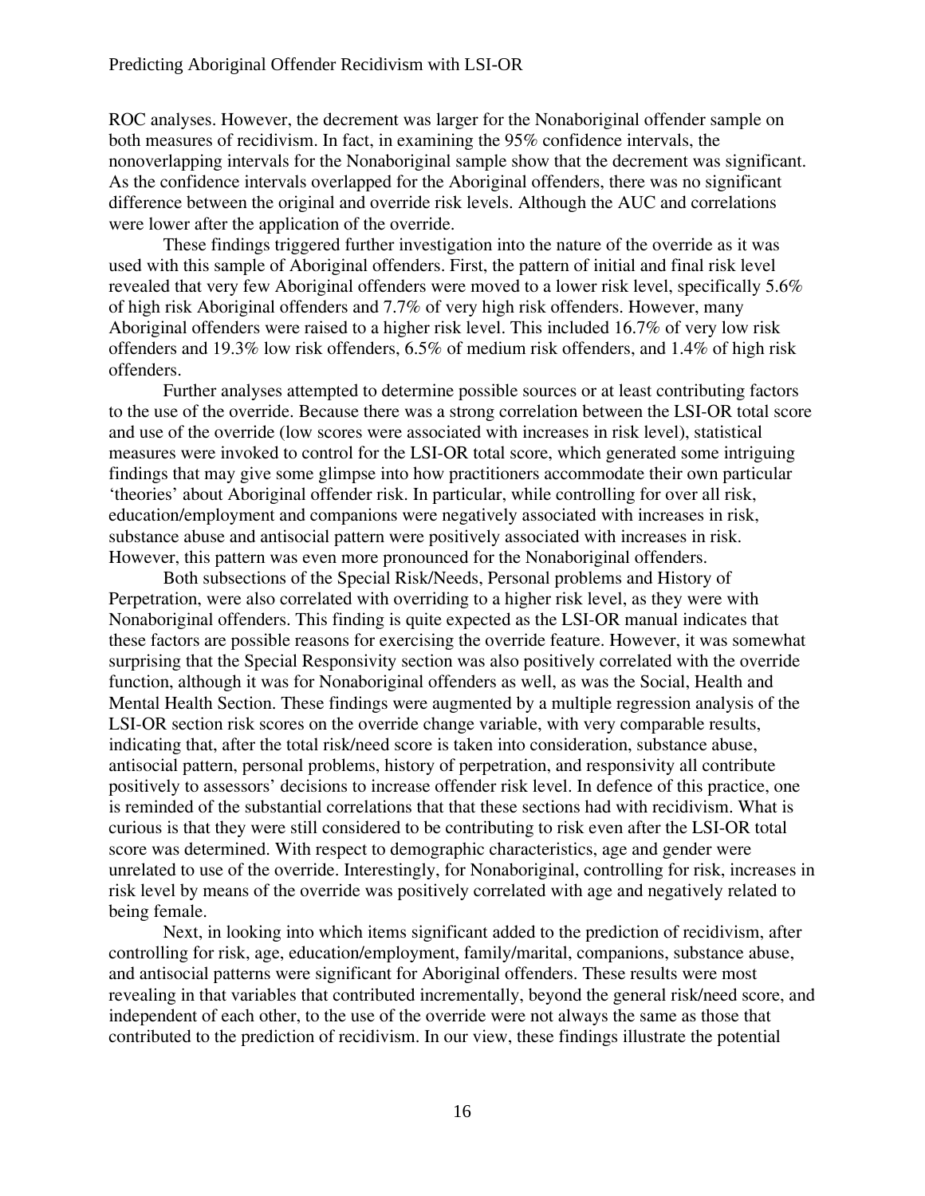ROC analyses. However, the decrement was larger for the Nonaboriginal offender sample on both measures of recidivism. In fact, in examining the 95% confidence intervals, the nonoverlapping intervals for the Nonaboriginal sample show that the decrement was significant. As the confidence intervals overlapped for the Aboriginal offenders, there was no significant difference between the original and override risk levels. Although the AUC and correlations were lower after the application of the override.

These findings triggered further investigation into the nature of the override as it was used with this sample of Aboriginal offenders. First, the pattern of initial and final risk level revealed that very few Aboriginal offenders were moved to a lower risk level, specifically 5.6% of high risk Aboriginal offenders and 7.7% of very high risk offenders. However, many Aboriginal offenders were raised to a higher risk level. This included 16.7% of very low risk offenders and 19.3% low risk offenders, 6.5% of medium risk offenders, and 1.4% of high risk offenders.

Further analyses attempted to determine possible sources or at least contributing factors to the use of the override. Because there was a strong correlation between the LSI-OR total score and use of the override (low scores were associated with increases in risk level), statistical measures were invoked to control for the LSI-OR total score, which generated some intriguing findings that may give some glimpse into how practitioners accommodate their own particular 'theories' about Aboriginal offender risk. In particular, while controlling for over all risk, education/employment and companions were negatively associated with increases in risk, substance abuse and antisocial pattern were positively associated with increases in risk. However, this pattern was even more pronounced for the Nonaboriginal offenders.

Both subsections of the Special Risk/Needs, Personal problems and History of Perpetration, were also correlated with overriding to a higher risk level, as they were with Nonaboriginal offenders. This finding is quite expected as the LSI-OR manual indicates that these factors are possible reasons for exercising the override feature. However, it was somewhat surprising that the Special Responsivity section was also positively correlated with the override function, although it was for Nonaboriginal offenders as well, as was the Social, Health and Mental Health Section. These findings were augmented by a multiple regression analysis of the LSI-OR section risk scores on the override change variable, with very comparable results, indicating that, after the total risk/need score is taken into consideration, substance abuse, antisocial pattern, personal problems, history of perpetration, and responsivity all contribute positively to assessors' decisions to increase offender risk level. In defence of this practice, one is reminded of the substantial correlations that that these sections had with recidivism. What is curious is that they were still considered to be contributing to risk even after the LSI-OR total score was determined. With respect to demographic characteristics, age and gender were unrelated to use of the override. Interestingly, for Nonaboriginal, controlling for risk, increases in risk level by means of the override was positively correlated with age and negatively related to being female.

Next, in looking into which items significant added to the prediction of recidivism, after controlling for risk, age, education/employment, family/marital, companions, substance abuse, and antisocial patterns were significant for Aboriginal offenders. These results were most revealing in that variables that contributed incrementally, beyond the general risk/need score, and independent of each other, to the use of the override were not always the same as those that contributed to the prediction of recidivism. In our view, these findings illustrate the potential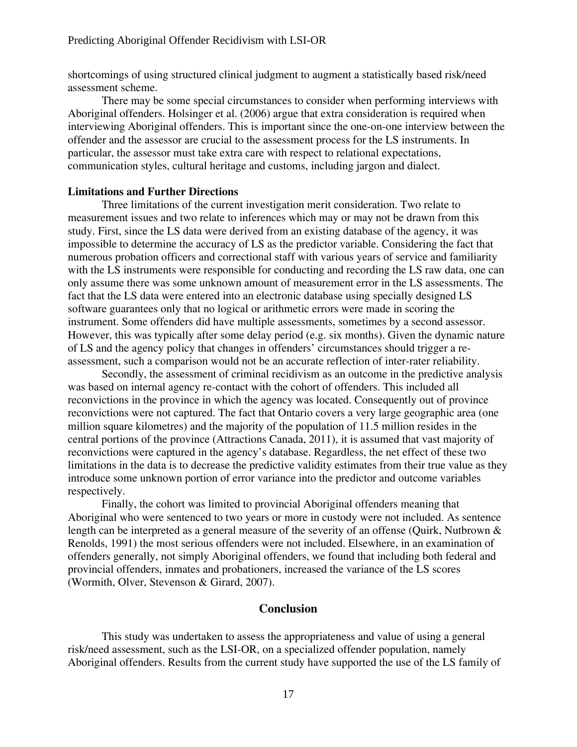shortcomings of using structured clinical judgment to augment a statistically based risk/need assessment scheme.

There may be some special circumstances to consider when performing interviews with Aboriginal offenders. Holsinger et al. (2006) argue that extra consideration is required when interviewing Aboriginal offenders. This is important since the one-on-one interview between the offender and the assessor are crucial to the assessment process for the LS instruments. In particular, the assessor must take extra care with respect to relational expectations, communication styles, cultural heritage and customs, including jargon and dialect.

**Limitations and Further Directions**

Three limitations of the current investigation merit consideration. Two relate to measurement issues and two relate to inferences which may or may not be drawn from this study. First, since the LS data were derived from an existing database of the agency, it was impossible to determine the accuracy of LS as the predictor variable. Considering the fact that numerous probation officers and correctional staff with various years of service and familiarity with the LS instruments were responsible for conducting and recording the LS raw data, one can only assume there was some unknown amount of measurement error in the LS assessments. The fact that the LS data were entered into an electronic database using specially designed LS software guarantees only that no logical or arithmetic errors were made in scoring the instrument. Some offenders did have multiple assessments, sometimes by a second assessor. However, this was typically after some delay period (e.g. six months). Given the dynamic nature of LS and the agency policy that changes in offenders' circumstances should trigger a re-assessment, such a comparison would not be an accurate reflection of inter-rater reliability.

Secondly, the assessment of criminal recidivism as an outcome in the predictive analysis was based on internal agency re-contact with the cohort of offenders. This included all reconvictions in the province in which the agency was located. Consequently out of province reconvictions were not captured. The fact that Ontario covers a very large geographic area (one million square kilometres) and the majority of the population of 11.5 million resides in the central portions of the province (Attractions Canada, 2011), it is assumed that vast majority of reconvictions were captured in the agency's database. Regardless, the net effect of these two limitations in the data is to decrease the predictive validity estimates from their true value as they introduce some unknown portion of error variance into the predictor and outcome variables respectively.

Finally, the cohort was limited to provincial Aboriginal offenders meaning that Aboriginal who were sentenced to two years or more in custody were not included. As sentence length can be interpreted as a general measure of the severity of an offense (Quirk, Nutbrown & Renolds, 1991) the most serious offenders were not included. Elsewhere, in an examination of offenders generally, not simply Aboriginal offenders, we found that including both federal and provincial offenders, inmates and probationers, increased the variance of the LS scores (Wormith, Olver, Stevenson & Girard, 2007).

## Conclusion

This study was undertaken to assess the appropriateness and value of using a general risk/need assessment, such as the LSI-OR, on a specialized offender population, namely Aboriginal offenders. Results from the current study have supported the use of the LS family of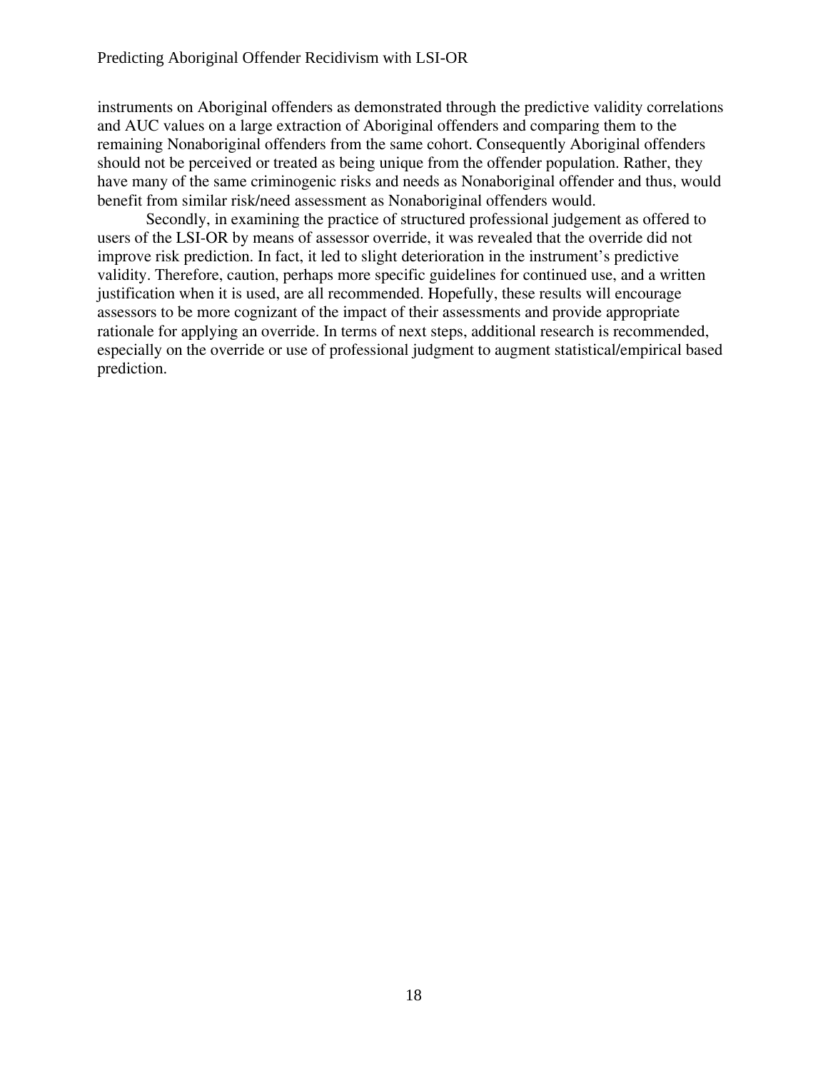instruments on Aboriginal offenders as demonstrated through the predictive validity correlations and AUC values on a large extraction of Aboriginal offenders and comparing them to the remaining Nonaboriginal offenders from the same cohort. Consequently Aboriginal offenders should not be perceived or treated as being unique from the offender population. Rather, they have many of the same criminogenic risks and needs as Nonaboriginal offender and thus, would benefit from similar risk/need assessment as Nonaboriginal offenders would.

Secondly, in examining the practice of structured professional judgement as offered to users of the LSI-OR by means of assessor override, it was revealed that the override did not improve risk prediction. In fact, it led to slight deterioration in the instrument's predictive validity. Therefore, caution, perhaps more specific guidelines for continued use, and a written justification when it is used, are all recommended. Hopefully, these results will encourage assessors to be more cognizant of the impact of their assessments and provide appropriate rationale for applying an override. In terms of next steps, additional research is recommended, especially on the override or use of professional judgment to augment statistical/empirical based prediction.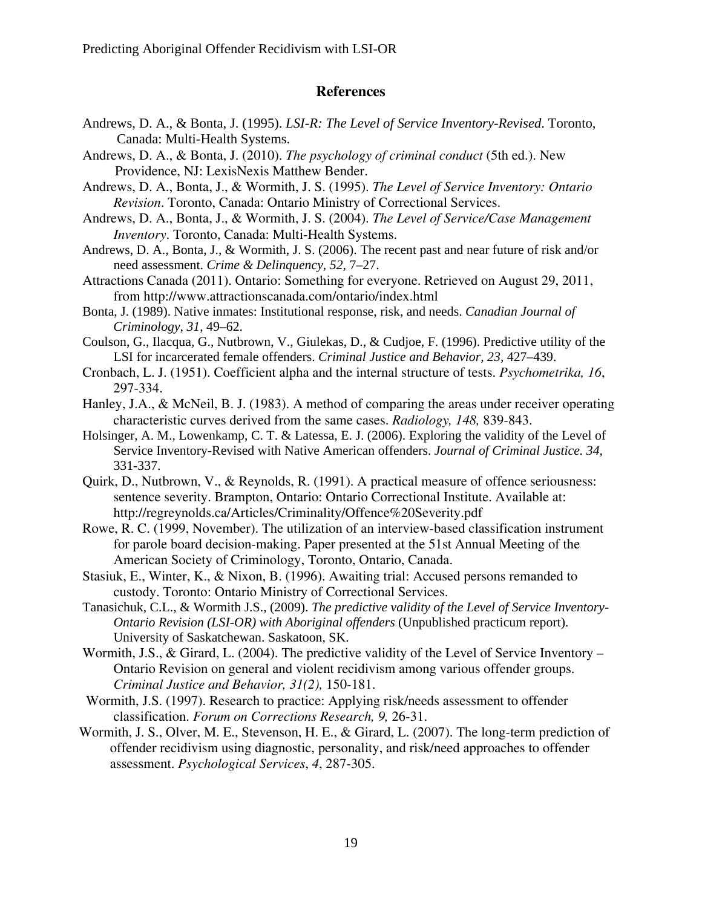## References

Andrews, D. A., & Bonta, J. (1995). *LSI-R: The Level of Service Inventory-Revised*. Toronto, Canada: Multi-Health Systems.

Andrews, D. A., & Bonta, J. (2010). *The psychology of criminal conduct* (5th ed.). New Providence, NJ: LexisNexis Matthew Bender.

Andrews, D. A., Bonta, J., & Wormith, J. S. (1995). *The Level of Service Inventory: Ontario Revision*. Toronto, Canada: Ontario Ministry of Correctional Services.

Andrews, D. A., Bonta, J., & Wormith, J. S. (2004). *The Level of Service/Case Management Inventory*. Toronto, Canada: Multi-Health Systems.

Andrews, D. A., Bonta, J., & Wormith, J. S. (2006). The recent past and near future of risk and/or need assessment. *Crime & Delinquency, 52,* 7–27.

Attractions Canada (2011). Ontario: Something for everyone. Retrieved on August 29, 2011, from http://www.attractionscanada.com/ontario/index.html

Bonta, J. (1989). Native inmates: Institutional response, risk, and needs. *Canadian Journal of Criminology, 31*, 49–62.

Coulson, G., Ilacqua, G., Nutbrown, V., Giulekas, D., & Cudjoe, F. (1996). Predictive utility of the LSI for incarcerated female offenders. *Criminal Justice and Behavior, 23,* 427–439.

Cronbach, L. J. (1951). Coefficient alpha and the internal structure of tests. *Psychometrika, 16*, 297-334.

Hanley, J.A., & McNeil, B. J. (1983). A method of comparing the areas under receiver operating characteristic curves derived from the same cases. *Radiology, 148,* 839-843.

Holsinger, A. M., Lowenkamp, C. T. & Latessa, E. J. (2006). Exploring the validity of the Level of Service Inventory-Revised with Native American offenders. *Journal of Criminal Justice. 34,* 331-337.

Quirk, D., Nutbrown, V., & Reynolds, R. (1991). A practical measure of offence seriousness: sentence severity. Brampton, Ontario: Ontario Correctional Institute. Available at: http://regreynolds.ca/Articles/Criminality/Offence%20Severity.pdf

Rowe, R. C. (1999, November). The utilization of an interview-based classification instrument for parole board decision-making. Paper presented at the 51st Annual Meeting of the American Society of Criminology, Toronto, Ontario, Canada.

Stasiuk, E., Winter, K., & Nixon, B. (1996). Awaiting trial: Accused persons remanded to custody. Toronto: Ontario Ministry of Correctional Services.

Tanasichuk, C.L., & Wormith J.S., (2009). *The predictive validity of the Level of Service Inventory-Ontario Revision (LSI-OR) with Aboriginal offenders* (Unpublished practicum report). University of Saskatchewan. Saskatoon, SK.

Wormith, J.S., & Girard, L. (2004). The predictive validity of the Level of Service Inventory – Ontario Revision on general and violent recidivism among various offender groups. *Criminal Justice and Behavior, 31(2),* 150-181.

Wormith, J.S. (1997). Research to practice: Applying risk/needs assessment to offender classification. *Forum on Corrections Research, 9,* 26-31.

Wormith, J. S., Olver, M. E., Stevenson, H. E., & Girard, L. (2007). The long-term prediction of offender recidivism using diagnostic, personality, and risk/need approaches to offender assessment. *Psychological Services*, *4*, 287-305.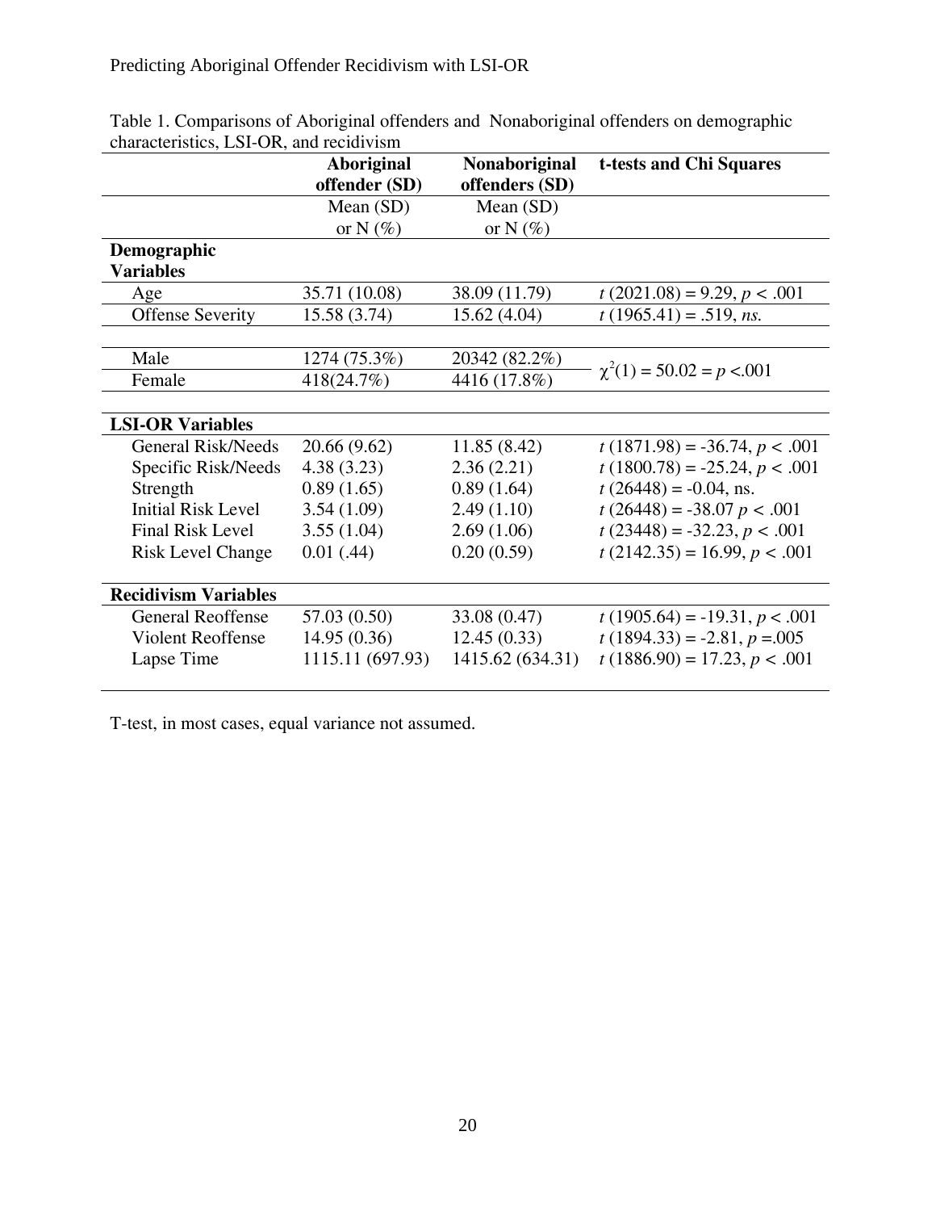Table 1. Comparisons of Aboriginal offenders and Nonaboriginal offenders on demographic characteristics, LSI-OR, and recidivism

| | Aboriginal offender (SD) | Nonaboriginal offenders (SD) | t-tests and Chi Squares |
|---|---|---|---|
| | Mean (SD) or N (%) | Mean (SD) or N (%) | |
| **Demographic Variables** | | | |
| Age | 35.71 (10.08) | 38.09 (11.79) | *t* (2021.08) = 9.29, *p* < .001 |
| Offense Severity | 15.58 (3.74) | 15.62 (4.04) | *t* (1965.41) = .519, *ns.* |
| Male | 1274 (75.3%) | 20342 (82.2%) | $\chi^2(1) = 50.02 = p < .001$ |
| Female | 418(24.7%) | 4416 (17.8%) | |
| **LSI-OR Variables** | | | |
| General Risk/Needs | 20.66 (9.62) | 11.85 (8.42) | *t* (1871.98) = -36.74, *p* < .001 |
| Specific Risk/Needs | 4.38 (3.23) | 2.36 (2.21) | *t* (1800.78) = -25.24, *p* < .001 |
| Strength | 0.89 (1.65) | 0.89 (1.64) | *t* (26448) = -0.04, ns. |
| Initial Risk Level | 3.54 (1.09) | 2.49 (1.10) | *t* (26448) = -38.07 *p* < .001 |
| Final Risk Level | 3.55 (1.04) | 2.69 (1.06) | *t* (23448) = -32.23, *p* < .001 |
| Risk Level Change | 0.01 (.44) | 0.20 (0.59) | *t* (2142.35) = 16.99, *p* < .001 |
| **Recidivism Variables** | | | |
| General Reoffense | 57.03 (0.50) | 33.08 (0.47) | *t* (1905.64) = -19.31, *p* < .001 |
| Violent Reoffense | 14.95 (0.36) | 12.45 (0.33) | *t* (1894.33) = -2.81, *p* =.005 |
| Lapse Time | 1115.11 (697.93) | 1415.62 (634.31) | *t* (1886.90) = 17.23, *p* < .001 |

T-test, in most cases, equal variance not assumed.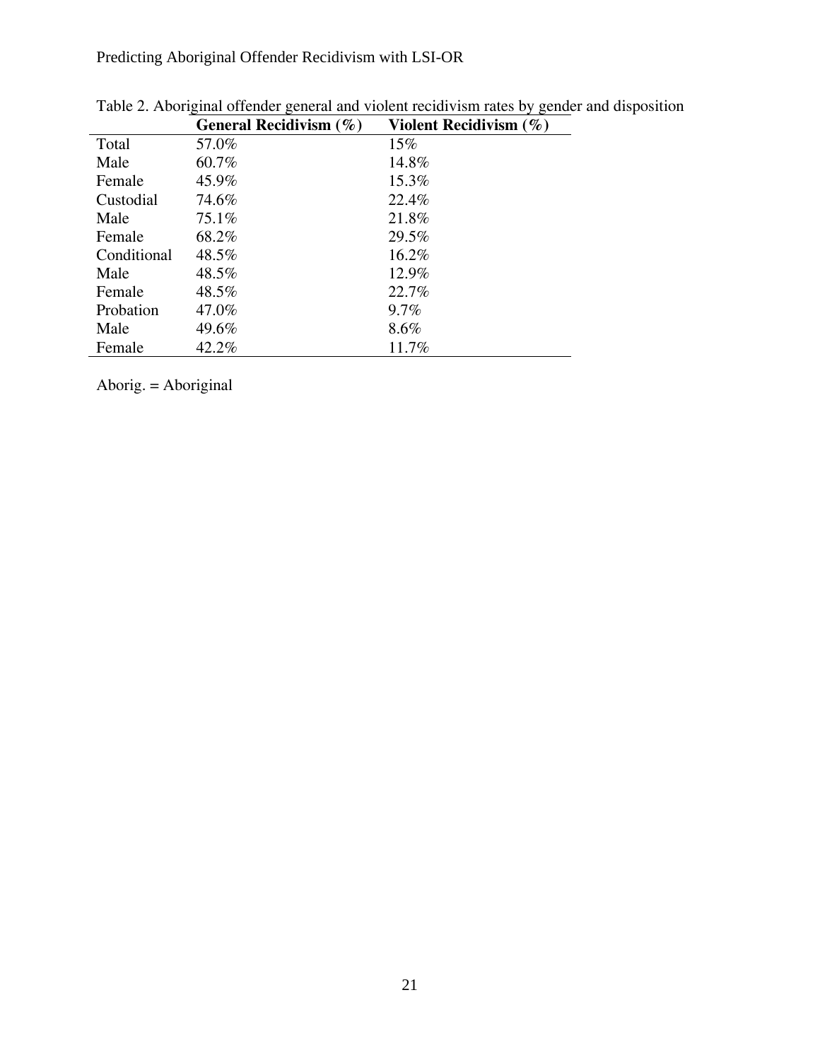Table 2. Aboriginal offender general and violent recidivism rates by gender and disposition

| | General Recidivism (%) | Violent Recidivism (%) |
|---|---|---|
| Total | 57.0% | 15% |
| Male | 60.7% | 14.8% |
| Female | 45.9% | 15.3% |
| Custodial | 74.6% | 22.4% |
| Male | 75.1% | 21.8% |
| Female | 68.2% | 29.5% |
| Conditional | 48.5% | 16.2% |
| Male | 48.5% | 12.9% |
| Female | 48.5% | 22.7% |
| Probation | 47.0% | 9.7% |
| Male | 49.6% | 8.6% |
| Female | 42.2% | 11.7% |

Aborig. = Aboriginal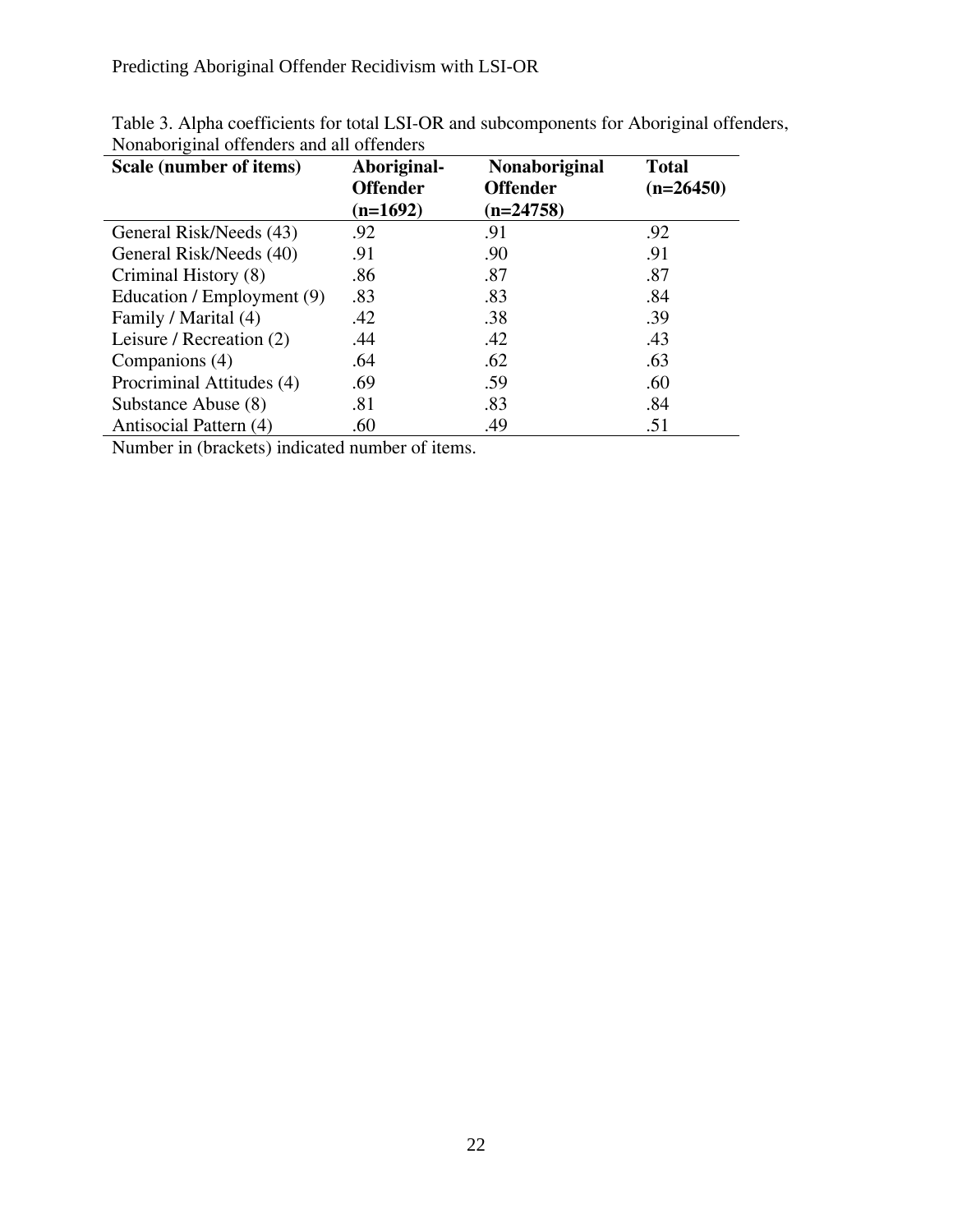Table 3. Alpha coefficients for total LSI-OR and subcomponents for Aboriginal offenders, Nonaboriginal offenders and all offenders

| Scale (number of items) | Aboriginal-Offender (n=1692) | Nonaboriginal Offender (n=24758) | Total (n=26450) |
|---|---|---|---|
| General Risk/Needs (43) | .92 | .91 | .92 |
| General Risk/Needs (40) | .91 | .90 | .91 |
| Criminal History (8) | .86 | .87 | .87 |
| Education / Employment (9) | .83 | .83 | .84 |
| Family / Marital (4) | .42 | .38 | .39 |
| Leisure / Recreation (2) | .44 | .42 | .43 |
| Companions (4) | .64 | .62 | .63 |
| Procriminal Attitudes (4) | .69 | .59 | .60 |
| Substance Abuse (8) | .81 | .83 | .84 |
| Antisocial Pattern (4) | .60 | .49 | .51 |

Number in (brackets) indicated number of items.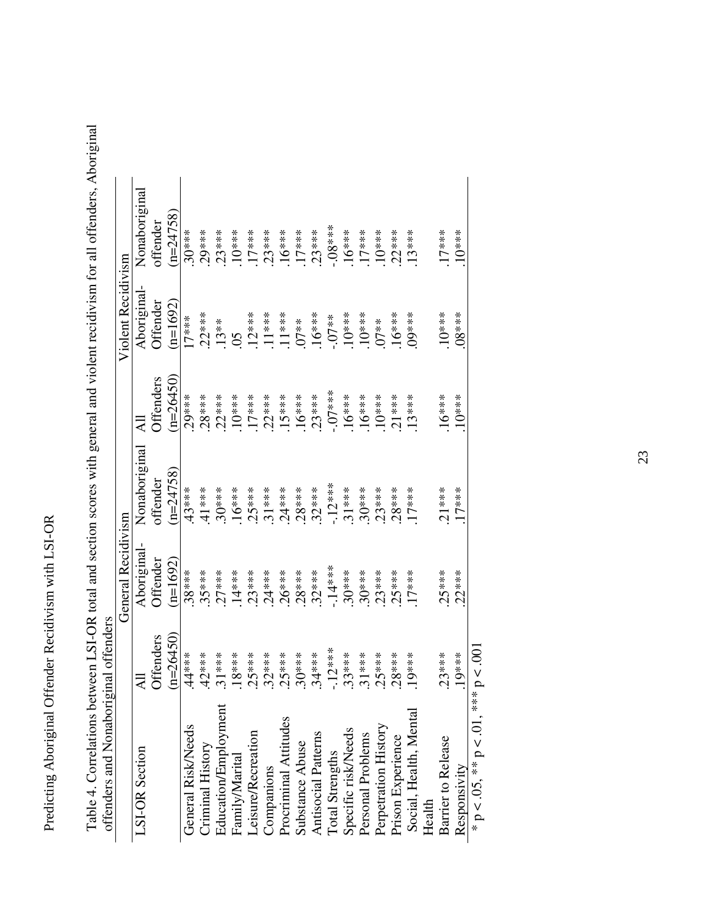Table 4. Correlations between LSI-OR total and section scores with general and violent recidivism for all offenders, Aboriginal offenders and Nonaboriginal offenders

| LSI-OR Section | General Recidivism | | | Violent Recidivism | | |
|---|---|---|---|---|---|---|
| | All Offenders (n=26450) | Aboriginal-Offender (n=1692) | Nonaboriginal offender (n=24758) | All Offenders (n=26450) | Aboriginal-Offender (n=1692) | Nonaboriginal offender (n=24758) |
| General Risk/Needs | .44*** | .38*** | .43*** | .29*** | .17*** | .30*** |
| Criminal History | .42*** | .35*** | .41*** | .28*** | .22*** | .29*** |
| Education/Employment | .31*** | .27*** | .30*** | .22*** | .13** | .23*** |
| Family/Marital | .18*** | .14*** | .16*** | .10*** | .05 | .10*** |
| Leisure/Recreation | .25*** | .23*** | .25*** | .17*** | .12*** | .17*** |
| Companions | .32*** | .24*** | .31*** | .22*** | .11*** | .23*** |
| Procriminal Attitudes | .25*** | .26*** | .24*** | .15*** | .11*** | .16*** |
| Substance Abuse | .30*** | .28*** | .28*** | .16*** | .07** | .17*** |
| Antisocial Patterns | .34*** | .32*** | .32*** | .23*** | .16*** | .23*** |
| Total Strengths | -.12*** | -.14*** | -.12*** | -.07*** | -.07** | -.08*** |
| Specific risk/Needs | .33*** | .30*** | .31*** | .16*** | .10*** | .16*** |
| Personal Problems | .31*** | .30*** | .30*** | .16*** | .10*** | .17*** |
| Perpetration History | .25*** | .23*** | .23*** | .10*** | .07** | .10*** |
| Prison Experience | .28*** | .25*** | .28*** | .21*** | .16*** | .22*** |
| Social, Health, Mental Health | .19*** | .17*** | .17*** | .13*** | .09*** | .13*** |
| Barrier to Release | .23*** | .25*** | .21*** | .16*** | .10*** | .17*** |
| Responsivity | .19*** | .22*** | .17*** | .10*** | .08*** | .10*** |

\* p < .05, ** p < .01, *** p < .001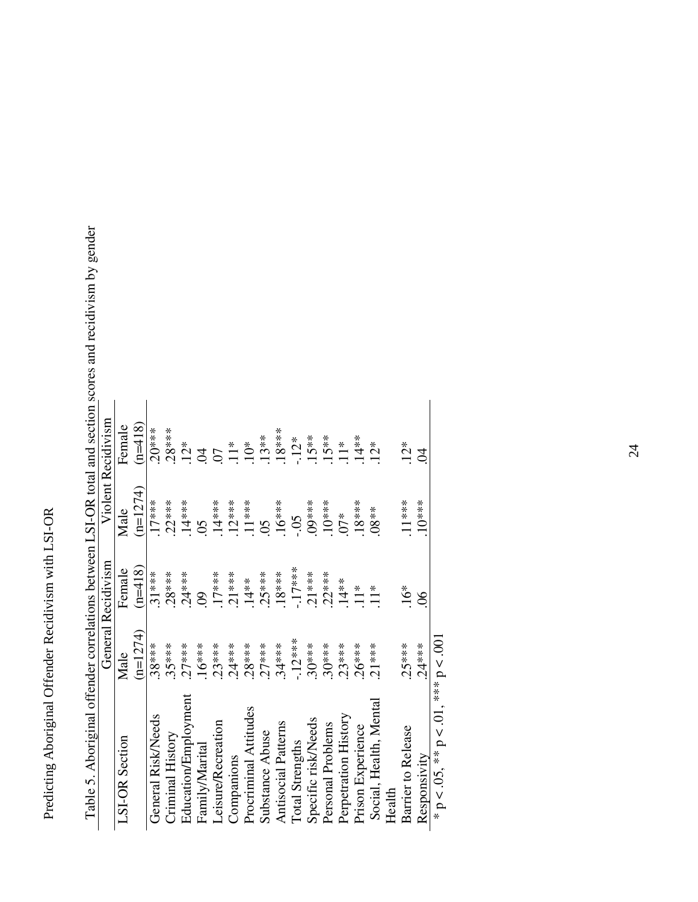Table 5. Aboriginal offender correlations between LSI-OR total and section scores and recidivism by gender

| LSI-OR Section | General Recidivism | | Violent Recidivism | |
|---|---|---|---|---|
| | Male (n=1274) | Female (n=418) | Male (n=1274) | Female (n=418) |
| General Risk/Needs | .38*** | .31*** | .17*** | .20*** |
| Criminal History | .35*** | .28*** | .22*** | .28*** |
| Education/Employment | .27*** | .24*** | .14*** | .12* |
| Family/Marital | .16*** | .09 | .05 | .04 |
| Leisure/Recreation | .23*** | .17*** | .14*** | .07 |
| Companions | .24*** | .21*** | .12*** | .11* |
| Procriminal Attitudes | .28*** | .14** | .11*** | .10* |
| Substance Abuse | .27*** | .25*** | .05 | .13** |
| Antisocial Patterns | .34*** | .18*** | .16*** | .18*** |
| Total Strengths | -.12*** | -.17*** | -.05 | -.12* |
| Specific risk/Needs | .30*** | .21*** | .09*** | .15** |
| Personal Problems | .30*** | .22*** | .10*** | .15** |
| Perpetration History | .23*** | .14** | .07* | .11* |
| Prison Experience | .26*** | .11* | .18*** | .14** |
| Social, Health, Mental Health | .21*** | .11* | .08** | .12* |
| Barrier to Release | .25*** | .16* | .11*** | .12* |
| Responsivity | .24*** | .06 | .10*** | .04 |

* p < .05, ** p < .01, *** p < .001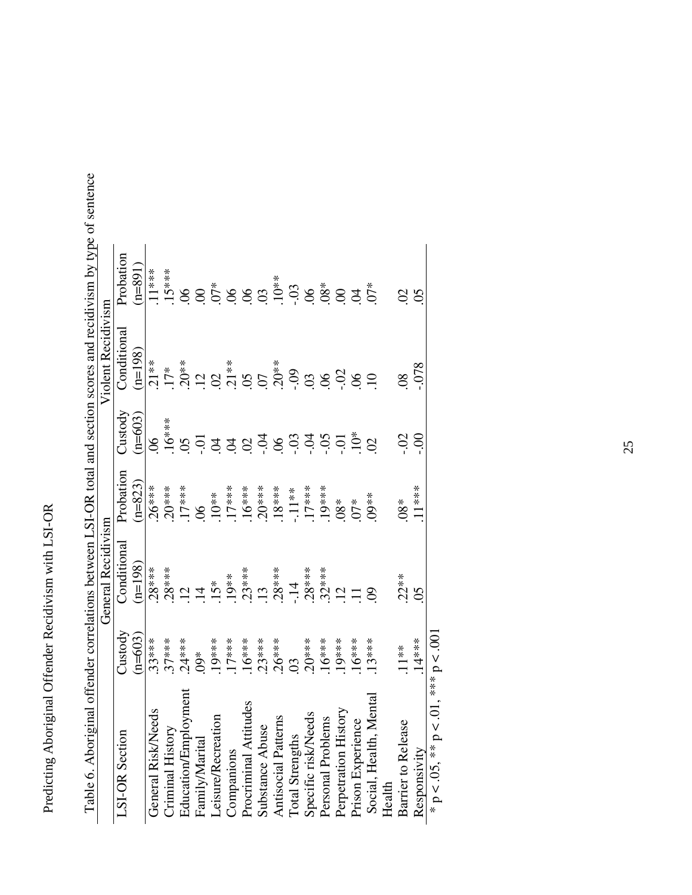Table 6. Aboriginal offender correlations between LSI-OR total and section scores and recidivism by type of sentence

| LSI-OR Section | General Recidivism | | | Violent Recidivism | | |
|---|---|---|---|---|---|---|
| | Custody (n=603) | Conditional (n=198) | Probation (n=823) | Custody (n=603) | Conditional (n=198) | Probation (n=891) |
| General Risk/Needs | .33*** | .28*** | .26*** | .06 | .21** | .11*** |
| Criminal History | .37*** | .28*** | .20*** | .16*** | .17* | .15*** |
| Education/Employment | .24*** | .12 | .17*** | .05 | .20** | .06 |
| Family/Marital | .09* | .14 | .06 | -.01 | .12 | .00 |
| Leisure/Recreation | .19*** | .15* | .10** | .04 | .02 | .07* |
| Companions | .17*** | .19** | .17*** | .04 | .21** | .06 |
| Procriminal Attitudes | .16*** | .23*** | .16*** | .02 | .05 | .06 |
| Substance Abuse | .23*** | .13 | .20*** | -.04 | .07 | .03 |
| Antisocial Patterns | .26*** | .28*** | .18*** | .06 | .20** | .10** |
| Total Strengths | .03 | -.14 | -.11** | -.03 | -.09 | -.03 |
| Specific risk/Needs | .20*** | .28*** | .17*** | -.04 | .03 | .06 |
| Personal Problems | .16*** | .32*** | .19*** | -.05 | .06 | .08* |
| Perpetration History | .19*** | .12 | .08* | -.01 | -.02 | .00 |
| Prison Experience | .16*** | .11 | .07* | .10* | .06 | .04 |
| Social, Health, Mental Health | .13*** | .09 | .09** | .02 | .10 | .07* |
| Barrier to Release | .11** | .22** | .08* | -.02 | .08 | .02 |
| Responsivity | .14*** | .05 | .11*** | -.00 | -.078 | .05 |

* p < .05, ** p < .01, *** p < .001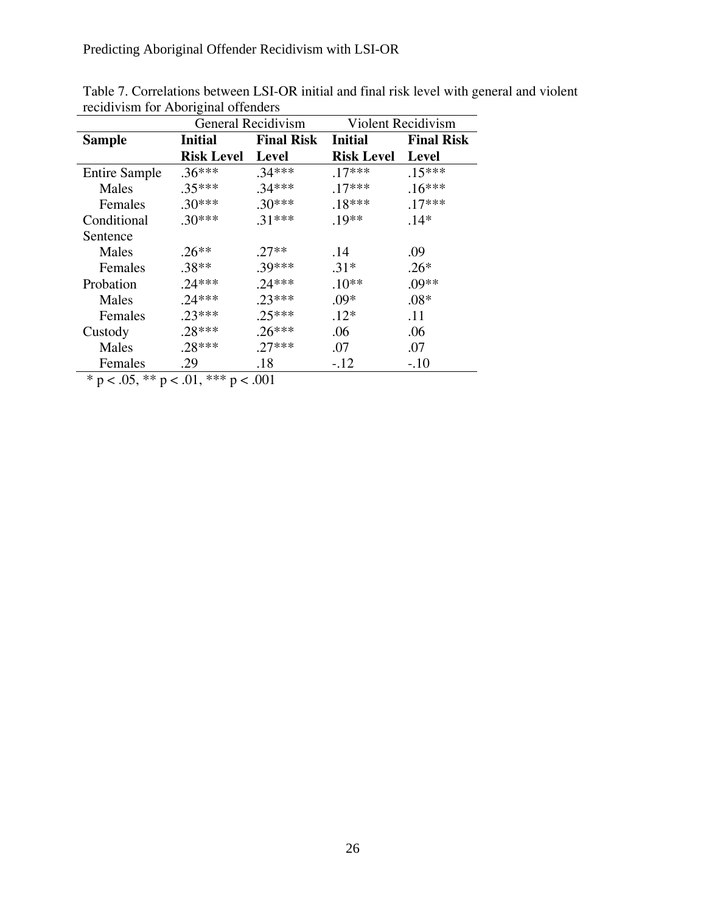Table 7. Correlations between LSI-OR initial and final risk level with general and violent recidivism for Aboriginal offenders

| | General Recidivism | | Violent Recidivism | |
|---|---|---|---|---|
| **Sample** | **Initial Risk Level** | **Final Risk Level** | **Initial Risk Level** | **Final Risk Level** |
| Entire Sample | .36*** | .34*** | .17*** | .15*** |
| Males | .35*** | .34*** | .17*** | .16*** |
| Females | .30*** | .30*** | .18*** | .17*** |
| Conditional Sentence | .30*** | .31*** | .19** | .14* |
| Males | .26** | .27** | .14 | .09 |
| Females | .38** | .39*** | .31* | .26* |
| Probation | .24*** | .24*** | .10** | .09** |
| Males | .24*** | .23*** | .09* | .08* |
| Females | .23*** | .25*** | .12* | .11 |
| Custody | .28*** | .26*** | .06 | .06 |
| Males | .28*** | .27*** | .07 | .07 |
| Females | .29 | .18 | -.12 | -.10 |

* $p < .05$, ** $p < .01$, *** $p < .001$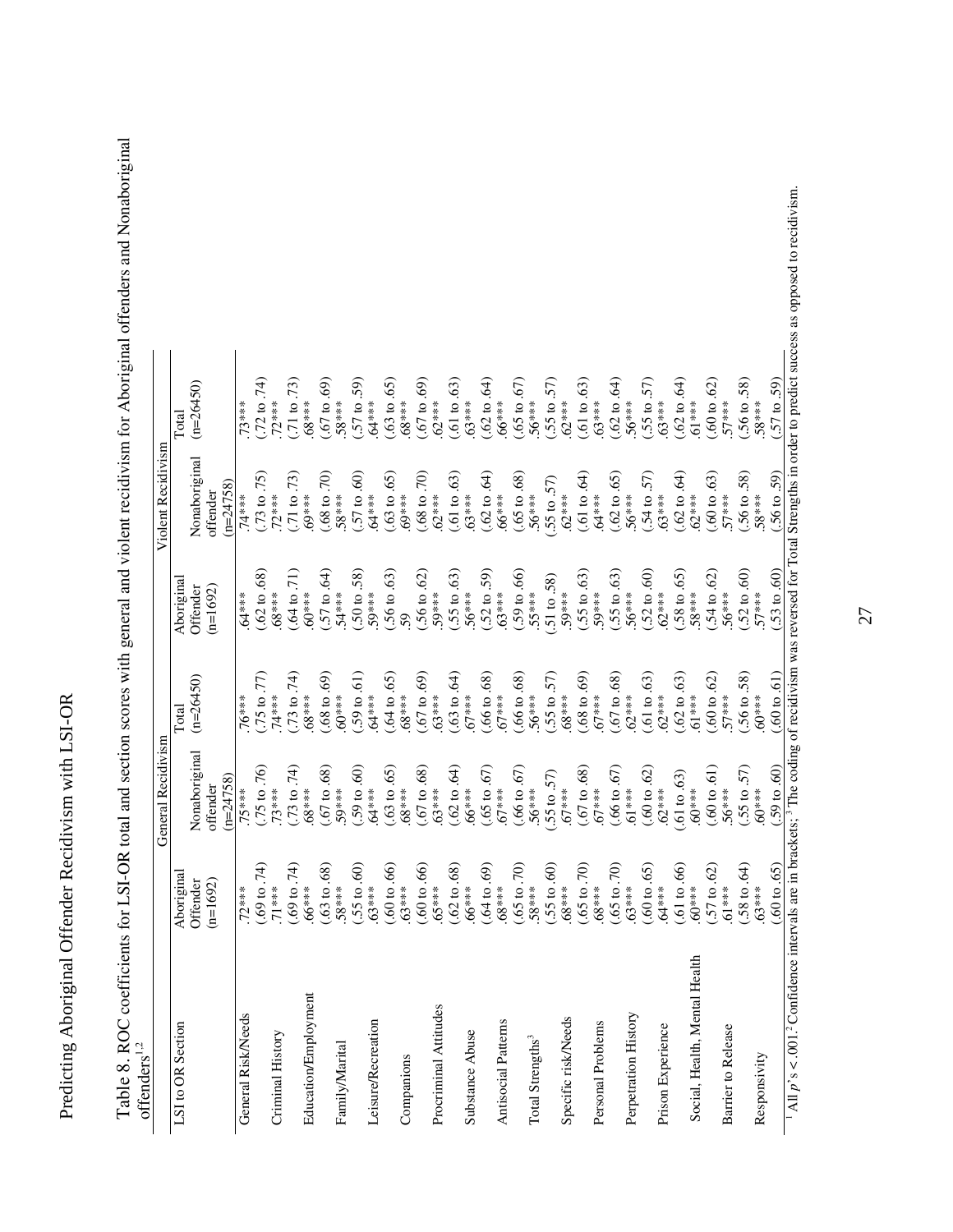Table 8. ROC coefficients for LSI-OR total and section scores with general and violent recidivism for Aboriginal offenders and Nonaboriginal offenders[1,2]

| LSI to OR Section | General Recidivism | | | Violent Recidivism | | |
|---|---|---|---|---|---|---|
| | Aboriginal Offender (n=1692) | Nonaboriginal offender (n=24758) | Total (n=26450) | Aboriginal Offender (n=1692) | Nonaboriginal offender (n=24758) | Total (n=26450) |
| General Risk/Needs | .72*** | .75*** | .76*** | .64*** | .74*** | .73*** |
| | (.69 to .74) | (.75 to .76) | (.75 to .77) | (.62 to .68) | (.73 to .75) | (.72 to .74) |
| Criminal History | .71*** | .73*** | .74*** | .68*** | .72*** | .72*** |
| | (.69 to .74) | (.73 to .74) | (.73 to .74) | (.64 to .71) | (.71 to .73) | (.71 to .73) |
| Education/Employment | .66*** | .68*** | .68*** | .60*** | .69*** | .68*** |
| | (.63 to .68) | (.67 to .68) | (.68 to .69) | (.57 to .64) | (.68 to .70) | (.67 to .69) |
| Family/Marital | .58*** | .59*** | .60*** | .54*** | .58*** | .58*** |
| | (.55 to .60) | (.59 to .60) | (.59 to .61) | (.50 to .58) | (.57 to .60) | (.57 to .59) |
| Leisure/Recreation | .63*** | .64*** | .64*** | .59*** | .64*** | .64*** |
| | (.60 to .66) | (.63 to .65) | (.64 to .65) | (.56 to .63) | (.63 to .65) | (.63 to .65) |
| Companions | .63*** | .68*** | .68*** | .59 | .69*** | .68*** |
| | (.60 to .66) | (.67 to .68) | (.67 to .69) | (.56 to .62) | (.68 to .70) | (.67 to .69) |
| Procriminal Attitudes | .65*** | .63*** | .63*** | .59*** | .62*** | .62*** |
| | (.62 to .68) | (.62 to .64) | (.63 to .64) | (.55 to .63) | (.61 to .63) | (.61 to .63) |
| Substance Abuse | .66*** | .66*** | .67*** | .56*** | .63*** | .63*** |
| | (.64 to .69) | (.65 to .67) | (.66 to .68) | (.52 to .59) | (.62 to .64) | (.62 to .64) |
| Antisocial Patterns | .68*** | .67*** | .67*** | .63*** | .66*** | .66*** |
| | (.65 to .70) | (.66 to .67) | (.66 to .68) | (.59 to .66) | (.65 to .68) | (.65 to .67) |
| Total Strengths[3] | .58*** | .56*** | .56*** | .55*** | .56*** | .56*** |
| | (.55 to .60) | (.55 to .57) | (.55 to .57) | (.51 to .58) | (.55 to .57) | (.55 to .57) |
| Specific risk/Needs | .68*** | .67*** | .68*** | .59*** | .62*** | .62*** |
| | (.65 to .70) | (.67 to .68) | (.68 to .69) | (.55 to .63) | (.61 to .64) | (.61 to .63) |
| Personal Problems | .68*** | .67*** | .67*** | .59*** | .64*** | .63*** |
| | (.65 to .70) | (.66 to .67) | (.67 to .68) | (.55 to .63) | (.62 to .65) | (.62 to .64) |
| Perpetration History | .63*** | .61*** | .62*** | .56*** | .56*** | .56*** |
| | (.60 to .65) | (.60 to .62) | (.61 to .63) | (.52 to .60) | (.54 to .57) | (.55 to .57) |
| Prison Experience | .64*** | .62*** | .62*** | .62*** | .63*** | .63*** |
| | (.61 to .66) | (.61 to .63) | (.62 to .63) | (.58 to .65) | (.62 to .64) | (.62 to .64) |
| Social, Health, Mental Health | .60*** | .60*** | .61*** | .58*** | .62*** | .61*** |
| | (.57 to .62) | (.60 to .61) | (.60 to .62) | (.54 to .62) | (.60 to .63) | (.60 to .62) |
| Barrier to Release | .61*** | .56*** | .57*** | .56*** | .57*** | .57*** |
| | (.58 to .64) | (.55 to .57) | (.56 to .58) | (.52 to .60) | (.56 to .58) | (.56 to .58) |
| Responsivity | .63*** | .60*** | .60*** | .57*** | .58*** | .58*** |
| | (.60 to .65) | (.59 to .60) | (.60 to .61) | (.53 to .60) | (.56 to .59) | (.57 to .59) |

[1] All $p$'s < .001.[2] Confidence intervals are in brackets; [3] The coding of recidivism was reversed for Total Strengths in order to predict success as opposed to recidivism.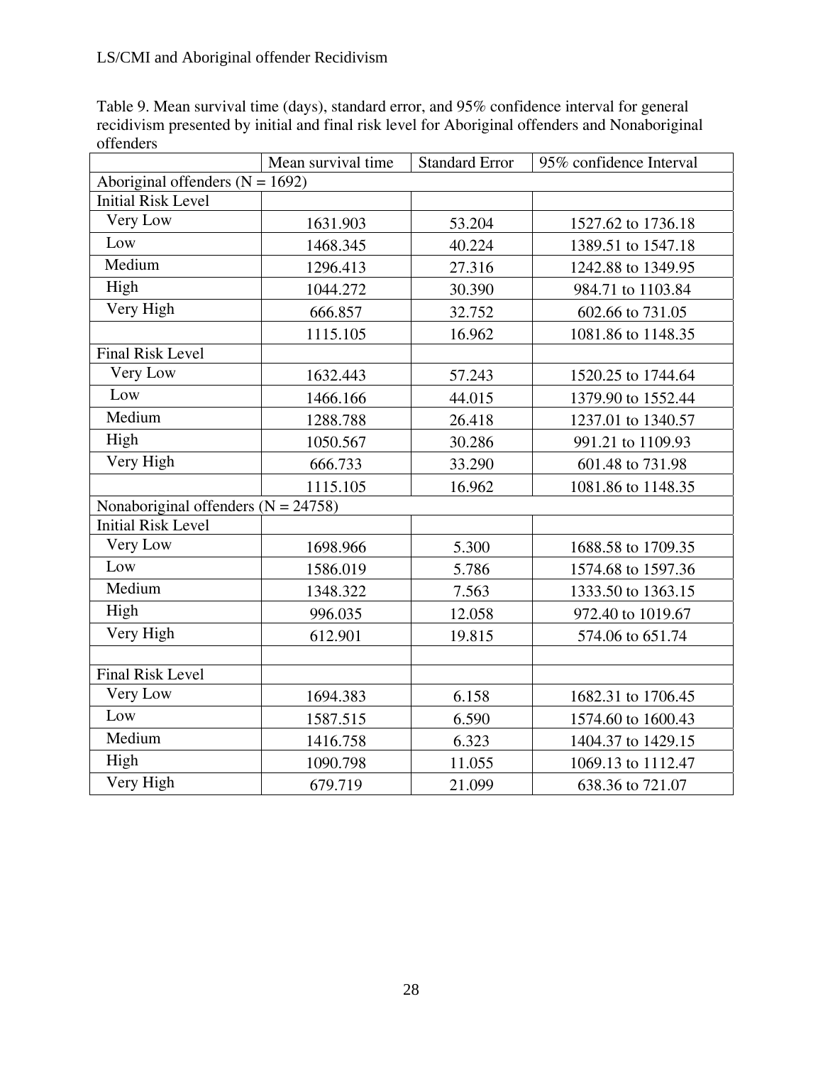Table 9. Mean survival time (days), standard error, and 95% confidence interval for general recidivism presented by initial and final risk level for Aboriginal offenders and Nonaboriginal offenders

| | Mean survival time | Standard Error | 95% confidence Interval |
|---|---|---|---|
| Aboriginal offenders (N = 1692) | | | |
| Initial Risk Level | | | |
| Very Low | 1631.903 | 53.204 | 1527.62 to 1736.18 |
| Low | 1468.345 | 40.224 | 1389.51 to 1547.18 |
| Medium | 1296.413 | 27.316 | 1242.88 to 1349.95 |
| High | 1044.272 | 30.390 | 984.71 to 1103.84 |
| Very High | 666.857 | 32.752 | 602.66 to 731.05 |
| | 1115.105 | 16.962 | 1081.86 to 1148.35 |
| Final Risk Level | | | |
| Very Low | 1632.443 | 57.243 | 1520.25 to 1744.64 |
| Low | 1466.166 | 44.015 | 1379.90 to 1552.44 |
| Medium | 1288.788 | 26.418 | 1237.01 to 1340.57 |
| High | 1050.567 | 30.286 | 991.21 to 1109.93 |
| Very High | 666.733 | 33.290 | 601.48 to 731.98 |
| | 1115.105 | 16.962 | 1081.86 to 1148.35 |
| Nonaboriginal offenders (N = 24758) | | | |
| Initial Risk Level | | | |
| Very Low | 1698.966 | 5.300 | 1688.58 to 1709.35 |
| Low | 1586.019 | 5.786 | 1574.68 to 1597.36 |
| Medium | 1348.322 | 7.563 | 1333.50 to 1363.15 |
| High | 996.035 | 12.058 | 972.40 to 1019.67 |
| Very High | 612.901 | 19.815 | 574.06 to 651.74 |
| | | | |
| Final Risk Level | | | |
| Very Low | 1694.383 | 6.158 | 1682.31 to 1706.45 |
| Low | 1587.515 | 6.590 | 1574.60 to 1600.43 |
| Medium | 1416.758 | 6.323 | 1404.37 to 1429.15 |
| High | 1090.798 | 11.055 | 1069.13 to 1112.47 |
| Very High | 679.719 | 21.099 | 638.36 to 721.07 |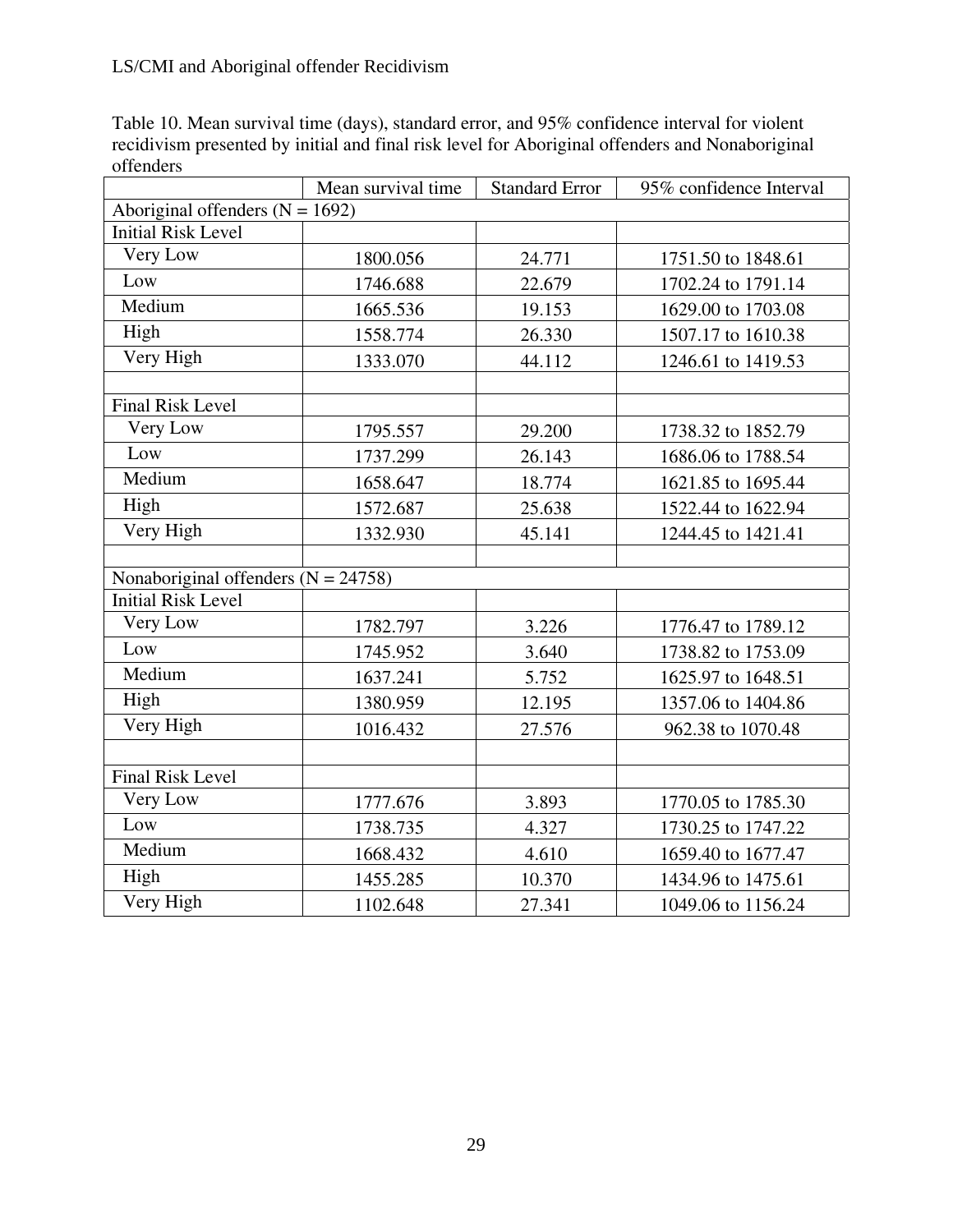Table 10. Mean survival time (days), standard error, and 95% confidence interval for violent recidivism presented by initial and final risk level for Aboriginal offenders and Nonaboriginal offenders

| | Mean survival time | Standard Error | 95% confidence Interval |
|---|---|---|---|
| Aboriginal offenders (N = 1692) | | | |
| Initial Risk Level | | | |
| Very Low | 1800.056 | 24.771 | 1751.50 to 1848.61 |
| Low | 1746.688 | 22.679 | 1702.24 to 1791.14 |
| Medium | 1665.536 | 19.153 | 1629.00 to 1703.08 |
| High | 1558.774 | 26.330 | 1507.17 to 1610.38 |
| Very High | 1333.070 | 44.112 | 1246.61 to 1419.53 |
| | | | |
| Final Risk Level | | | |
| Very Low | 1795.557 | 29.200 | 1738.32 to 1852.79 |
| Low | 1737.299 | 26.143 | 1686.06 to 1788.54 |
| Medium | 1658.647 | 18.774 | 1621.85 to 1695.44 |
| High | 1572.687 | 25.638 | 1522.44 to 1622.94 |
| Very High | 1332.930 | 45.141 | 1244.45 to 1421.41 |
| | | | |
| Nonaboriginal offenders (N = 24758) | | | |
| Initial Risk Level | | | |
| Very Low | 1782.797 | 3.226 | 1776.47 to 1789.12 |
| Low | 1745.952 | 3.640 | 1738.82 to 1753.09 |
| Medium | 1637.241 | 5.752 | 1625.97 to 1648.51 |
| High | 1380.959 | 12.195 | 1357.06 to 1404.86 |
| Very High | 1016.432 | 27.576 | 962.38 to 1070.48 |
| | | | |
| Final Risk Level | | | |
| Very Low | 1777.676 | 3.893 | 1770.05 to 1785.30 |
| Low | 1738.735 | 4.327 | 1730.25 to 1747.22 |
| Medium | 1668.432 | 4.610 | 1659.40 to 1677.47 |
| High | 1455.285 | 10.370 | 1434.96 to 1475.61 |
| Very High | 1102.648 | 27.341 | 1049.06 to 1156.24 |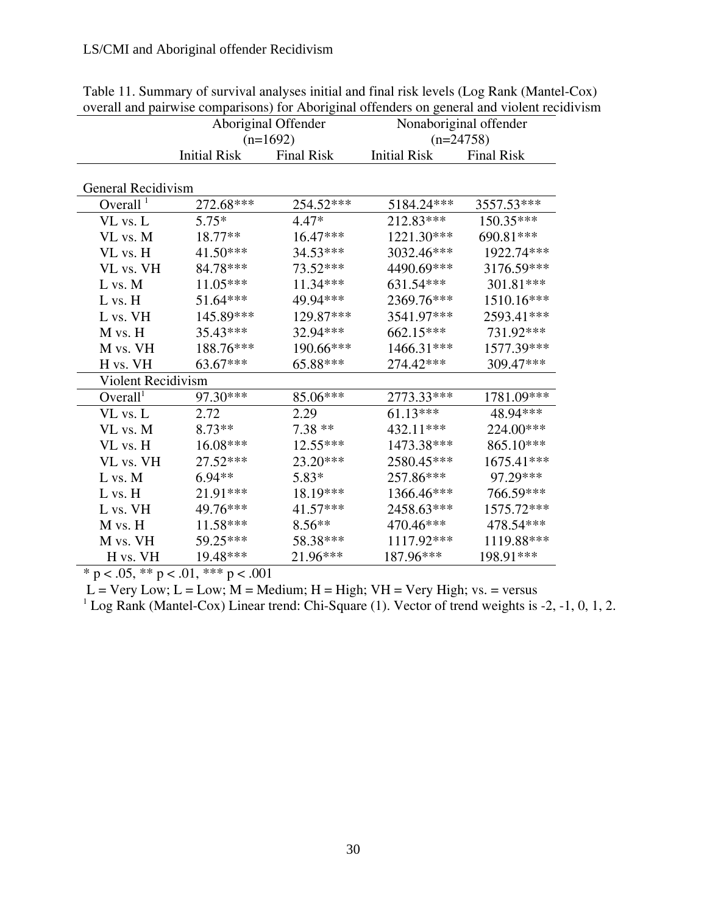Table 11. Summary of survival analyses initial and final risk levels (Log Rank (Mantel-Cox) overall and pairwise comparisons) for Aboriginal offenders on general and violent recidivism

| | Aboriginal Offender (n=1692) | | Nonaboriginal offender (n=24758) | |
|---|---|---|---|---|
| | Initial Risk | Final Risk | Initial Risk | Final Risk |
| **General Recidivism** | | | | |
| Overall [1] | 272.68*** | 254.52*** | 5184.24*** | 3557.53*** |
| VL vs. L | 5.75* | 4.47* | 212.83*** | 150.35*** |
| VL vs. M | 18.77** | 16.47*** | 1221.30*** | 690.81*** |
| VL vs. H | 41.50*** | 34.53*** | 3032.46*** | 1922.74*** |
| VL vs. VH | 84.78*** | 73.52*** | 4490.69*** | 3176.59*** |
| L vs. M | 11.05*** | 11.34*** | 631.54*** | 301.81*** |
| L vs. H | 51.64*** | 49.94*** | 2369.76*** | 1510.16*** |
| L vs. VH | 145.89*** | 129.87*** | 3541.97*** | 2593.41*** |
| M vs. H | 35.43*** | 32.94*** | 662.15*** | 731.92*** |
| M vs. VH | 188.76*** | 190.66*** | 1466.31*** | 1577.39*** |
| H vs. VH | 63.67*** | 65.88*** | 274.42*** | 309.47*** |
| **Violent Recidivism** | | | | |
| Overall [1] | 97.30*** | 85.06*** | 2773.33*** | 1781.09*** |
| VL vs. L | 2.72 | 2.29 | 61.13*** | 48.94*** |
| VL vs. M | 8.73** | 7.38 ** | 432.11*** | 224.00*** |
| VL vs. H | 16.08*** | 12.55*** | 1473.38*** | 865.10*** |
| VL vs. VH | 27.52*** | 23.20*** | 2580.45*** | 1675.41*** |
| L vs. M | 6.94** | 5.83* | 257.86*** | 97.29*** |
| L vs. H | 21.91*** | 18.19*** | 1366.46*** | 766.59*** |
| L vs. VH | 49.76*** | 41.57*** | 2458.63*** | 1575.72*** |
| M vs. H | 11.58*** | 8.56** | 470.46*** | 478.54*** |
| M vs. VH | 59.25*** | 58.38*** | 1117.92*** | 1119.88*** |
| H vs. VH | 19.48*** | 21.96*** | 187.96*** | 198.91*** |

* $p < .05$, ** $p < .01$, *** $p < .001$

L = Very Low; L = Low; M = Medium; H = High; VH = Very High; vs. = versus

[1] Log Rank (Mantel-Cox) Linear trend: Chi-Square (1). Vector of trend weights is -2, -1, 0, 1, 2.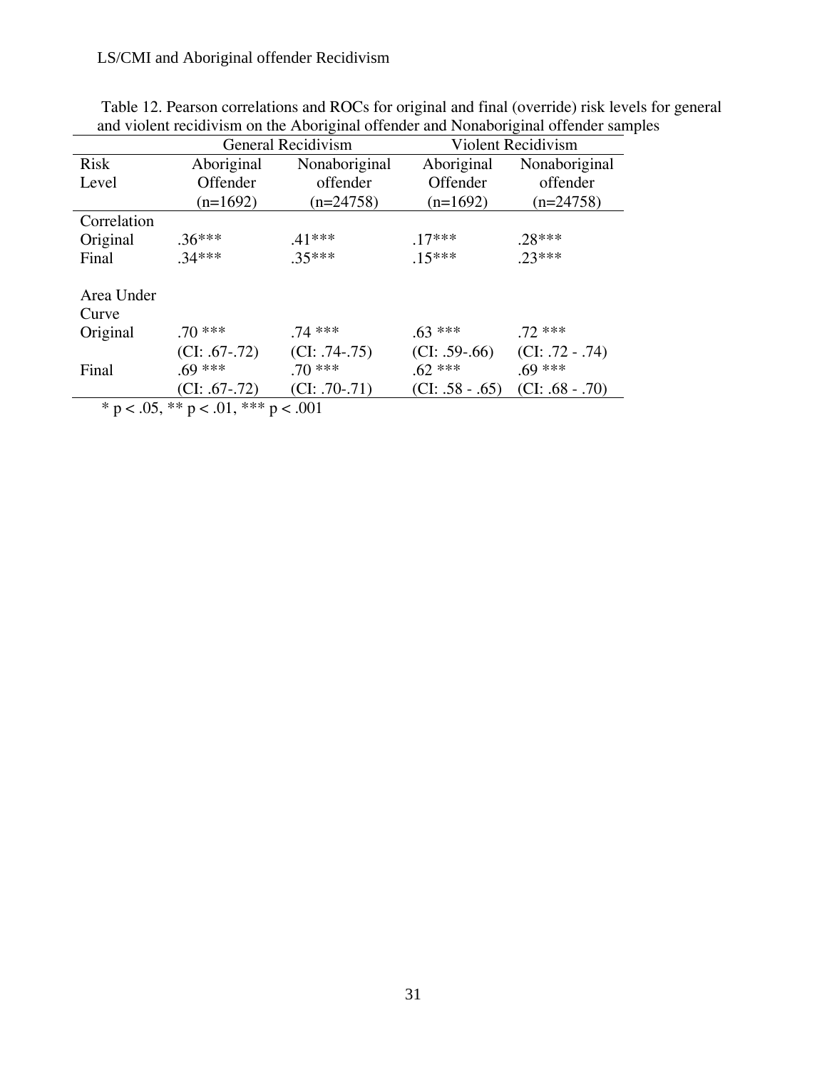Table 12. Pearson correlations and ROCs for original and final (override) risk levels for general and violent recidivism on the Aboriginal offender and Nonaboriginal offender samples

| Risk Level | General Recidivism | | Violent Recidivism | |
|---|---|---|---|---|
| | Aboriginal Offender (n=1692) | Nonaboriginal offender (n=24758) | Aboriginal Offender (n=1692) | Nonaboriginal offender (n=24758) |
| **Correlation** | | | | |
| Original | .36*** | .41*** | .17*** | .28*** |
| Final | .34*** | .35*** | .15*** | .23*** |
| **Area Under Curve** | | | | |
| Original | .70 *** (CI: .67-.72) | .74 *** (CI: .74-.75) | .63 *** (CI: .59-.66) | .72 *** (CI: .72 - .74) |
| Final | .69 *** (CI: .67-.72) | .70 *** (CI: .70-.71) | .62 *** (CI: .58 - .65) | .69 *** (CI: .68 - .70) |

\* $p < .05$, \*\* $p < .01$, \*\*\* $p < .001$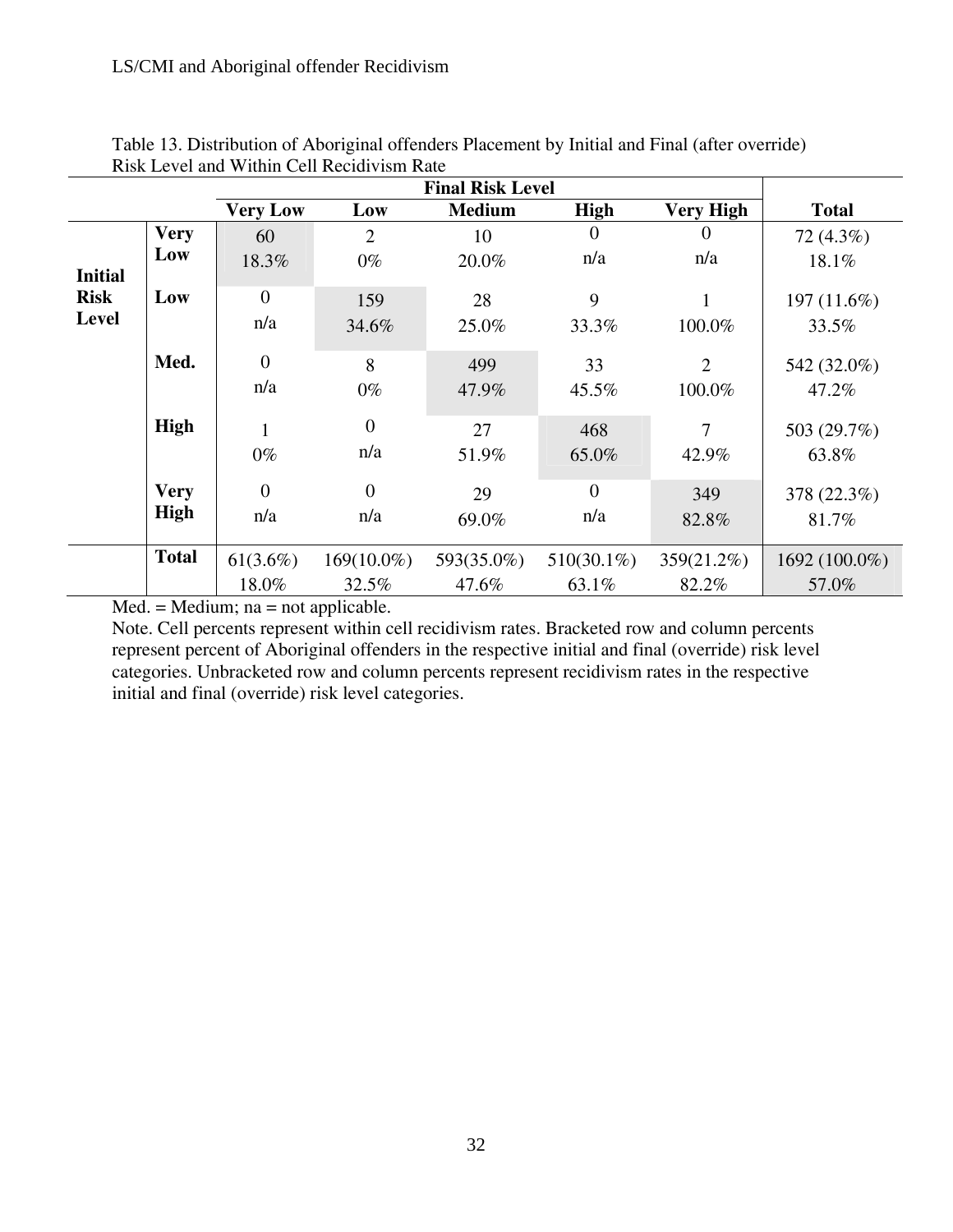Table 13. Distribution of Aboriginal offenders Placement by Initial and Final (after override) Risk Level and Within Cell Recidivism Rate

| | | Final Risk Level | | | | | |
|---|---|---|---|---|---|---|---|
| | | **Very Low** | **Low** | **Medium** | **High** | **Very High** | **Total** |
| **Initial Risk Level** | **Very Low** | 60<br>18.3% | 2<br>0% | 10<br>20.0% | 0<br>n/a | 0<br>n/a | 72 (4.3%)<br>18.1% |
| | **Low** | 0<br>n/a | 159<br>34.6% | 28<br>25.0% | 9<br>33.3% | 1<br>100.0% | 197 (11.6%)<br>33.5% |
| | **Med.** | 0<br>n/a | 8<br>0% | 499<br>47.9% | 33<br>45.5% | 2<br>100.0% | 542 (32.0%)<br>47.2% |
| | **High** | 1<br>0% | 0<br>n/a | 27<br>51.9% | 468<br>65.0% | 7<br>42.9% | 503 (29.7%)<br>63.8% |
| | **Very High** | 0<br>n/a | 0<br>n/a | 29<br>69.0% | 0<br>n/a | 349<br>82.8% | 378 (22.3%)<br>81.7% |
| | **Total** | 61(3.6%)<br>18.0% | 169(10.0%)<br>32.5% | 593(35.0%)<br>47.6% | 510(30.1%)<br>63.1% | 359(21.2%)<br>82.2% | 1692 (100.0%)<br>57.0% |

Med. = Medium; na = not applicable.

Note. Cell percents represent within cell recidivism rates. Bracketed row and column percents represent percent of Aboriginal offenders in the respective initial and final (override) risk level categories. Unbracketed row and column percents represent recidivism rates in the respective initial and final (override) risk level categories.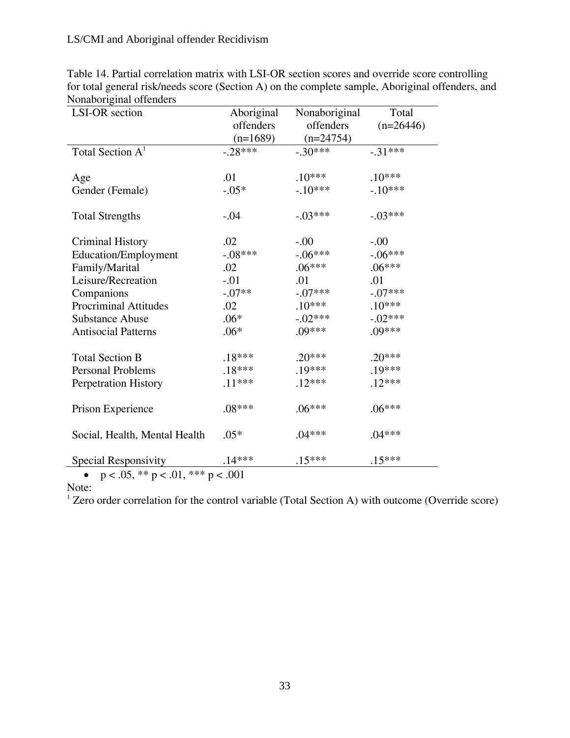Table 14. Partial correlation matrix with LSI-OR section scores and override score controlling for total general risk/needs score (Section A) on the complete sample, Aboriginal offenders, and Nonaboriginal offenders

| LSI-OR section | Aboriginal offenders (n=1689) | Nonaboriginal offenders (n=24754) | Total (n=26446) |
|---|---|---|---|
| Total Section A[1] | -.28*** | -.30*** | -.31*** |
| Age | .01 | .10*** | .10*** |
| Gender (Female) | -.05* | -.10*** | -.10*** |
| Total Strengths | -.04 | -.03*** | -.03*** |
| Criminal History | .02 | -.00 | -.00 |
| Education/Employment | -.08*** | -.06*** | -.06*** |
| Family/Marital | .02 | .06*** | .06*** |
| Leisure/Recreation | -.01 | .01 | .01 |
| Companions | -.07** | -.07*** | -.07*** |
| Procriminal Attitudes | .02 | .10*** | .10*** |
| Substance Abuse | .06* | -.02*** | -.02*** |
| Antisocial Patterns | .06* | .09*** | .09*** |
| Total Section B | .18*** | .20*** | .20*** |
| Personal Problems | .18*** | .19*** | .19*** |
| Perpetration History | .11*** | .12*** | .12*** |
| Prison Experience | .08*** | .06*** | .06*** |
| Social, Health, Mental Health | .05* | .04*** | .04*** |
| Special Responsivity | .14*** | .15*** | .15*** |

- $p < .05$, ** $p < .01$, *** $p < .001$

Note:

[1] Zero order correlation for the control variable (Total Section A) with outcome (Override score)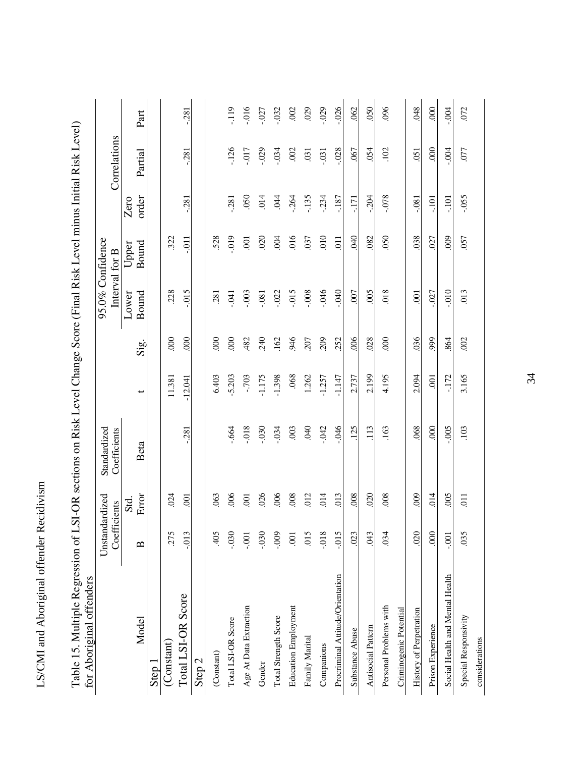Table 15. Multiple Regression of LSI-OR sections on Risk Level Change Score (Final Risk Level minus Initial Risk Level) for Aboriginal offenders

| Model | Unstandardized Coefficients | | Standardized Coefficients | | | 95.0% Confidence Interval for B | | Correlations | | |
|---|---|---|---|---|---|---|---|---|---|---|
| | B | Std. Error | Beta | t | Sig. | Lower Bound | Upper Bound | Zero order | Partial | Part |
| Step 1 | | | | | | | | | | |
| (Constant) | .275 | .024 | | 11.381 | .000 | .228 | .322 | | | |
| Total LSI-OR Score | -.013 | .001 | -.281 | -12.041 | .000 | -.015 | -.011 | -.281 | -.281 | -.281 |
| Step 2 | | | | | | | | | | |
| (Constant) | .405 | .063 | | 6.403 | .000 | .281 | .528 | | | |
| Total LSI-OR Score | -.030 | .006 | -.664 | -5.203 | .000 | -.041 | -.019 | -.281 | -.126 | -.119 |
| Age At Data Extraction | -.001 | .001 | -.018 | -.703 | .482 | -.003 | .001 | .050 | -.017 | -.016 |
| Gender | -.030 | .026 | -.030 | -1.175 | .240 | -.081 | .020 | .014 | -.029 | -.027 |
| Total Strength Score | -.009 | .006 | -.034 | -1.398 | .162 | -.022 | .004 | .044 | -.034 | -.032 |
| Education Employment | .001 | .008 | .003 | .068 | .946 | -.015 | .016 | -.264 | .002 | .002 |
| Family Marital | .015 | .012 | .040 | 1.262 | .207 | -.008 | .037 | -.135 | .031 | .029 |
| Companions | -.018 | .014 | -.042 | -1.257 | .209 | -.046 | .010 | -.234 | -.031 | -.029 |
| Procriminal Attitude/Orientation | -.015 | .013 | -.046 | -1.147 | .252 | -.040 | .011 | -.187 | -.028 | -.026 |
| Substance Abuse | .023 | .008 | .125 | 2.737 | .006 | .007 | .040 | -.171 | .067 | .062 |
| Antisocial Pattern | .043 | .020 | .113 | 2.199 | .028 | .005 | .082 | -.204 | .054 | .050 |
| Personal Problems with Criminogenic Potential | .034 | .008 | .163 | 4.195 | .000 | .018 | .050 | -.078 | .102 | .096 |
| History of Perpetration | .020 | .009 | .068 | 2.094 | .036 | .001 | .038 | -.081 | .051 | .048 |
| Prison Experience | .000 | .014 | .000 | .001 | .999 | -.027 | .027 | -.101 | .000 | .000 |
| Social Health and Mental Health | -.001 | .005 | -.005 | -.172 | .864 | -.010 | .009 | -.101 | -.004 | -.004 |
| Special Responsivity considerations | .035 | .011 | .103 | 3.165 | .002 | .013 | .057 | -.055 | .077 | .072 |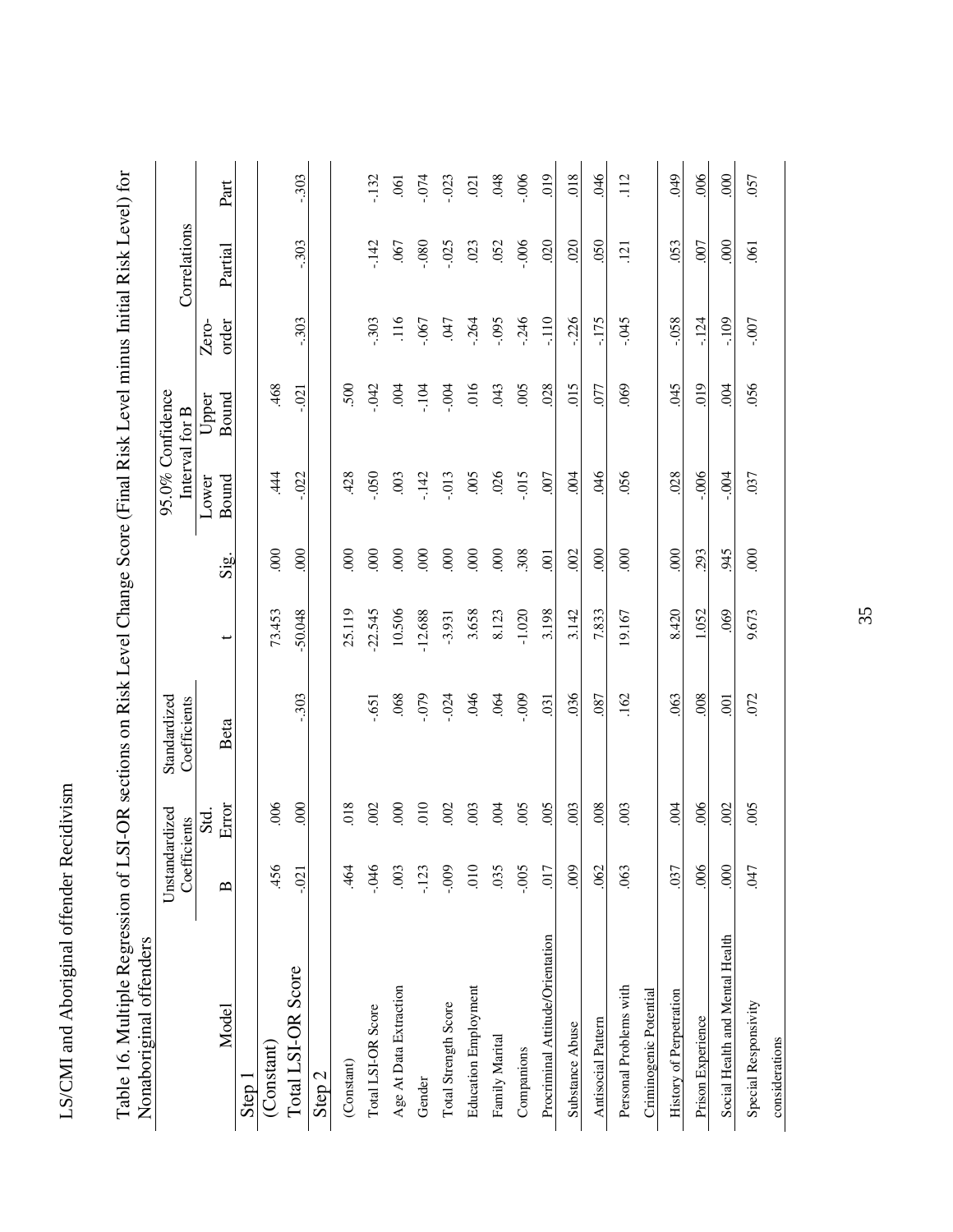Table 16. Multiple Regression of LSI-OR sections on Risk Level Change Score (Final Risk Level minus Initial Risk Level) for Nonaboriginal offenders

| Model | Unstandardized Coefficients | | Standardized Coefficients | | | 95.0% Confidence Interval for B | | Correlations | | |
|---|---|---|---|---|---|---|---|---|---|---|
| | B | Std. Error | Beta | t | Sig. | Lower Bound | Upper Bound | Zero-order | Partial | Part |
| Step 1 | | | | | | | | | | |
| (Constant) | .456 | .006 | | 73.453 | .000 | .444 | .468 | | | |
| Total LSI-OR Score | -.021 | .000 | -.303 | -50.048 | .000 | -.022 | -.021 | -.303 | -.303 | -.303 |
| Step 2 | | | | | | | | | | |
| (Constant) | .464 | .018 | | 25.119 | .000 | .428 | .500 | | | |
| Total LSI-OR Score | -.046 | .002 | -.651 | -22.545 | .000 | -.050 | -.042 | -.303 | -.142 | -.132 |
| Age At Data Extraction | .003 | .000 | .068 | 10.506 | .000 | .003 | .004 | .116 | .067 | .061 |
| Gender | -.123 | .010 | -.079 | -12.688 | .000 | -.142 | -.104 | -.067 | -.080 | -.074 |
| Total Strength Score | -.009 | .002 | -.024 | -3.931 | .000 | -.013 | -.004 | .047 | -.025 | -.023 |
| Education Employment | .010 | .003 | .046 | 3.658 | .000 | .005 | .016 | -.264 | .023 | .021 |
| Family Marital | .035 | .004 | .064 | 8.123 | .000 | .026 | .043 | -.095 | .052 | .048 |
| Companions | -.005 | .005 | -.009 | -1.020 | .308 | -.015 | .005 | -.246 | -.006 | -.006 |
| Procriminal Attitude/Orientation | .017 | .005 | .031 | 3.198 | .001 | .007 | .028 | -.110 | .020 | .019 |
| Substance Abuse | .009 | .003 | .036 | 3.142 | .002 | .004 | .015 | -.226 | .020 | .018 |
| Antisocial Pattern | .062 | .008 | .087 | 7.833 | .000 | .046 | .077 | -.175 | .050 | .046 |
| Personal Problems with Criminogenic Potential | .063 | .003 | .162 | 19.167 | .000 | .056 | .069 | -.045 | .121 | .112 |
| History of Perpetration | .037 | .004 | .063 | 8.420 | .000 | .028 | .045 | -.058 | .053 | .049 |
| Prison Experience | .006 | .006 | .008 | 1.052 | .293 | -.006 | .019 | -.124 | .007 | .006 |
| Social Health and Mental Health | .000 | .002 | .001 | .069 | .945 | -.004 | .004 | -.109 | .000 | .000 |
| Special Responsivity considerations | .047 | .005 | .072 | 9.673 | .000 | .037 | .056 | -.007 | .061 | .057 |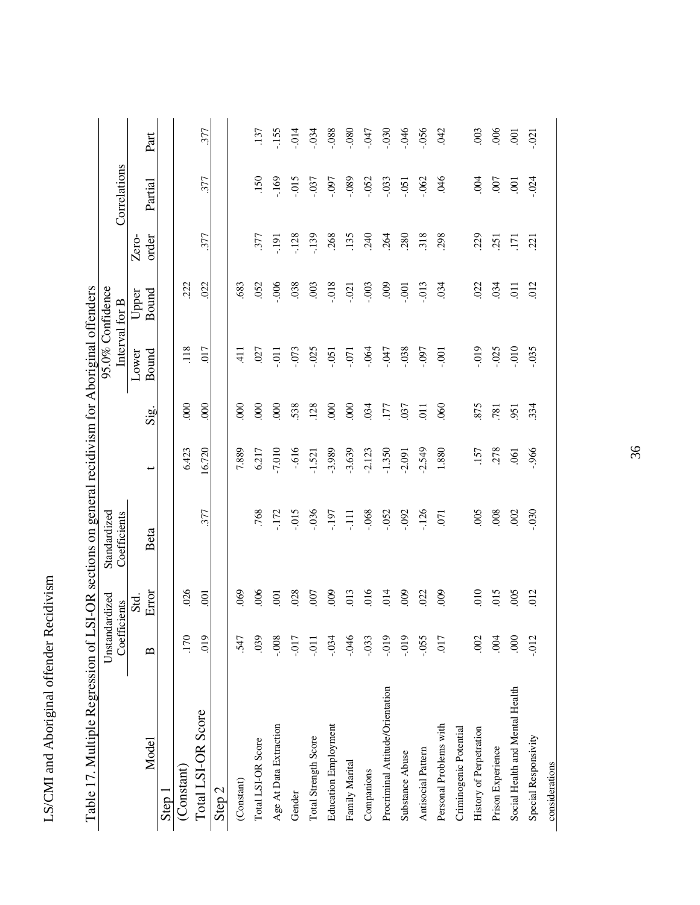Table 17. Multiple Regression of LSI-OR sections on general recidivism for Aboriginal offenders

| Model | Unstandardized Coefficients | | Standardized Coefficients | | | 95.0% Confidence Interval for B | | Correlations | | |
|---|---|---|---|---|---|---|---|---|---|---|
| | B | Std. Error | Beta | t | Sig. | Lower Bound | Upper Bound | Zero-order | Partial | Part |
| Step 1 | | | | | | | | | | |
| (Constant) | .170 | .026 | | 6.423 | .000 | .118 | .222 | | | |
| Total LSI-OR Score | .019 | .001 | .377 | 16.720 | .000 | .017 | .022 | .377 | .377 | .377 |
| Step 2 | | | | | | | | | | |
| (Constant) | .547 | .069 | | 7.889 | .000 | .411 | .683 | | | |
| Total LSI-OR Score | .039 | .006 | .768 | 6.217 | .000 | .027 | .052 | .377 | .150 | .137 |
| Age At Data Extraction | -.008 | .001 | -.172 | -7.010 | .000 | -.011 | -.006 | -.191 | -.169 | -.155 |
| Gender | -.017 | .028 | -.015 | -.616 | .538 | -.073 | .038 | -.128 | -.015 | -.014 |
| Total Strength Score | -.011 | .007 | -.036 | -1.521 | .128 | -.025 | .003 | -.139 | -.037 | -.034 |
| Education Employment | -.034 | .009 | -.197 | -3.989 | .000 | -.051 | -.018 | .268 | -.097 | -.088 |
| Family Marital | -.046 | .013 | -.111 | -3.639 | .000 | -.071 | -.021 | .135 | -.089 | -.080 |
| Companions | -.033 | .016 | -.068 | -2.123 | .034 | -.064 | -.003 | .240 | -.052 | -.047 |
| Procriminal Attitude/Orientation | -.019 | .014 | -.052 | -1.350 | .177 | -.047 | .009 | .264 | -.033 | -.030 |
| Substance Abuse | -.019 | .009 | -.092 | -2.091 | .037 | -.038 | -.001 | .280 | -.051 | -.046 |
| Antisocial Pattern | -.055 | .022 | -.126 | -2.549 | .011 | -.097 | -.013 | .318 | -.062 | -.056 |
| Personal Problems with Criminogenic Potential | .017 | .009 | .071 | 1.880 | .060 | -.001 | .034 | .298 | .046 | .042 |
| History of Perpetration | .002 | .010 | .005 | .157 | .875 | -.019 | .022 | .229 | .004 | .003 |
| Prison Experience | .004 | .015 | .008 | .278 | .781 | -.025 | .034 | .251 | .007 | .006 |
| Social Health and Mental Health | .000 | .005 | .002 | .061 | .951 | -.010 | .011 | .171 | .001 | .001 |
| Special Responsivity considerations | -.012 | .012 | -.030 | -.966 | .334 | -.035 | .012 | .221 | -.024 | -.021 |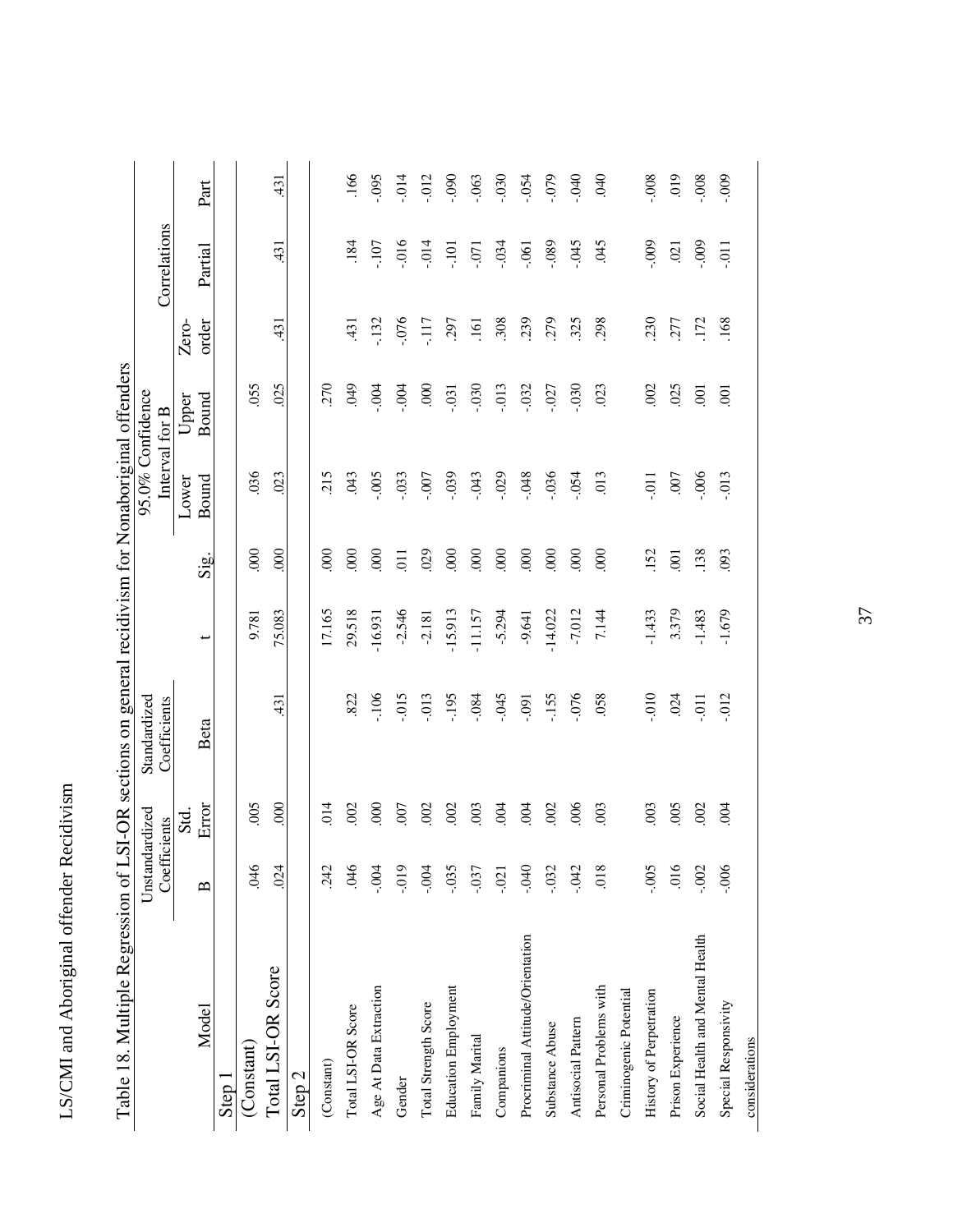Table 18. Multiple Regression of LSI-OR sections on general recidivism for Nonaboriginal offenders

| Model | Unstandardized Coefficients | | Standardized Coefficients | | | 95.0% Confidence Interval for B | | Correlations | | |
|---|---|---|---|---|---|---|---|---|---|---|
| | B | Std. Error | Beta | t | Sig. | Lower Bound | Upper Bound | Zero-order | Partial | Part |
| **Step 1** | | | | | | | | | | |
| (Constant) | .046 | .005 | | 9.781 | .000 | .036 | .055 | | | |
| Total LSI-OR Score | .024 | .000 | .431 | 75.083 | .000 | .023 | .025 | .431 | .431 | .431 |
| **Step 2** | | | | | | | | | | |
| (Constant) | .242 | .014 | | 17.165 | .000 | .215 | .270 | | | |
| Total LSI-OR Score | .046 | .002 | .822 | 29.518 | .000 | .043 | .049 | .431 | .184 | .166 |
| Age At Data Extraction | -.004 | .000 | -.106 | -16.931 | .000 | -.005 | -.004 | -.132 | -.107 | -.095 |
| Gender | -.019 | .007 | -.015 | -2.546 | .011 | -.033 | -.004 | -.076 | -.016 | -.014 |
| Total Strength Score | -.004 | .002 | -.013 | -2.181 | .029 | -.007 | .000 | -.117 | -.014 | -.012 |
| Education Employment | -.035 | .002 | -.195 | -15.913 | .000 | -.039 | -.031 | .297 | -.101 | -.090 |
| Family Marital | -.037 | .003 | -.084 | -11.157 | .000 | -.043 | -.030 | .161 | -.071 | -.063 |
| Companions | -.021 | .004 | -.045 | -5.294 | .000 | -.029 | -.013 | .308 | -.034 | -.030 |
| Procriminal Attitude/Orientation | -.040 | .004 | -.091 | -9.641 | .000 | -.048 | -.032 | .239 | -.061 | -.054 |
| Substance Abuse | -.032 | .002 | -.155 | -14.022 | .000 | -.036 | -.027 | .279 | -.089 | -.079 |
| Antisocial Pattern | -.042 | .006 | -.076 | -7.012 | .000 | -.054 | -.030 | .325 | -.045 | -.040 |
| Personal Problems with Criminogenic Potential | .018 | .003 | .058 | 7.144 | .000 | .013 | .023 | .298 | .045 | .040 |
| History of Perpetration | -.005 | .003 | -.010 | -1.433 | .152 | -.011 | .002 | .230 | -.009 | -.008 |
| Prison Experience | .016 | .005 | .024 | 3.379 | .001 | .007 | .025 | .277 | .021 | .019 |
| Social Health and Mental Health | -.002 | .002 | -.011 | -1.483 | .138 | -.006 | .001 | .172 | -.009 | -.008 |
| Special Responsivity considerations | -.006 | .004 | -.012 | -1.679 | .093 | -.013 | .001 | .168 | -.011 | -.009 |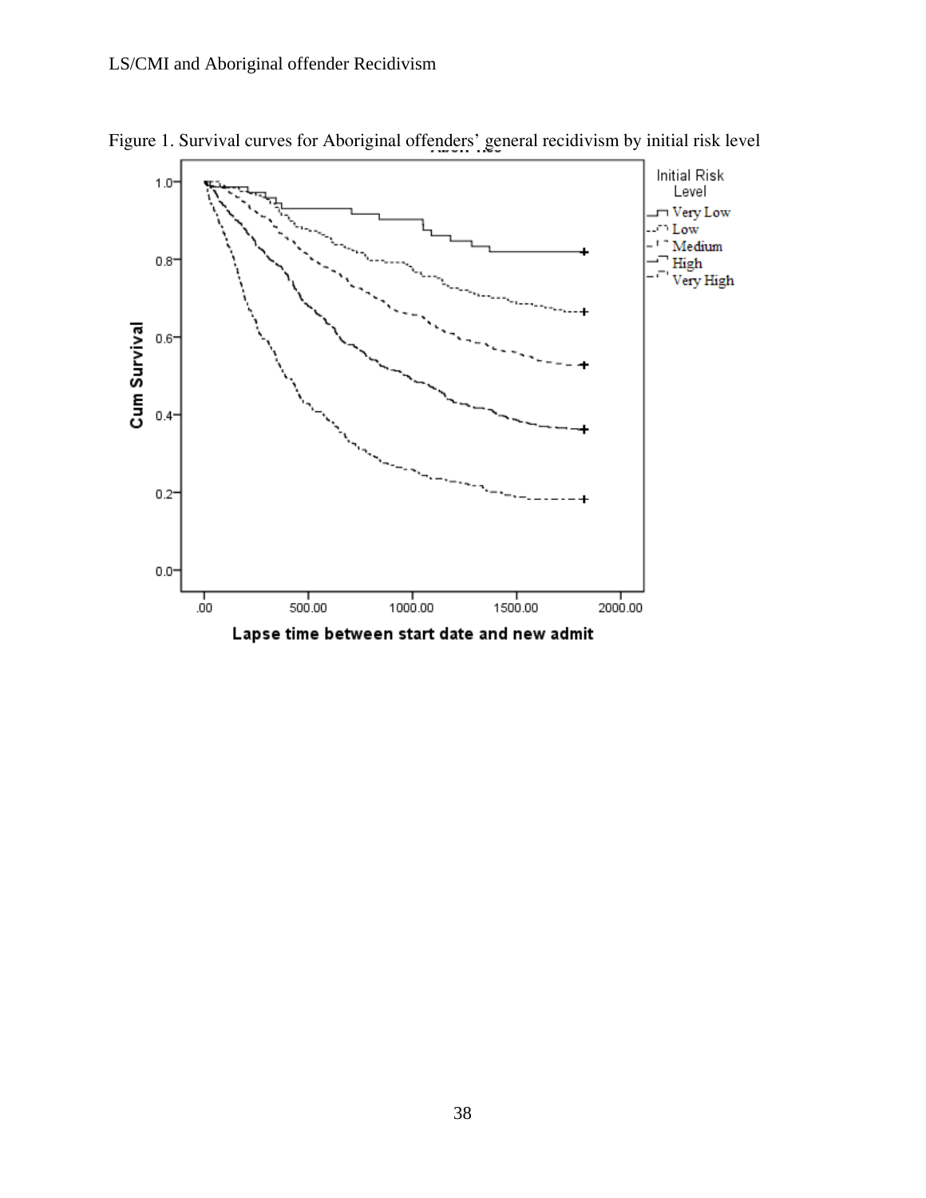Figure 1. Survival curves for Aboriginal offenders' general recidivism by initial risk level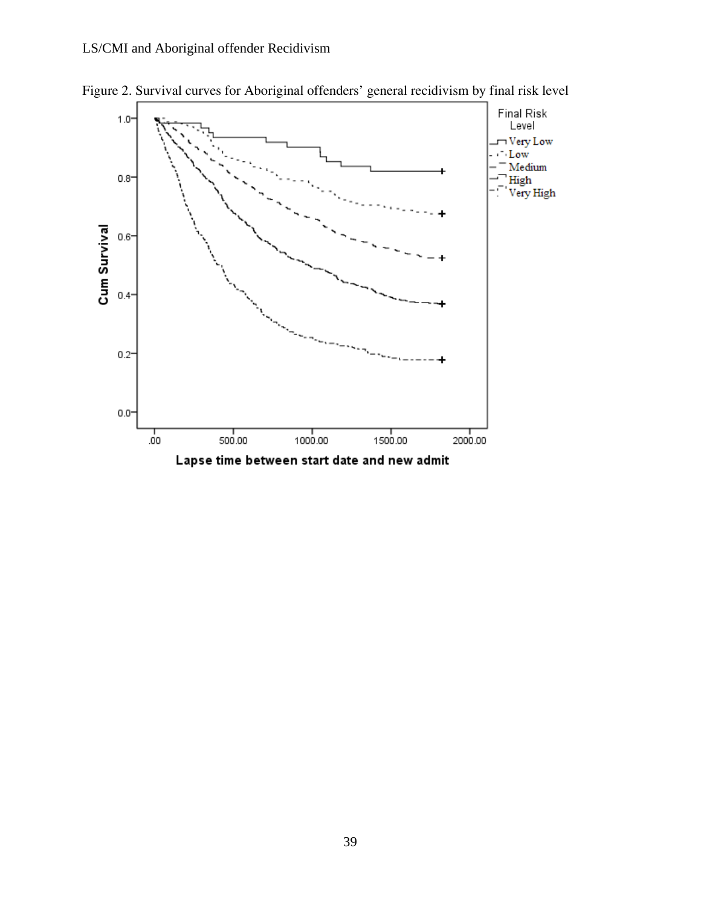Figure 2. Survival curves for Aboriginal offenders' general recidivism by final risk level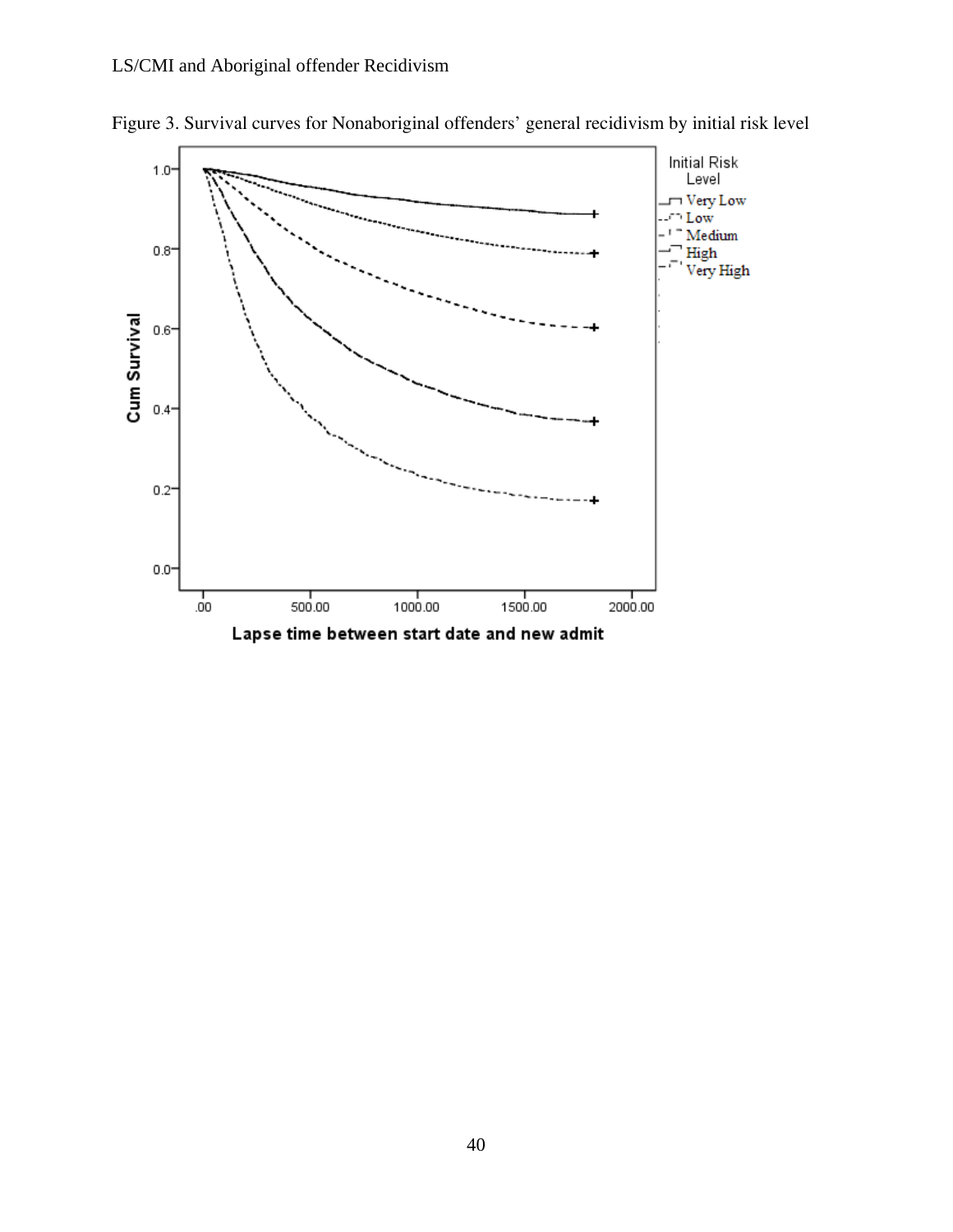Figure 3. Survival curves for Nonaboriginal offenders' general recidivism by initial risk level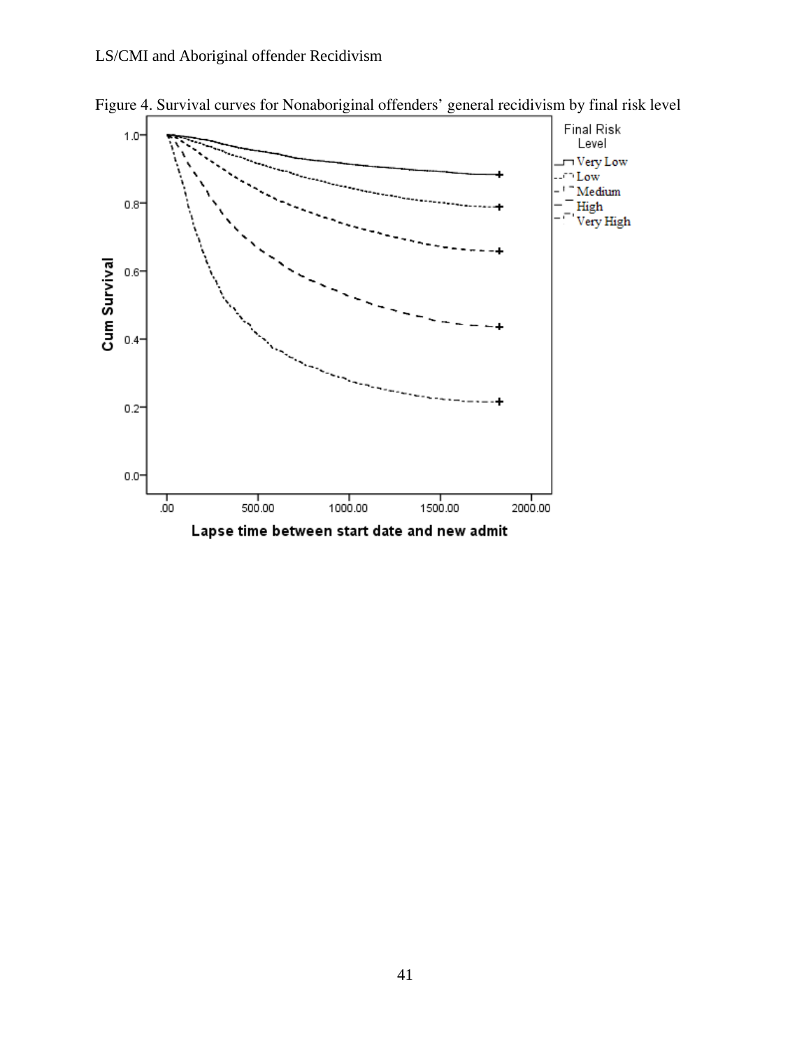Figure 4. Survival curves for Nonaboriginal offenders' general recidivism by final risk level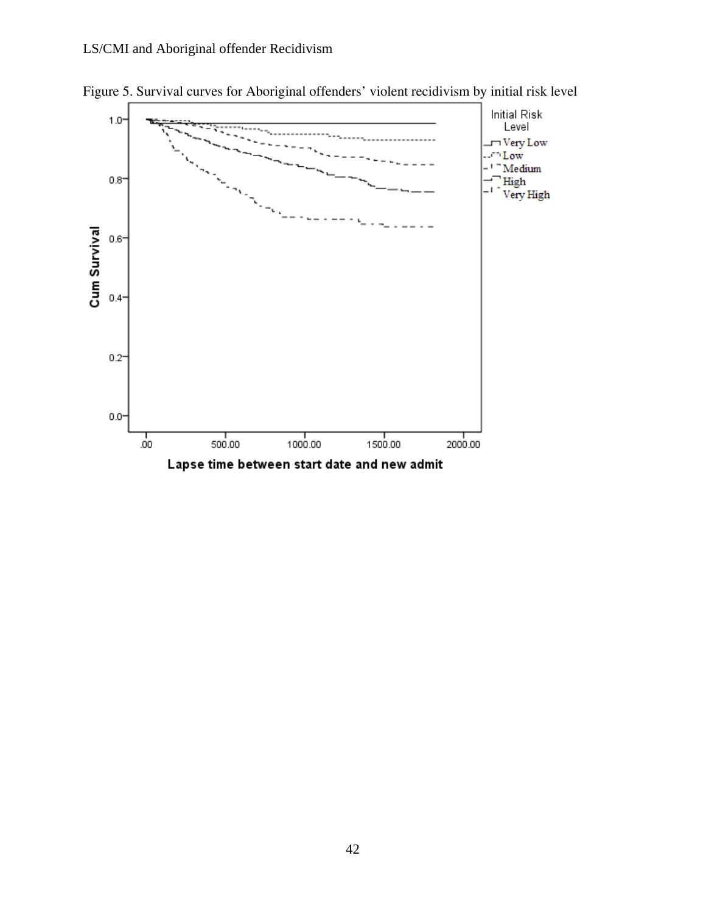Figure 5. Survival curves for Aboriginal offenders' violent recidivism by initial risk level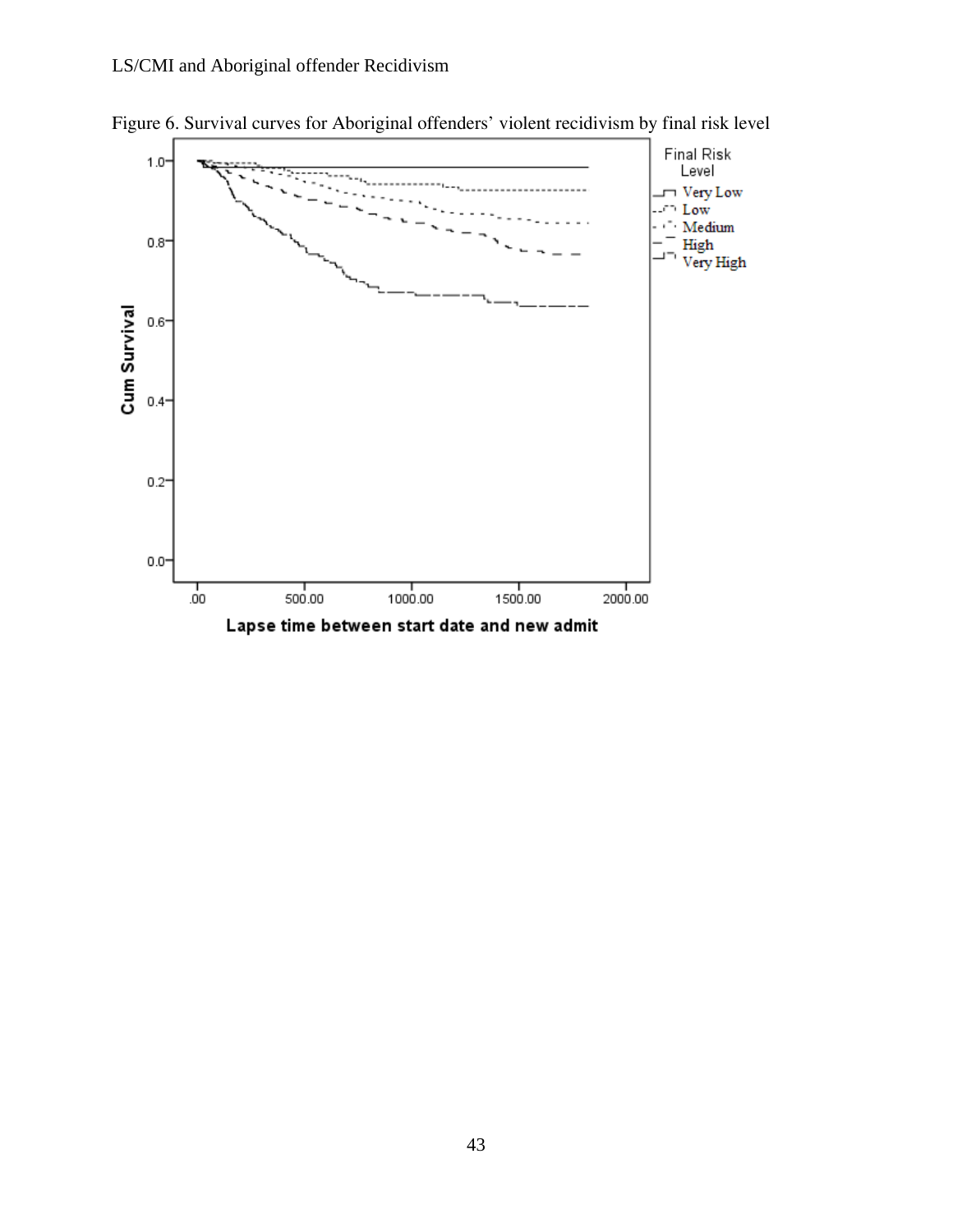Figure 6. Survival curves for Aboriginal offenders' violent recidivism by final risk level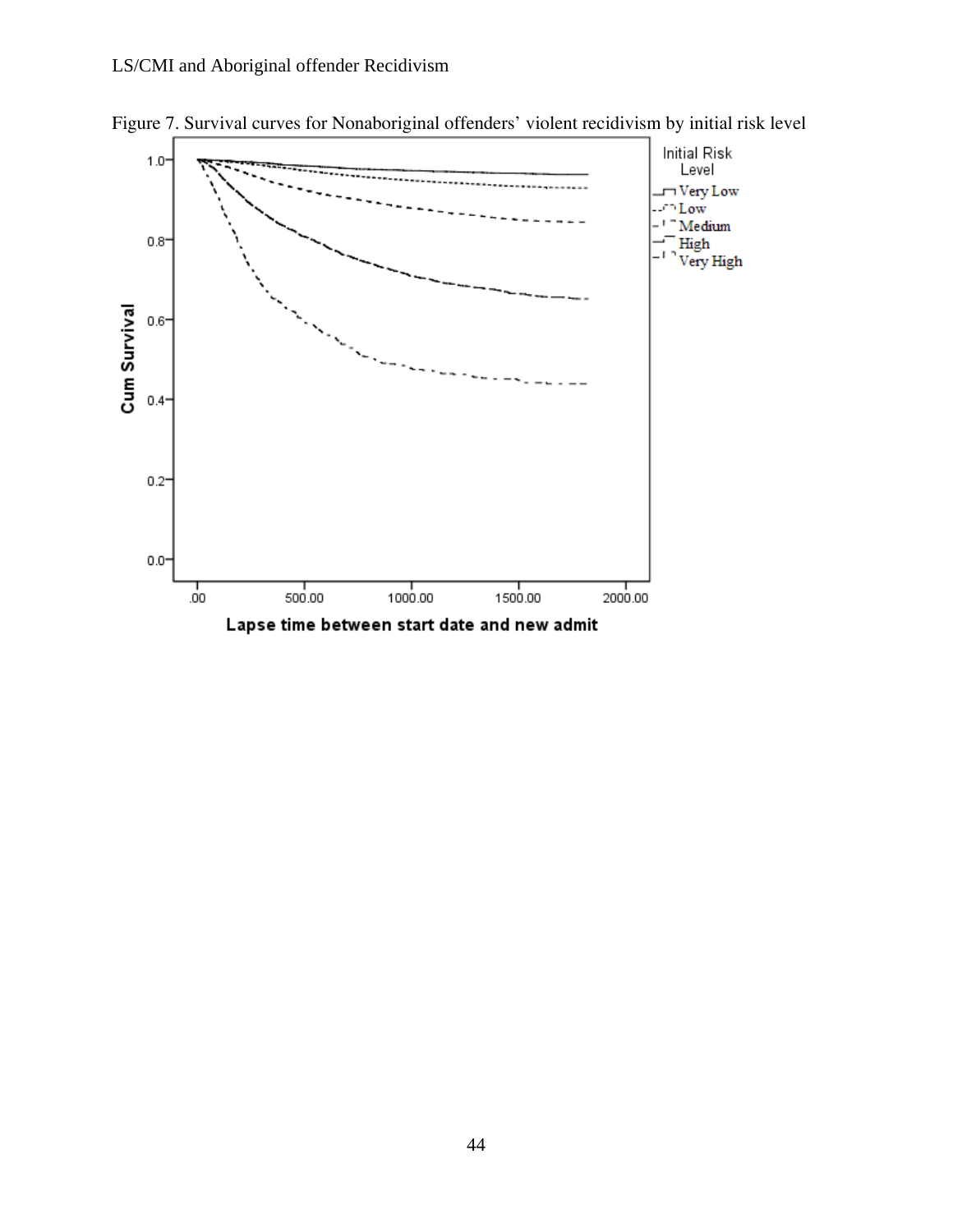Figure 7. Survival curves for Nonaboriginal offenders' violent recidivism by initial risk level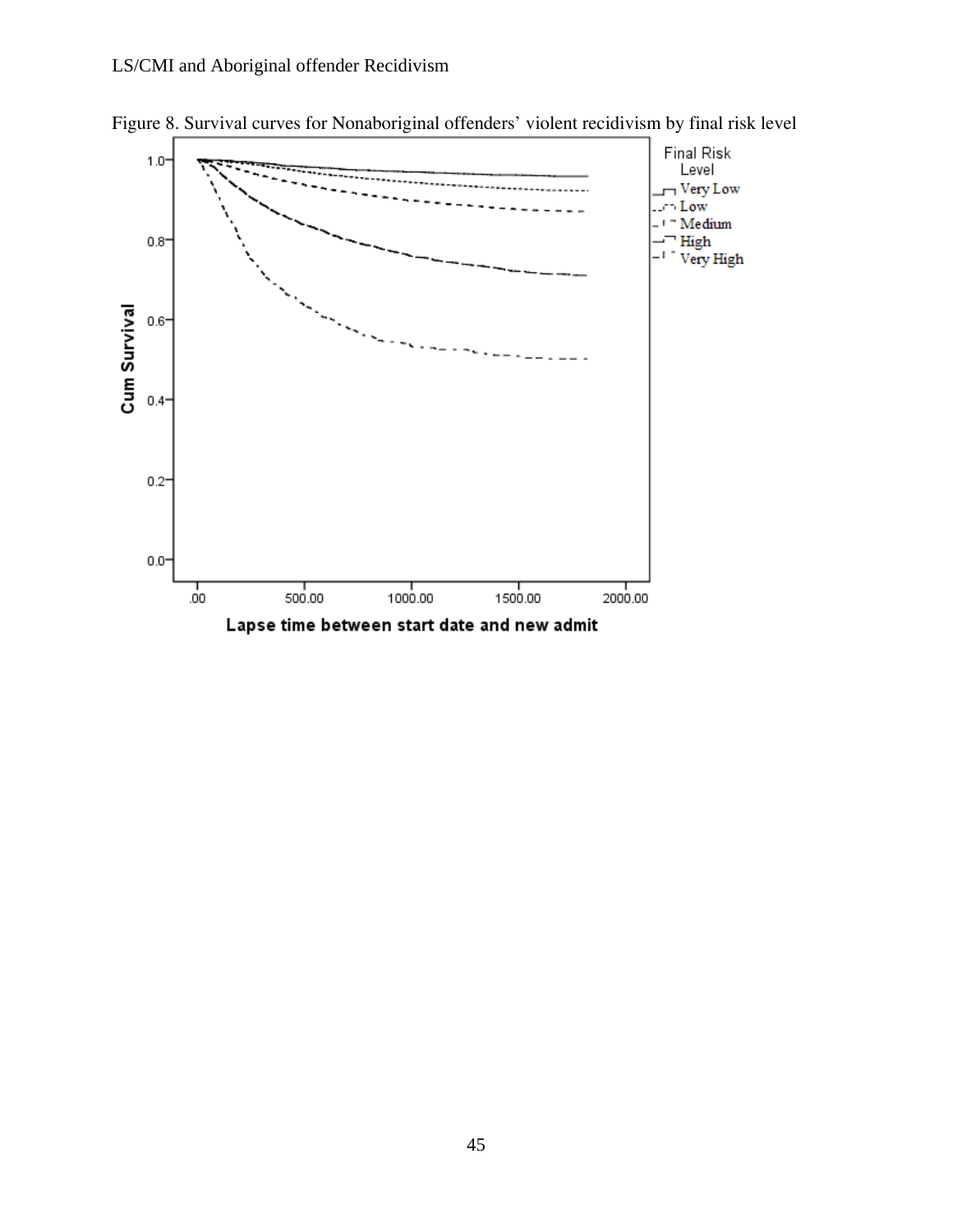Figure 8. Survival curves for Nonaboriginal offenders' violent recidivism by final risk level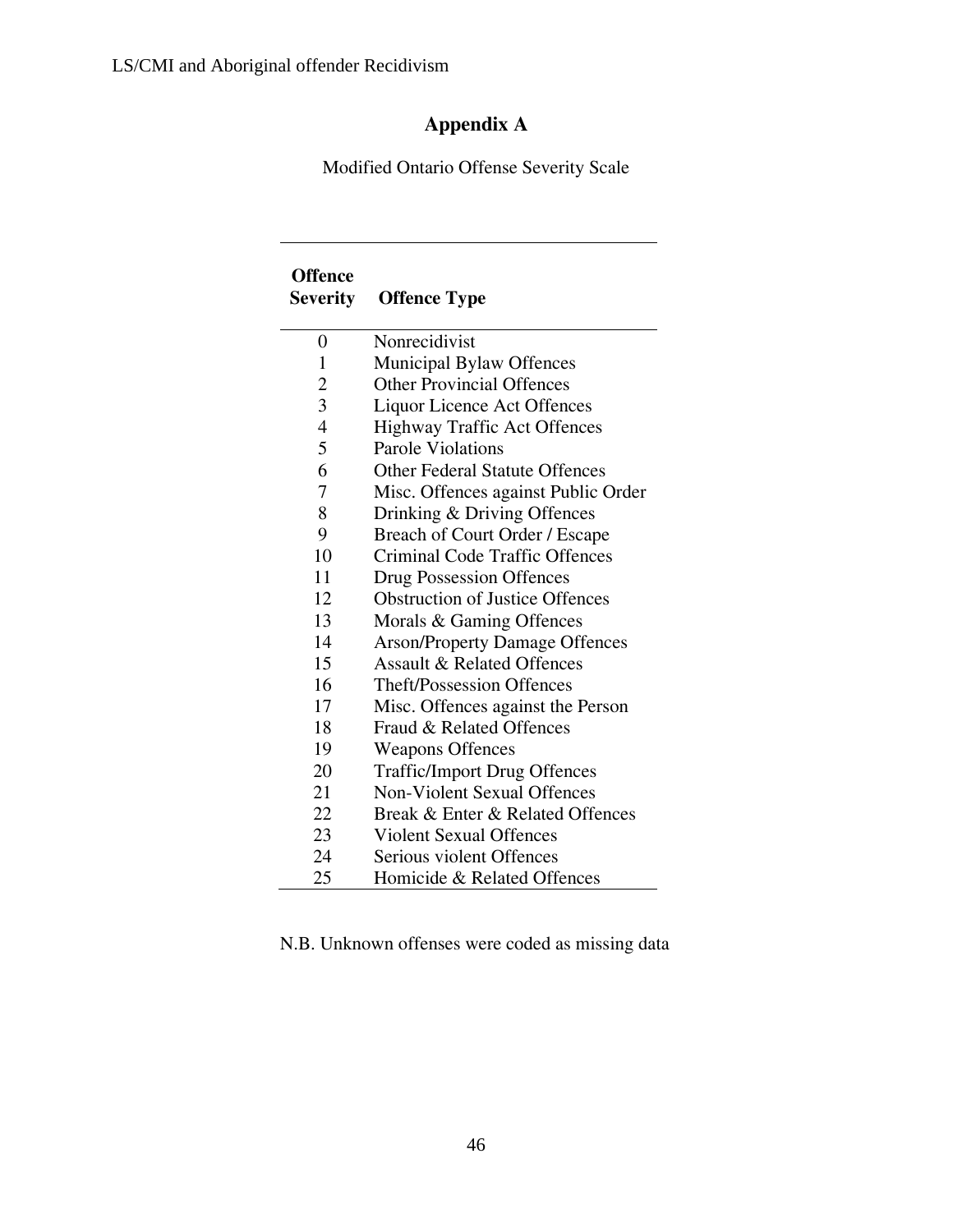# Appendix A

Modified Ontario Offense Severity Scale

| Offence Severity | Offence Type |
|---|---|
| 0 | Nonrecidivist |
| 1 | Municipal Bylaw Offences |
| 2 | Other Provincial Offences |
| 3 | Liquor Licence Act Offences |
| 4 | Highway Traffic Act Offences |
| 5 | Parole Violations |
| 6 | Other Federal Statute Offences |
| 7 | Misc. Offences against Public Order |
| 8 | Drinking & Driving Offences |
| 9 | Breach of Court Order / Escape |
| 10 | Criminal Code Traffic Offences |
| 11 | Drug Possession Offences |
| 12 | Obstruction of Justice Offences |
| 13 | Morals & Gaming Offences |
| 14 | Arson/Property Damage Offences |
| 15 | Assault & Related Offences |
| 16 | Theft/Possession Offences |
| 17 | Misc. Offences against the Person |
| 18 | Fraud & Related Offences |
| 19 | Weapons Offences |
| 20 | Traffic/Import Drug Offences |
| 21 | Non-Violent Sexual Offences |
| 22 | Break & Enter & Related Offences |
| 23 | Violent Sexual Offences |
| 24 | Serious violent Offences |
| 25 | Homicide & Related Offences |

N.B. Unknown offenses were coded as missing data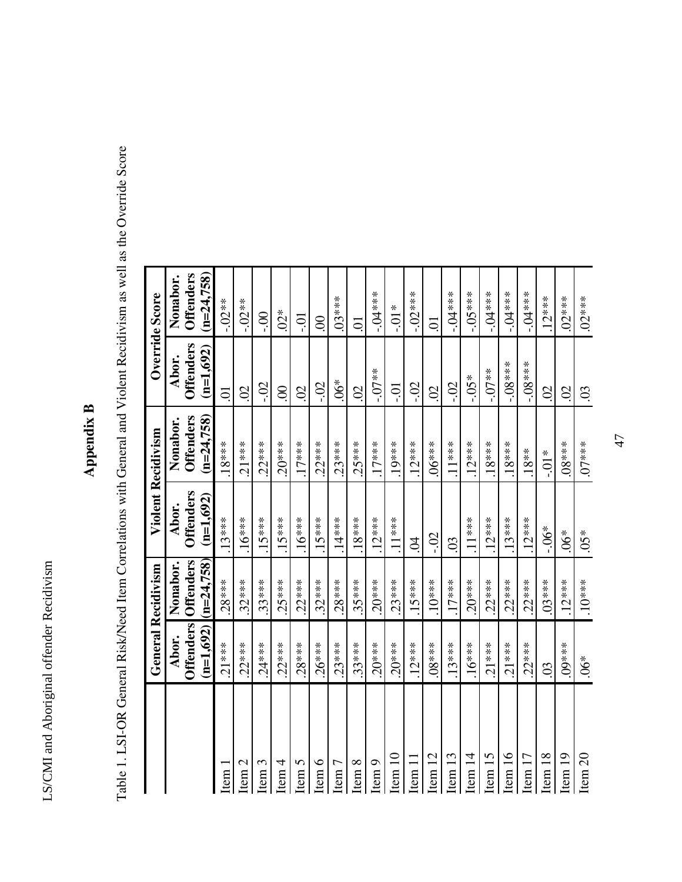# Appendix B

Table 1. LSI-OR General Risk/Need Item Correlations with General and Violent Recidivism as well as the Override Score

| | General Recidivism | | Violent Recidivism | | Override Score | |
|---|---|---|---|---|---|---|
| | Abor. Offenders (n=1,692) | Nonabor. Offenders (n=24,758) | Abor. Offenders (n=1,692) | Nonabor. Offenders (n=24,758) | Abor. Offenders (n=1,692) | Nonabor. Offenders (n=24,758) |
| Item 1 | .21*** | .28*** | .13*** | .18*** | .01 | -.02** |
| Item 2 | .22*** | .32*** | .16*** | .21*** | .02 | -.02** |
| Item 3 | .24*** | .33*** | .15*** | .22*** | -.02 | -.00 |
| Item 4 | .22*** | .25*** | .15*** | .20*** | .00 | .02* |
| Item 5 | .28*** | .22*** | .16*** | .17*** | .02 | -.01 |
| Item 6 | .26*** | .32*** | .15*** | .22*** | -.02 | .00 |
| Item 7 | .23*** | .28*** | .14*** | .23*** | .06* | .03*** |
| Item 8 | .33*** | .35*** | .18*** | .25*** | .02 | .01 |
| Item 9 | .20*** | .20*** | .12*** | .17*** | -.07** | -.04*** |
| Item 10 | .20*** | .23*** | .11*** | .19*** | -.01 | -.01* |
| Item 11 | .12*** | .15*** | .04 | .12*** | -.02 | -.02*** |
| Item 12 | .08*** | .10*** | -.02 | .06*** | .02 | .01 |
| Item 13 | .13*** | .17*** | .03 | .11*** | -.02 | -.04*** |
| Item 14 | .16*** | .20*** | .11*** | .12*** | -.05* | -.05*** |
| Item 15 | .21*** | .22*** | .12*** | .18*** | -.07** | -.04*** |
| Item 16 | .21*** | .22*** | .13*** | .18*** | -.08*** | -.04*** |
| Item 17 | .22*** | .22*** | .12*** | .18** | -.08*** | -.04*** |
| Item 18 | .03 | .03*** | -.06* | -.01* | .02 | .12*** |
| Item 19 | .09*** | .12*** | .06* | .08*** | .02 | .02*** |
| Item 20 | .06* | .10*** | .05* | .07*** | .03 | .02*** |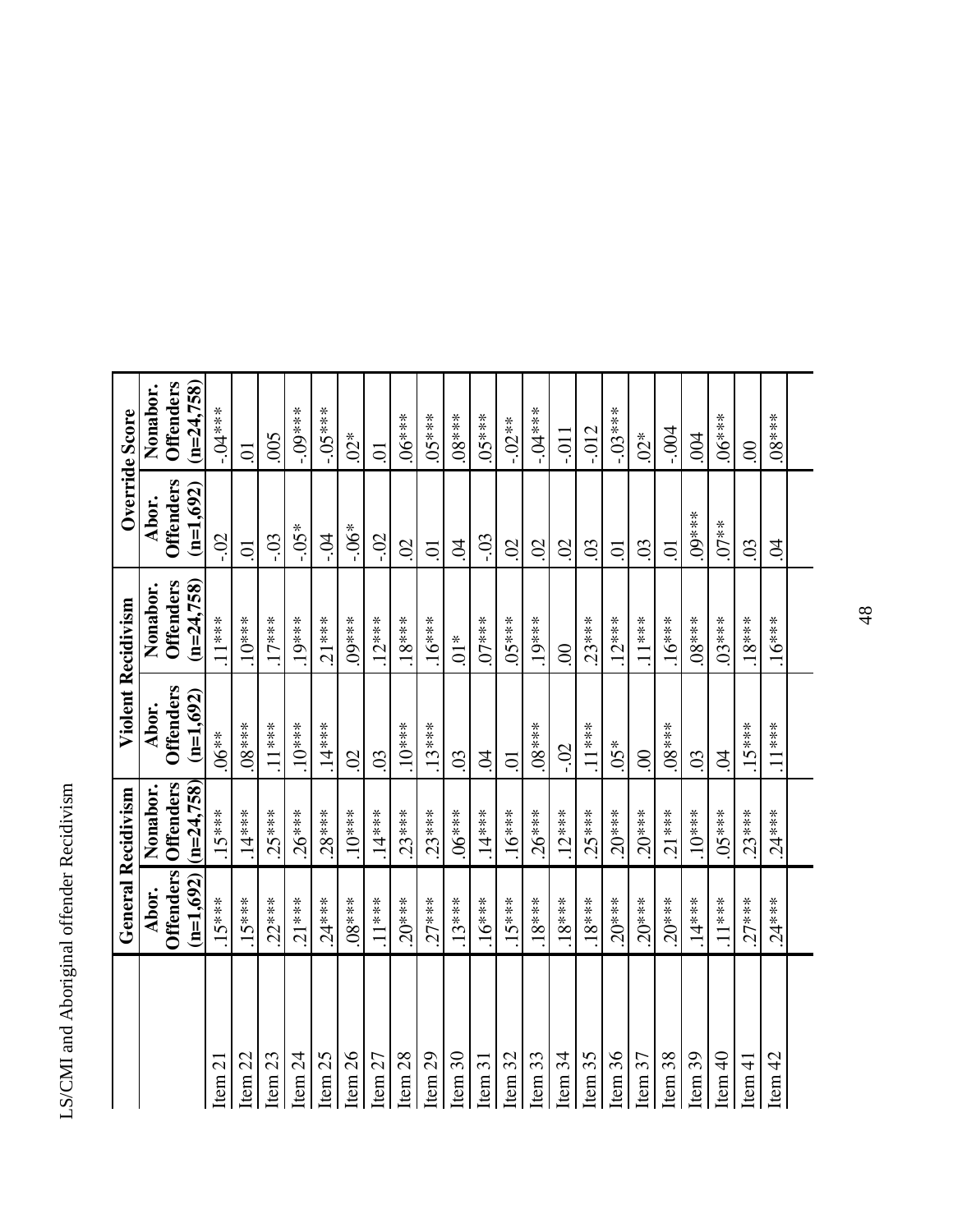| | General Recidivism | | Violent Recidivism | | Override Score | |
|---|---|---|---|---|---|---|
| | Abor. Offenders (n=1,692) | Nonabor. Offenders (n=24,758) | Abor. Offenders (n=1,692) | Nonabor. Offenders (n=24,758) | Abor. Offenders (n=1,692) | Nonabor. Offenders (n=24,758) |
| Item 21 | .15*** | .15*** | .06** | .11*** | -.02 | -.04*** |
| Item 22 | .15*** | .14*** | .08*** | .10*** | .01 | .01 |
| Item 23 | .22*** | .25*** | .11*** | .17*** | -.03 | .005 |
| Item 24 | .21*** | .26*** | .10*** | .19*** | -.05* | -.09*** |
| Item 25 | .24*** | .28*** | .14*** | .21*** | -.04 | -.05*** |
| Item 26 | .08*** | .10*** | .02 | .09*** | -.06* | .02* |
| Item 27 | .11*** | .14*** | .03 | .12*** | -.02 | .01 |
| Item 28 | .20*** | .23*** | .10*** | .18*** | .02 | .06*** |
| Item 29 | .27*** | .23*** | .13*** | .16*** | .01 | .05*** |
| Item 30 | .13*** | .06*** | .03 | .01* | .04 | .08*** |
| Item 31 | .16*** | .14*** | .04 | .07*** | -.03 | .05*** |
| Item 32 | .15*** | .16*** | .01 | .05*** | .02 | -.02** |
| Item 33 | .18*** | .26*** | .08*** | .19*** | .02 | -.04*** |
| Item 34 | .18*** | .12*** | -.02 | .00 | .02 | -.011 |
| Item 35 | .18*** | .25*** | .11*** | .23*** | .03 | -.012 |
| Item 36 | .20*** | .20*** | .05* | .12*** | .01 | -.03*** |
| Item 37 | .20*** | .20*** | .00 | .11*** | .03 | .02* |
| Item 38 | .20*** | .21*** | .08*** | .16*** | .01 | -.004 |
| Item 39 | .14*** | .10*** | .03 | .08*** | .09*** | .004 |
| Item 40 | .11*** | .05*** | .04 | .03*** | .07** | .06*** |
| Item 41 | .27*** | .23*** | .15*** | .18*** | .03 | .00 |
| Item 42 | .24*** | .24*** | .11*** | .16*** | .04 | .08*** |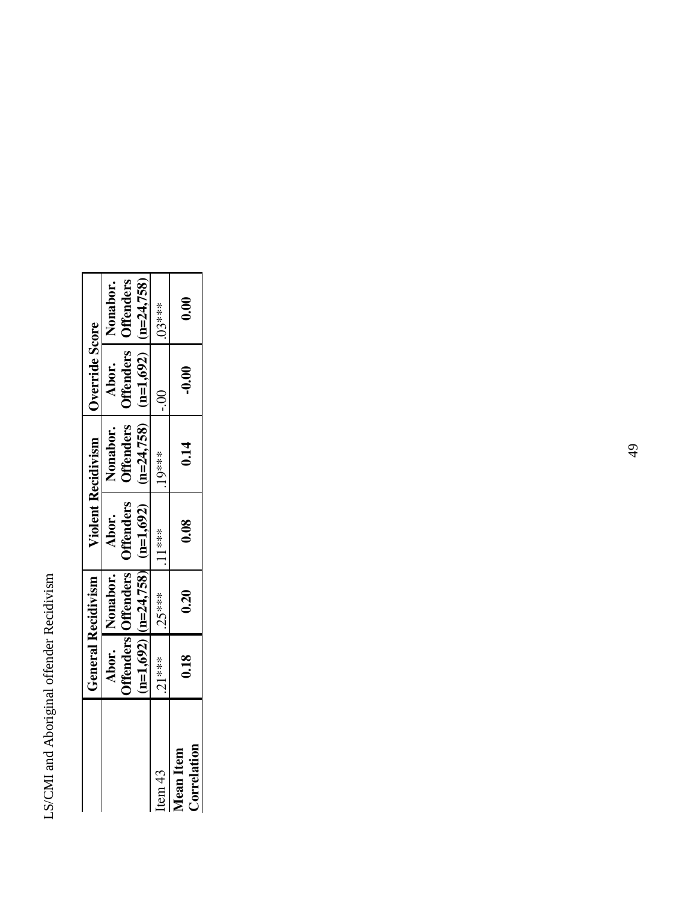LS/CMI and Aboriginal offender Recidivism

| | General Recidivism | | Violent Recidivism | | Override Score | |
|---|---|---|---|---|---|---|
| | **Abor. Offenders (n=1,692)** | **Nonabor. Offenders (n=24,758)** | **Abor. Offenders (n=1,692)** | **Nonabor. Offenders (n=24,758)** | **Abor. Offenders (n=1,692)** | **Nonabor. Offenders (n=24,758)** |
| Item 43 | .21*** | .25*** | .11*** | .19*** | -.00 | .03*** |
| **Mean Item Correlation** | **0.18** | **0.20** | **0.08** | **0.14** | **-0.00** | **0.00** |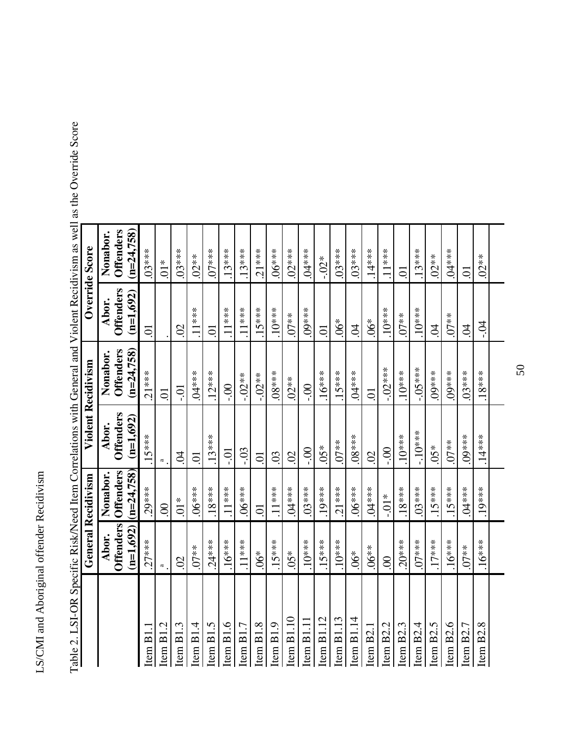Table 2. LSI-OR Specific Risk/Need Item Correlations with General and Violent Recidivism as well as the Override Score

| | General Recidivism | | Violent Recidivism | | Override Score | |
|---|---|---|---|---|---|---|
| | Abor. Offenders (n=1,692) | Nonabor. Offenders (n=24,758) | Abor. Offenders (n=1,692) | Nonabor. Offenders (n=24,758) | Abor. Offenders (n=1,692) | Nonabor. Offenders (n=24,758) |
| Item B1.1 | .27*** | .29*** | .15*** | .21*** | .01 | .03*** |
| Item B1.2 | .[a] | .00 | .[a] | .01 | . | .01* |
| Item B1.3 | .02 | .01* | .04 | -.01 | .02 | .03*** |
| Item B1.4 | .07** | .06*** | .01 | .04*** | .11*** | .02** |
| Item B1.5 | .24*** | .18*** | .13*** | .12*** | .01 | .07*** |
| Item B1.6 | .16*** | .11*** | -.01 | -.00 | .11*** | .13*** |
| Item B1.7 | .11*** | .06*** | -.03 | -.02** | .11*** | .13*** |
| Item B1.8 | .06* | .01 | .01 | -.02** | .15*** | .21*** |
| Item B1.9 | .15*** | .11*** | .03 | .08*** | .10*** | .06*** |
| Item B1.10 | .05* | .04*** | .02 | .02** | .07** | .02*** |
| Item B1.11 | .10*** | .03*** | -.00 | -.00 | .09*** | .04*** |
| Item B1.12 | .15*** | .19*** | .05* | .16*** | .01 | -.02* |
| Item B1.13 | .10*** | .21*** | .07** | .15*** | .06* | .03*** |
| Item B1.14 | .06* | .06*** | .08*** | .04*** | .04 | .03*** |
| Item B2.1 | .06** | .04*** | .02 | .01 | .06* | .14*** |
| Item B2.2 | .00 | -.01* | -.00 | -.02*** | .10*** | .11*** |
| Item B2.3 | .20*** | .18*** | .10*** | .10*** | .07** | .01 |
| Item B2.4 | .07*** | .03*** | -.10*** | -.05*** | .10*** | .13*** |
| Item B2.5 | .17*** | .15*** | .05* | .09*** | .04 | .02** |
| Item B2.6 | .16*** | .15*** | .07** | .09*** | .07** | .04*** |
| Item B2.7 | .07** | .04*** | .09*** | .03*** | .04 | .01 |
| Item B2.8 | .16*** | .19*** | .14*** | .18*** | -.04 | .02** |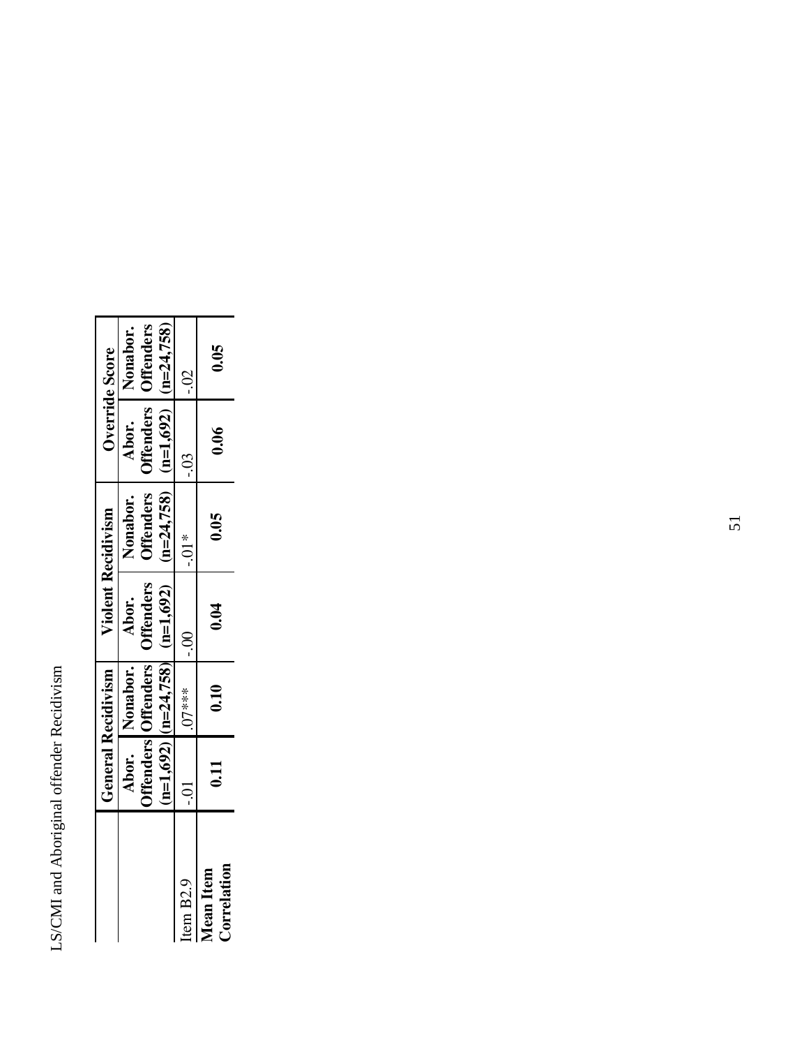| | General Recidivism | | Violent Recidivism | | Override Score | |
|---|---|---|---|---|---|---|
| | **Abor. Offenders (n=1,692)** | **Nonabor. Offenders (n=24,758)** | **Abor. Offenders (n=1,692)** | **Nonabor. Offenders (n=24,758)** | **Abor. Offenders (n=1,692)** | **Nonabor. Offenders (n=24,758)** |
| Item B2.9 | -.01 | .07*** | -.00 | -.01* | -.03 | -.02 |
| **Mean Item Correlation** | **0.11** | **0.10** | **0.04** | **0.05** | **0.06** | **0.05** |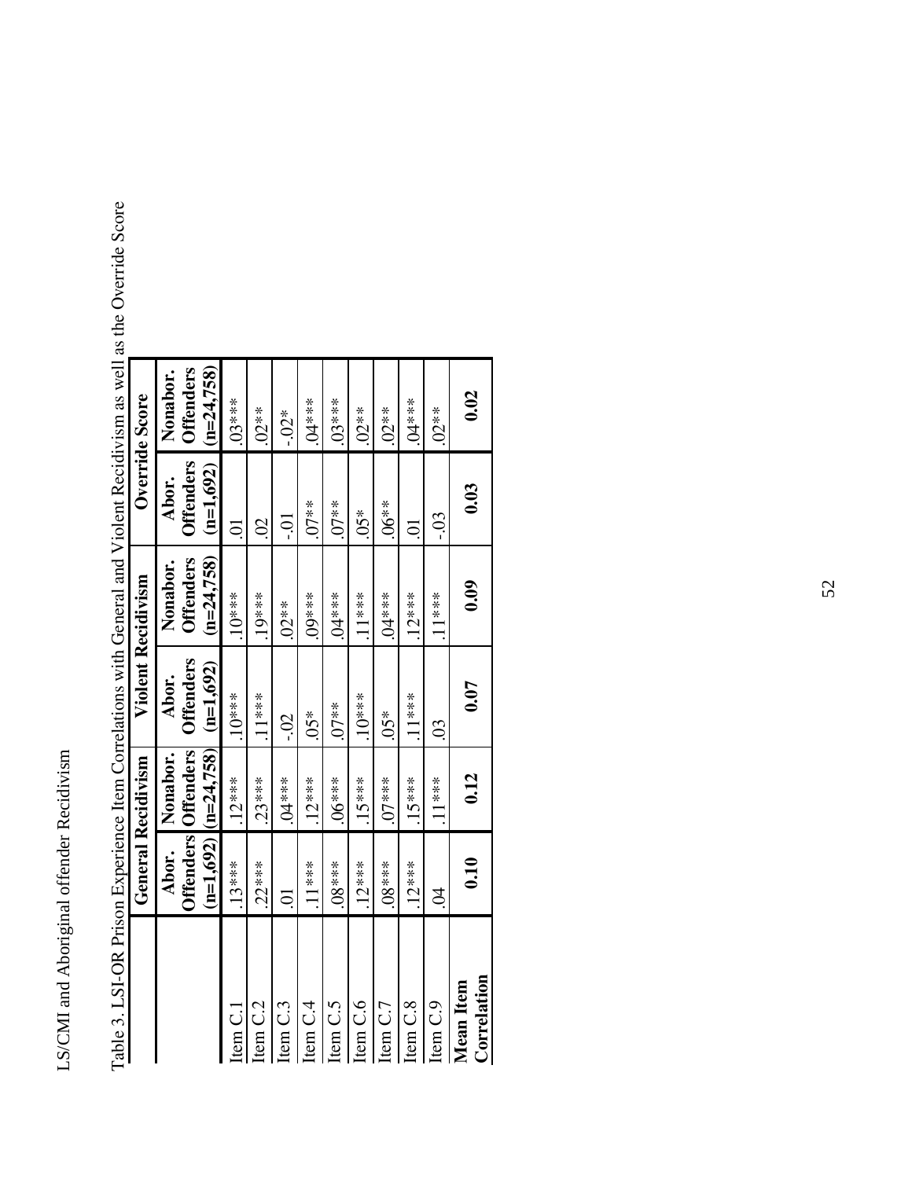Table 3. LSI-OR Prison Experience Item Correlations with General and Violent Recidivism as well as the Override Score

| | General Recidivism | | Violent Recidivism | | Override Score | |
|---|---|---|---|---|---|---|
| | Abor. Offenders (n=1,692) | Nonabor. Offenders (n=24,758) | Abor. Offenders (n=1,692) | Nonabor. Offenders (n=24,758) | Abor. Offenders (n=1,692) | Nonabor. Offenders (n=24,758) |
| Item C.1 | .13*** | .12*** | .10*** | .10*** | .01 | .03*** |
| Item C.2 | .22*** | .23*** | .11*** | .19*** | .02 | .02** |
| Item C.3 | .01 | .04*** | -.02 | .02** | -.01 | -.02* |
| Item C.4 | .11*** | .12*** | .05* | .09*** | .07** | .04*** |
| Item C.5 | .08*** | .06*** | .07** | .04*** | .07** | .03*** |
| Item C.6 | .12*** | .15*** | .10*** | .11*** | .05* | .02** |
| Item C.7 | .08*** | .07*** | .05* | .04*** | .06** | .02** |
| Item C.8 | .12*** | .15*** | .11*** | .12*** | .01 | .04*** |
| Item C.9 | .04 | .11*** | .03 | .11*** | -.03 | .02** |
| **Mean Item Correlation** | **0.10** | **0.12** | **0.07** | **0.09** | **0.03** | **0.02** |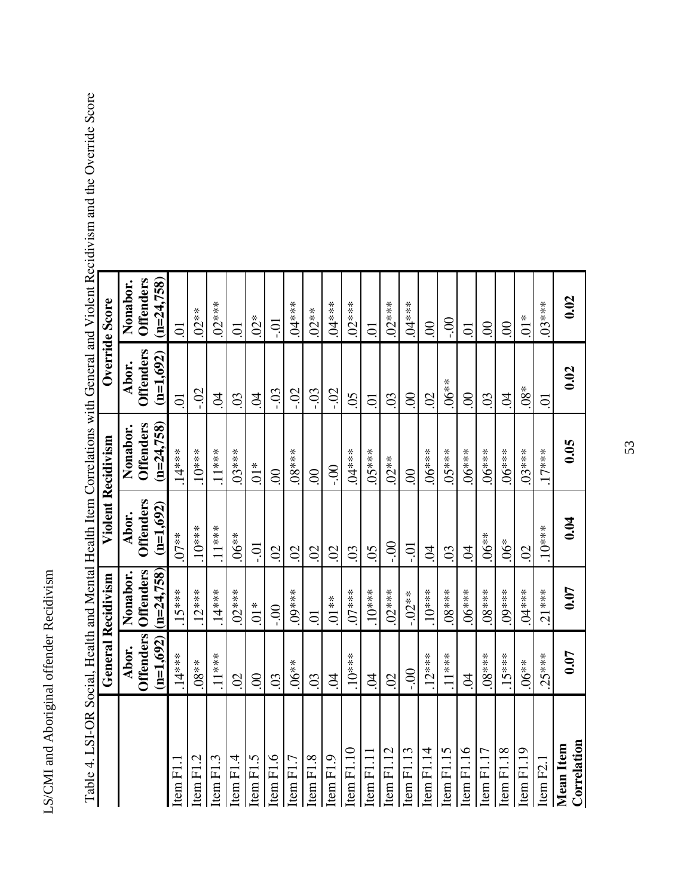Table 4. LSI-OR Social, Health and Mental Health Item Correlations with General and Violent Recidivism and the Override Score

| | General Recidivism | | Violent Recidivism | | Override Score | |
|---|---|---|---|---|---|---|
| | **Abor. Offenders (n=1,692)** | **Nonabor. Offenders (n=24,758)** | **Abor. Offenders (n=1,692)** | **Nonabor. Offenders (n=24,758)** | **Abor. Offenders (n=1,692)** | **Nonabor. Offenders (n=24,758)** |
| Item F1.1 | .14*** | .15*** | .07** | .14*** | .01 | .01 |
| Item F1.2 | .08** | .12*** | .10*** | .10*** | -.02 | .02** |
| Item F1.3 | .11*** | .14*** | .11*** | .11*** | .04 | .02*** |
| Item F1.4 | .02 | .02*** | .06** | .03*** | .03 | .01 |
| Item F1.5 | .00 | .01* | -.01 | .01* | .04 | .02* |
| Item F1.6 | .03 | -.00 | .02 | .00 | -.03 | -.01 |
| Item F1.7 | .06** | .09*** | .02 | .08*** | -.02 | .04*** |
| Item F1.8 | .03 | .01 | .02 | .00 | -.03 | .02** |
| Item F1.9 | .04 | .01** | .02 | -.00 | -.02 | .04*** |
| Item F1.10 | .10*** | .07*** | .03 | .04*** | .05 | .02*** |
| Item F1.11 | .04 | .10*** | .05 | .05*** | .01 | .01 |
| Item F1.12 | .02 | .02*** | -.00 | .02** | .03 | .02*** |
| Item F1.13 | -.00 | -.02** | -.01 | .00 | .00 | .04*** |
| Item F1.14 | .12*** | .10*** | .04 | .06*** | .02 | .00 |
| Item F1.15 | .11*** | .08*** | .03 | .05*** | .06** | -.00 |
| Item F1.16 | .04 | .06*** | .04 | .06*** | .00 | .01 |
| Item F1.17 | .08*** | .08*** | .06** | .06*** | .03 | .00 |
| Item F1.18 | .15*** | .09*** | .06* | .06*** | .04 | .00 |
| Item F1.19 | .06** | .04*** | .02 | .03*** | .08* | .01* |
| Item F2.1 | .25*** | .21*** | .10*** | .17*** | .01 | .03*** |
| **Mean Item Correlation** | **0.07** | **0.07** | **0.04** | **0.05** | **0.02** | **0.02** |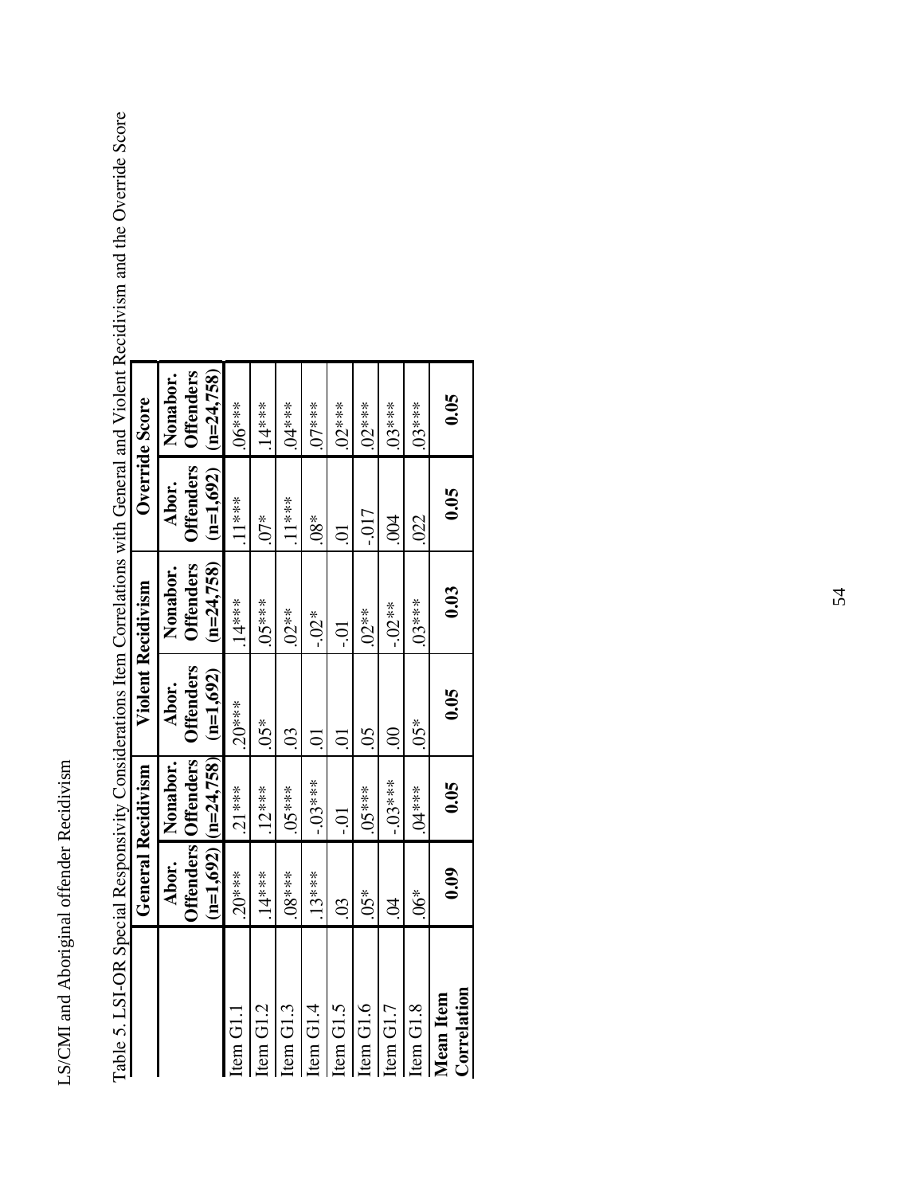Table 5. LSI-OR Special Responsivity Considerations Item Correlations with General and Violent Recidivism and the Override Score

| | General Recidivism | | Violent Recidivism | | Override Score | |
|---|---|---|---|---|---|---|
| | Abor. Offenders (n=1,692) | Nonabor. Offenders (n=24,758) | Abor. Offenders (n=1,692) | Nonabor. Offenders (n=24,758) | Abor. Offenders (n=1,692) | Nonabor. Offenders (n=24,758) |
| Item G1.1 | .20*** | .21*** | .20*** | .14*** | .11*** | .06*** |
| Item G1.2 | .14*** | .12*** | .05* | .05*** | .07* | .14*** |
| Item G1.3 | .08*** | .05*** | .03 | .02** | .11*** | .04*** |
| Item G1.4 | .13*** | -.03*** | .01 | -.02* | .08* | .07*** |
| Item G1.5 | .03 | -.01 | .01 | -.01 | .01 | .02*** |
| Item G1.6 | .05* | .05*** | .05 | .02** | -.017 | .02*** |
| Item G1.7 | .04 | -.03*** | .00 | -.02** | .004 | .03*** |
| Item G1.8 | .06* | .04*** | .05* | .03*** | .022 | .03*** |
| **Mean Item Correlation** | **0.09** | **0.05** | **0.05** | **0.03** | **0.05** | **0.05** |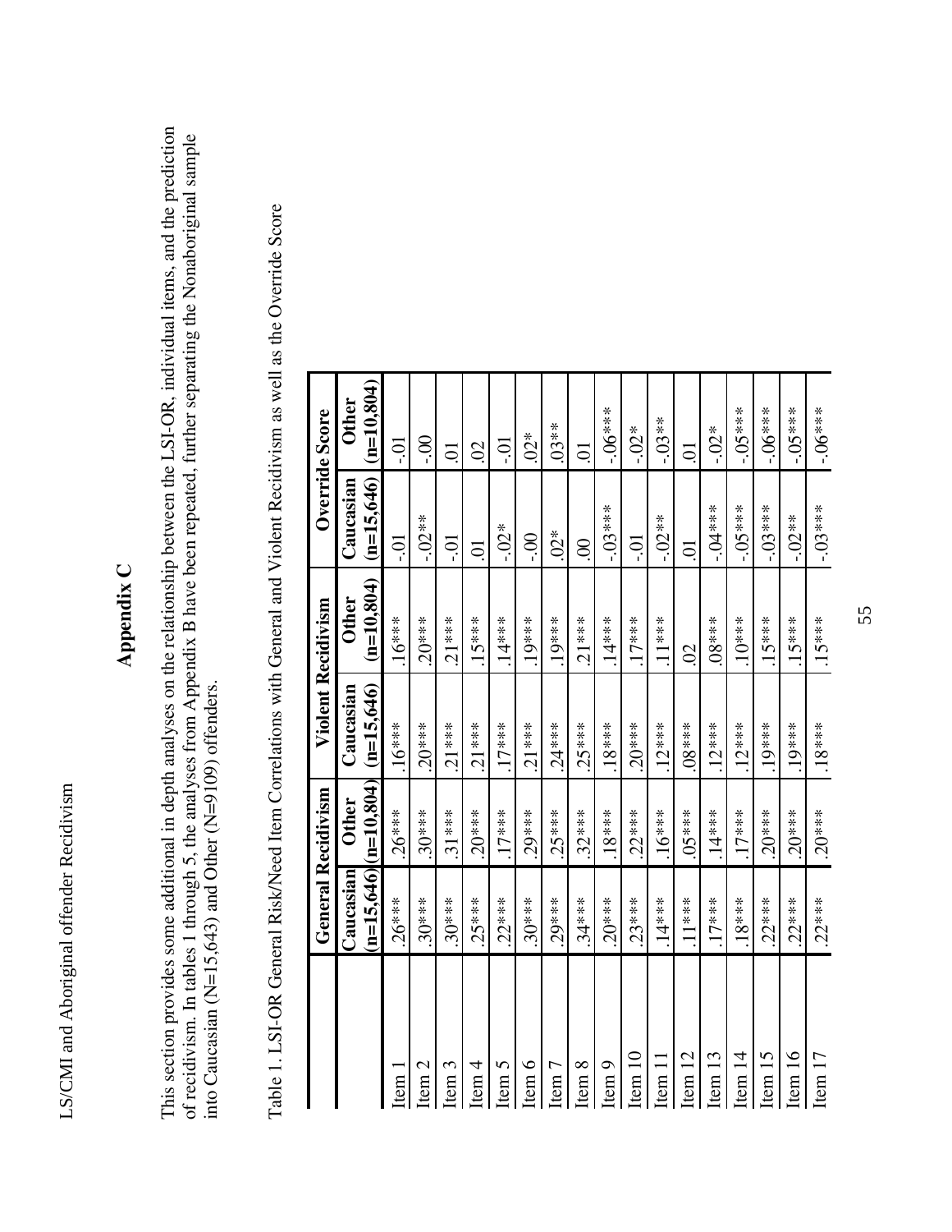# Appendix C

This section provides some additional in depth analyses on the relationship between the LSI-OR, individual items, and the prediction of recidivism. In tables 1 through 5, the analyses from Appendix B have been repeated, further separating the Nonaboriginal sample into Caucasian (N=15,643) and Other (N=9109) offenders.

Table 1. LSI-OR General Risk/Need Item Correlations with General and Violent Recidivism as well as the Override Score

| | General Recidivism | | Violent Recidivism | | Override Score | |
|---|---|---|---|---|---|---|
| | Caucasian (n=15,646) | Other (n=10,804) | Caucasian (n=15,646) | Other (n=10,804) | Caucasian (n=15,646) | Other (n=10,804) |
| Item 1 | .26*** | .26*** | .16*** | .16*** | -.01 | -.01 |
| Item 2 | .30*** | .30*** | .20*** | .20*** | -.02** | -.00 |
| Item 3 | .30*** | .31*** | .21*** | .21*** | -.01 | .01 |
| Item 4 | .25*** | .20*** | .21*** | .15*** | .01 | .02 |
| Item 5 | .22*** | .17*** | .17*** | .14*** | -.02* | -.01 |
| Item 6 | .30*** | .29*** | .21*** | .19*** | -.00 | .02* |
| Item 7 | .29*** | .25*** | .24*** | .19*** | .02* | .03** |
| Item 8 | .34*** | .32*** | .25*** | .21*** | .00 | .01 |
| Item 9 | .20*** | .18*** | .18*** | .14*** | -.03*** | -.06*** |
| Item 10 | .23*** | .22*** | .20*** | .17*** | -.01 | -.02* |
| Item 11 | .14*** | .16*** | .12*** | .11*** | -.02** | -.03** |
| Item 12 | .11*** | .05*** | .08*** | .02 | .01 | .01 |
| Item 13 | .17*** | .14*** | .12*** | .08*** | -.04*** | -.02* |
| Item 14 | .18*** | .17*** | .12*** | .10*** | -.05*** | -.05*** |
| Item 15 | .22*** | .20*** | .19*** | .15*** | -.03*** | -.06*** |
| Item 16 | .22*** | .20*** | .19*** | .15*** | -.02** | -.05*** |
| Item 17 | .22*** | .20*** | .18*** | .15*** | -.03*** | -.06*** |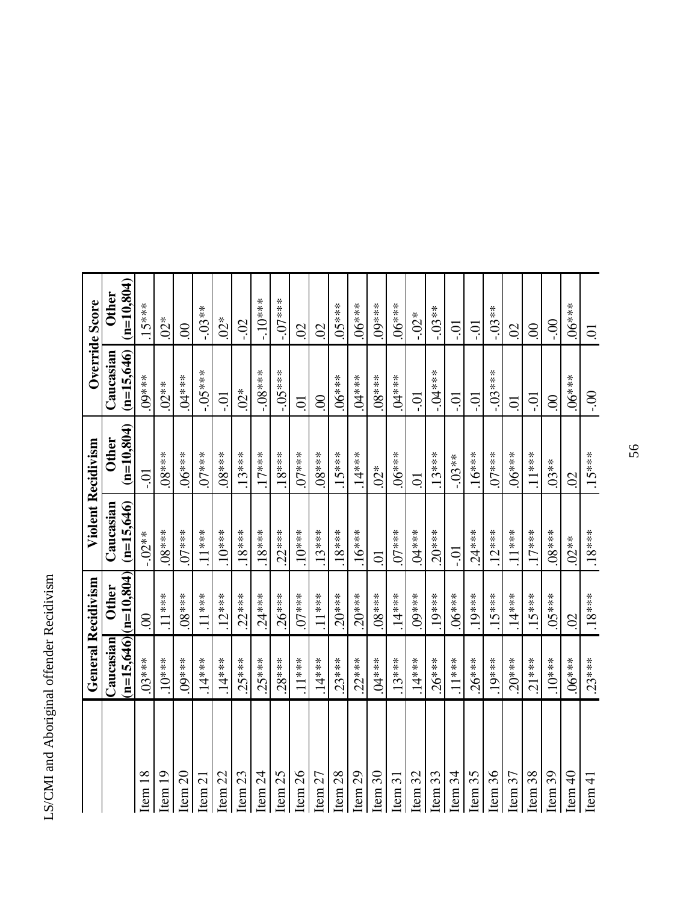LS/CMI and Aboriginal offender Recidivism

| | General Recidivism | | Violent Recidivism | | Override Score | |
|---|---|---|---|---|---|---|
| | Caucasian (n=15,646) | Other (n=10,804) | Caucasian (n=15,646) | Other (n=10,804) | Caucasian (n=15,646) | Other (n=10,804) |
| Item 18 | .03*** | .00 | -.02** | -.01 | .09*** | .15*** |
| Item 19 | .10*** | .11*** | .08*** | .08*** | .02** | .02* |
| Item 20 | .09*** | .08*** | .07*** | .06*** | .04*** | .00 |
| Item 21 | .14*** | .11*** | .11*** | .07*** | -.05*** | -.03** |
| Item 22 | .14*** | .12*** | .10*** | .08*** | -.01 | .02* |
| Item 23 | .25*** | .22*** | .18*** | .13*** | .02* | -.02 |
| Item 24 | .25*** | .24*** | .18*** | .17*** | -.08*** | -.10*** |
| Item 25 | .28*** | .26*** | .22*** | .18*** | -.05*** | -.07*** |
| Item 26 | .11*** | .07*** | .10*** | .07*** | .01 | .02 |
| Item 27 | .14*** | .11*** | .13*** | .08*** | .00 | .02 |
| Item 28 | .23*** | .20*** | .18*** | .15*** | .06*** | .05*** |
| Item 29 | .22*** | .20*** | .16*** | .14*** | .04*** | .06*** |
| Item 30 | .04*** | .08*** | .01 | .02* | .08*** | .09*** |
| Item 31 | .13*** | .14*** | .07*** | .06*** | .04*** | .06*** |
| Item 32 | .14*** | .09*** | .04*** | .01 | -.01 | -.02* |
| Item 33 | .26*** | .19*** | .20*** | .13*** | -.04*** | -.03** |
| Item 34 | .11*** | .06*** | -.01 | -.03** | -.01 | -.01 |
| Item 35 | .26*** | .19*** | .24*** | .16*** | -.01 | -.01 |
| Item 36 | .19*** | .15*** | .12*** | .07*** | -.03*** | -.03** |
| Item 37 | .20*** | .14*** | .11*** | .06*** | .01 | .02 |
| Item 38 | .21*** | .15*** | .17*** | .11*** | -.01 | .00 |
| Item 39 | .10*** | .05*** | .08*** | .03** | .00 | -.00 |
| Item 40 | .06*** | .02 | .02** | .02 | .06*** | .06*** |
| Item 41 | .23*** | .18*** | .18*** | .15*** | -.00 | .01 |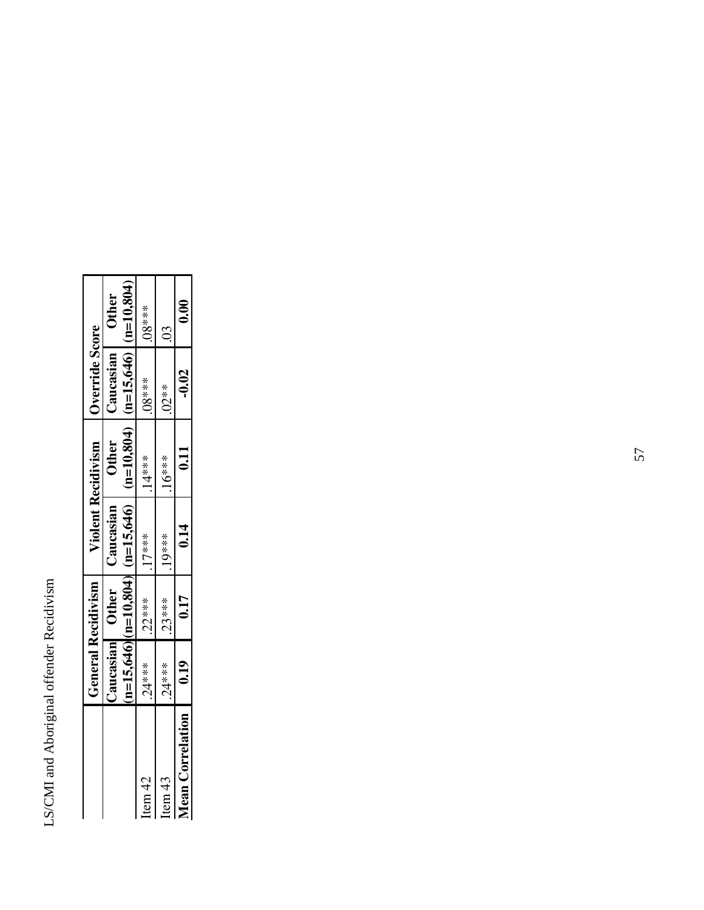LS/CMI and Aboriginal offender Recidivism

| | General Recidivism | | Violent Recidivism | | Override Score | |
|---|---|---|---|---|---|---|
| | Caucasian (n=15,646) | Other (n=10,804) | Caucasian (n=15,646) | Other (n=10,804) | Caucasian (n=15,646) | Other (n=10,804) |
| Item 42 | .24*** | .22*** | .17*** | .14*** | .08*** | .08*** |
| Item 43 | .24*** | .23*** | .19*** | .16*** | .02** | .03 |
| **Mean Correlation** | **0.19** | **0.17** | **0.14** | **0.11** | **-0.02** | **0.00** |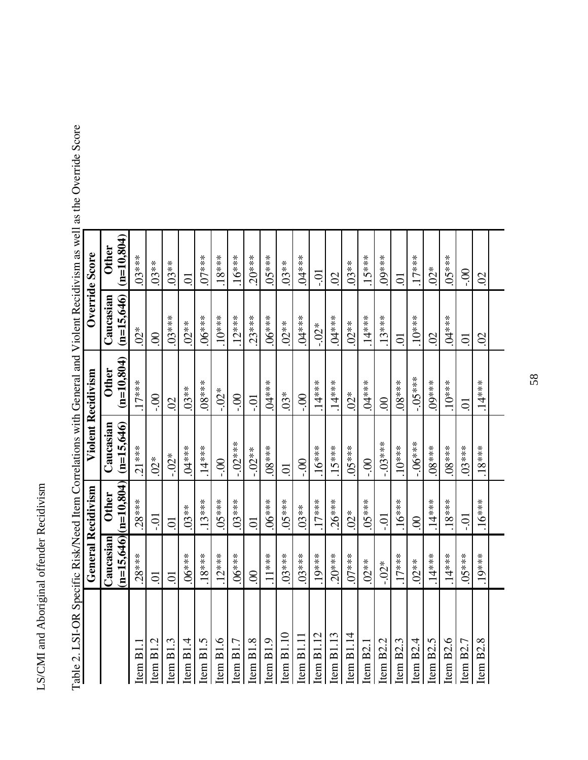Table 2. LSI-OR Specific Risk/Need Item Correlations with General and Violent Recidivism as well as the Override Score

| | General Recidivism | | Violent Recidivism | | Override Score | |
|---|---|---|---|---|---|---|
| | Caucasian (n=15,646) | Other (n=10,804) | Caucasian (n=15,646) | Other (n=10,804) | Caucasian (n=15,646) | Other (n=10,804) |
| Item B1.1 | .28*** | .28*** | .21*** | .17*** | .02* | .03*** |
| Item B1.2 | .01 | -.01 | .02* | -.00 | .00 | .03** |
| Item B1.3 | .01 | .01 | -.02* | .02 | .03*** | .03** |
| Item B1.4 | .06*** | .03** | .04*** | .03** | .02** | .01 |
| Item B1.5 | .18*** | .13*** | .14*** | .08*** | .06*** | .07*** |
| Item B1.6 | .12*** | .05*** | -.00 | -.02* | .10*** | .18*** |
| Item B1.7 | .06*** | .03*** | -.02*** | -.00 | .12*** | .16*** |
| Item B1.8 | .00 | .01 | -.02** | -.01 | .23*** | .20*** |
| Item B1.9 | .11*** | .06*** | .08*** | .04*** | .06*** | .05*** |
| Item B1.10 | .03*** | .05*** | .01 | .03* | .02** | .03** |
| Item B1.11 | .03*** | .03** | -.00 | -.00 | .04*** | .04*** |
| Item B1.12 | .19*** | .17*** | .16*** | .14*** | -.02* | -.01 |
| Item B1.13 | .20*** | .26*** | .15*** | .14*** | .04*** | .02 |
| Item B1.14 | .07*** | .02* | .05*** | .02* | .02** | .03** |
| Item B2.1 | .02** | .05*** | -.00 | .04*** | .14*** | .15*** |
| Item B2.2 | -.02* | -.01 | -.03*** | .00 | .13*** | .09*** |
| Item B2.3 | .17*** | .16*** | .10*** | .08*** | .01 | .01 |
| Item B2.4 | .02** | .00 | -.06*** | -.05*** | .10*** | .17*** |
| Item B2.5 | .14*** | .14*** | .08*** | .09*** | .02 | .02* |
| Item B2.6 | .14*** | .18*** | .08*** | .10*** | .04*** | .05*** |
| Item B2.7 | .05*** | -.01 | .03*** | .01 | .01 | -.00 |
| Item B2.8 | .19*** | .16*** | .18*** | .14*** | .02 | .02 |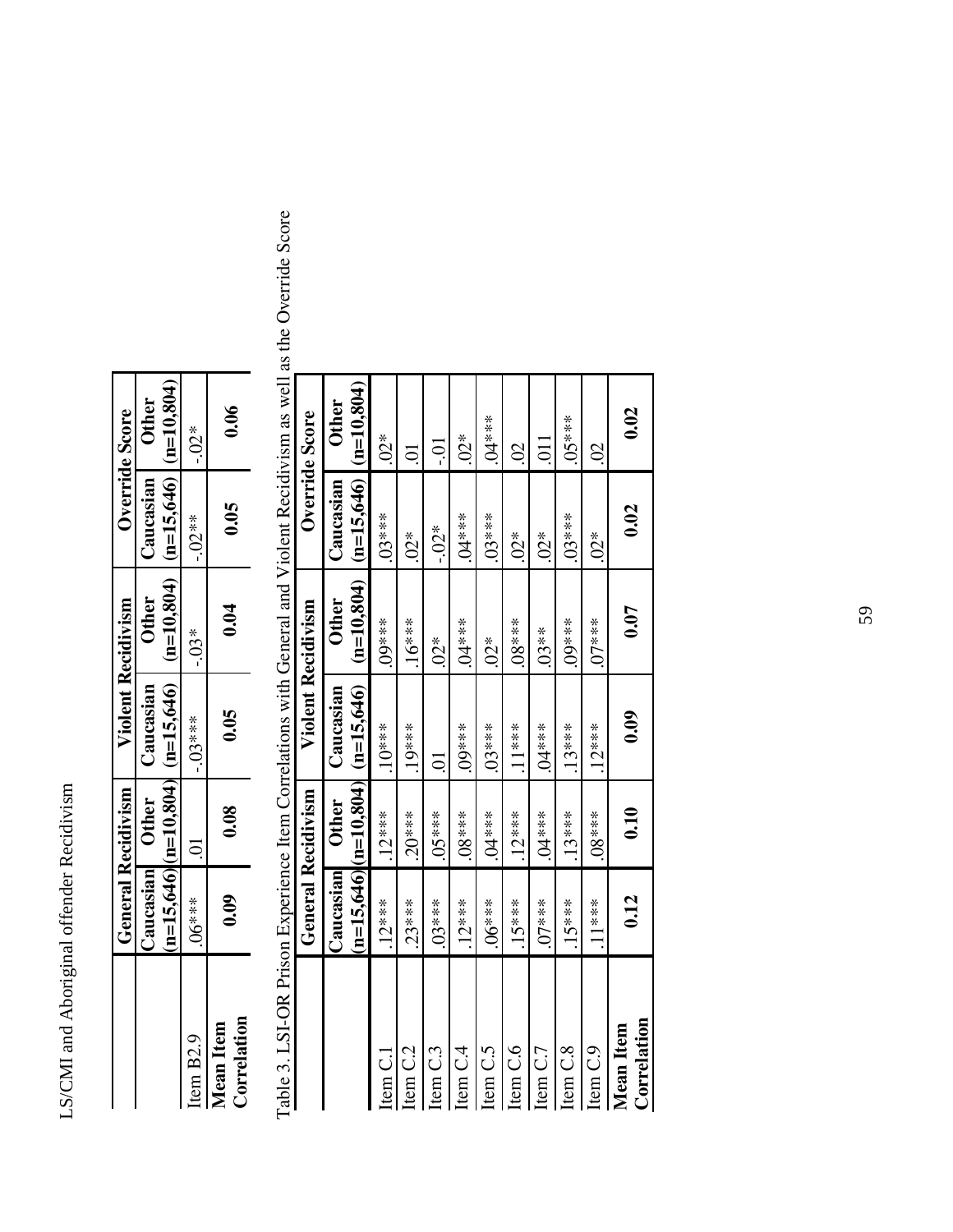| | General Recidivism | | Violent Recidivism | | Override Score | |
|---|---|---|---|---|---|---|
| | Caucasian (n=15,646) | Other (n=10,804) | Caucasian (n=15,646) | Other (n=10,804) | Caucasian (n=15,646) | Other (n=10,804) |
| Item B2.9 | .06*** | .01 | -.03*** | -.03* | -.02** | -.02* |
| **Mean Item Correlation** | **0.09** | **0.08** | **0.05** | **0.04** | **0.05** | **0.06** |

Table 3. LSI-OR Prison Experience Item Correlations with General and Violent Recidivism as well as the Override Score

| | General Recidivism | | Violent Recidivism | | Override Score | |
|---|---|---|---|---|---|---|
| | Caucasian (n=15,646) | Other (n=10,804) | Caucasian (n=15,646) | Other (n=10,804) | Caucasian (n=15,646) | Other (n=10,804) |
| Item C.1 | .12*** | .12*** | .10*** | .09*** | .03*** | .02* |
| Item C.2 | .23*** | .20*** | .19*** | .16*** | .02* | .01 |
| Item C.3 | .03*** | .05*** | .01 | .02* | -.02* | -.01 |
| Item C.4 | .12*** | .08*** | .09*** | .04*** | .04*** | .02* |
| Item C.5 | .06*** | .04*** | .03*** | .02* | .03*** | .04*** |
| Item C.6 | .15*** | .12*** | .11*** | .08*** | .02* | .02 |
| Item C.7 | .07*** | .04*** | .04*** | .03** | .02* | .011 |
| Item C.8 | .15*** | .13*** | .13*** | .09*** | .03*** | .05*** |
| Item C.9 | .11*** | .08*** | .12*** | .07*** | .02* | .02 |
| **Mean Item Correlation** | **0.12** | **0.10** | **0.09** | **0.07** | **0.02** | **0.02** |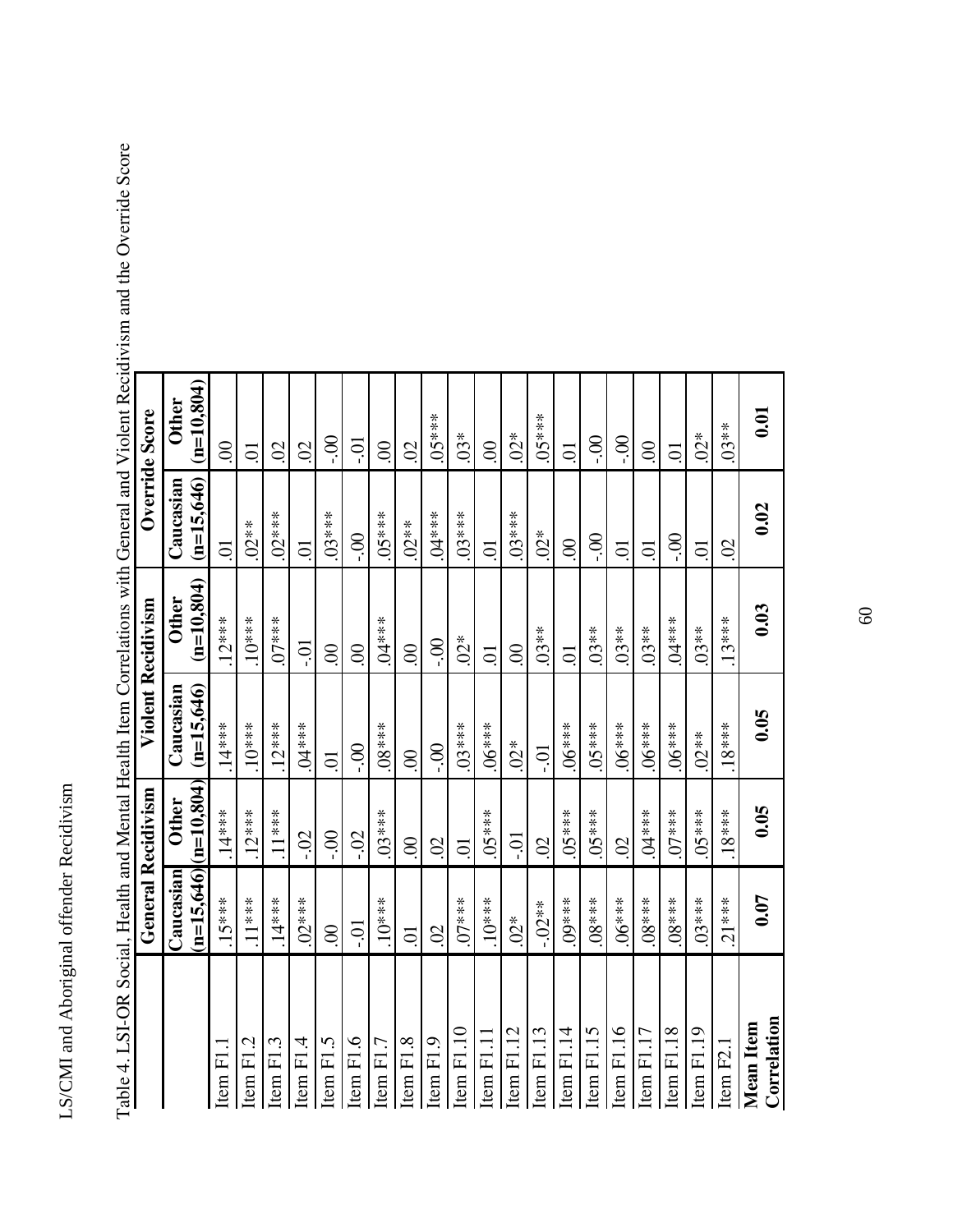Table 4. LSI-OR Social, Health and Mental Health Item Correlations with General and Violent Recidivism and the Override Score

| | General Recidivism | | Violent Recidivism | | Override Score | |
|---|---|---|---|---|---|---|
| | Caucasian (n=15,646) | Other (n=10,804) | Caucasian (n=15,646) | Other (n=10,804) | Caucasian (n=15,646) | Other (n=10,804) |
| Item F1.1 | .15*** | .14*** | .14*** | .12*** | .01 | .00 |
| Item F1.2 | .11*** | .12*** | .10*** | .10*** | .02** | .01 |
| Item F1.3 | .14*** | .11*** | .12*** | .07*** | .02*** | .02 |
| Item F1.4 | .02*** | -.02 | .04*** | -.01 | .01 | .02 |
| Item F1.5 | .00 | -.00 | .01 | .00 | .03*** | -.00 |
| Item F1.6 | -.01 | -.02 | -.00 | .00 | -.00 | -.01 |
| Item F1.7 | .10*** | .03*** | .08*** | .04*** | .05*** | .00 |
| Item F1.8 | .01 | .00 | .00 | .00 | .02** | .02 |
| Item F1.9 | .02 | .02 | -.00 | -.00 | .04*** | .05*** |
| Item F1.10 | .07*** | .01 | .03*** | .02* | .03*** | .03* |
| Item F1.11 | .10*** | .05*** | .06*** | .01 | .01 | .00 |
| Item F1.12 | .02* | -.01 | .02* | .00 | .03*** | .02* |
| Item F1.13 | -.02** | .02 | -.01 | .03** | .02* | .05*** |
| Item F1.14 | .09*** | .05*** | .06*** | .01 | .00 | .01 |
| Item F1.15 | .08*** | .05*** | .05*** | .03** | -.00 | -.00 |
| Item F1.16 | .06*** | .02 | .06*** | .03** | .01 | -.00 |
| Item F1.17 | .08*** | .04*** | .06*** | .03** | .01 | .00 |
| Item F1.18 | .08*** | .07*** | .06*** | .04*** | -.00 | .01 |
| Item F1.19 | .03*** | .05*** | .02** | .03** | .01 | .02* |
| Item F2.1 | .21*** | .18*** | .18*** | .13*** | .02 | .03** |
| **Mean Item Correlation** | **0.07** | **0.05** | **0.05** | **0.03** | **0.02** | **0.01** |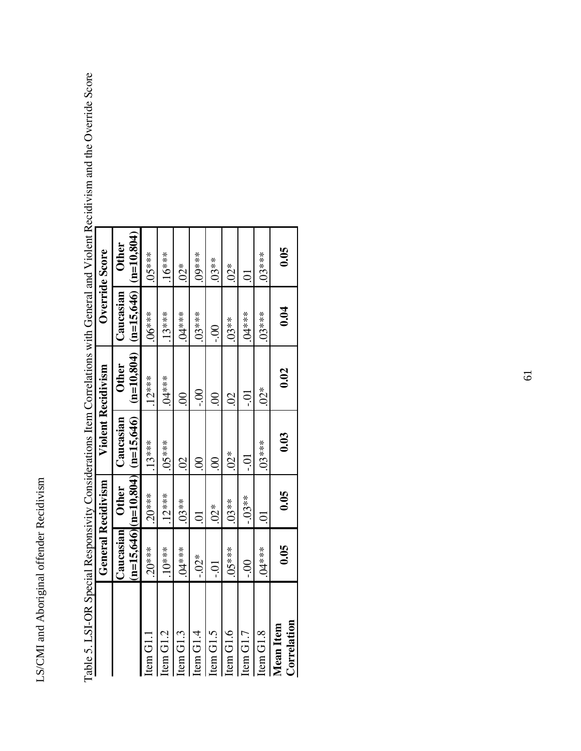Table 5. LSI-OR Special Responsivity Considerations Item Correlations with General and Violent Recidivism and the Override Score

| | General Recidivism | | Violent Recidivism | | Override Score | |
|---|---|---|---|---|---|---|
| | Caucasian (n=15,646) | Other (n=10,804) | Caucasian (n=15,646) | Other (n=10,804) | Caucasian (n=15,646) | Other (n=10,804) |
| Item G1.1 | .20*** | .20*** | .13*** | .12*** | .06*** | .05*** |
| Item G1.2 | .10*** | .12*** | .05*** | .04*** | .13*** | .16*** |
| Item G1.3 | .04*** | .03** | .02 | .00 | .04*** | .02* |
| Item G1.4 | -.02* | .01 | .00 | -.00 | .03*** | .09*** |
| Item G1.5 | -.01 | .02* | .00 | .00 | -.00 | .03** |
| Item G1.6 | .05*** | .03** | .02* | .02 | .03** | .02* |
| Item G1.7 | -.00 | -.03** | -.01 | -.01 | .04*** | .01 |
| Item G1.8 | .04*** | .01 | .03*** | .02* | .03*** | .03*** |
| **Mean Item Correlation** | **0.05** | **0.05** | **0.03** | **0.02** | **0.04** | **0.05** |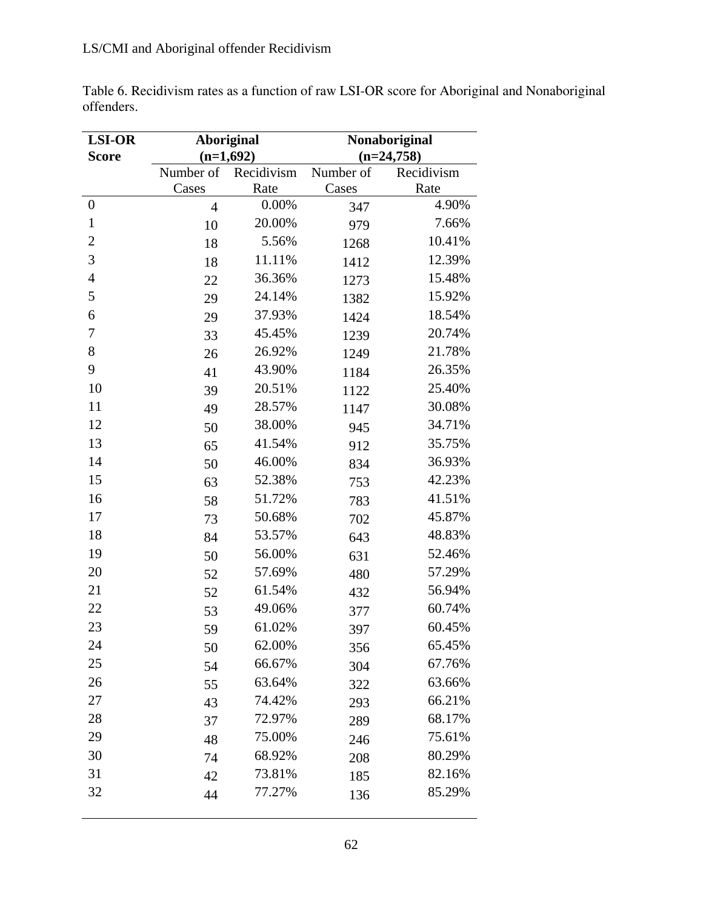Table 6. Recidivism rates as a function of raw LSI-OR score for Aboriginal and Nonaboriginal offenders.

| LSI-OR Score | Aboriginal (n=1,692) | | Nonaboriginal (n=24,758) | |
|---|---|---|---|---|
| | Number of Cases | Recidivism Rate | Number of Cases | Recidivism Rate |
| 0 | 4 | 0.00% | 347 | 4.90% |
| 1 | 10 | 20.00% | 979 | 7.66% |
| 2 | 18 | 5.56% | 1268 | 10.41% |
| 3 | 18 | 11.11% | 1412 | 12.39% |
| 4 | 22 | 36.36% | 1273 | 15.48% |
| 5 | 29 | 24.14% | 1382 | 15.92% |
| 6 | 29 | 37.93% | 1424 | 18.54% |
| 7 | 33 | 45.45% | 1239 | 20.74% |
| 8 | 26 | 26.92% | 1249 | 21.78% |
| 9 | 41 | 43.90% | 1184 | 26.35% |
| 10 | 39 | 20.51% | 1122 | 25.40% |
| 11 | 49 | 28.57% | 1147 | 30.08% |
| 12 | 50 | 38.00% | 945 | 34.71% |
| 13 | 65 | 41.54% | 912 | 35.75% |
| 14 | 50 | 46.00% | 834 | 36.93% |
| 15 | 63 | 52.38% | 753 | 42.23% |
| 16 | 58 | 51.72% | 783 | 41.51% |
| 17 | 73 | 50.68% | 702 | 45.87% |
| 18 | 84 | 53.57% | 643 | 48.83% |
| 19 | 50 | 56.00% | 631 | 52.46% |
| 20 | 52 | 57.69% | 480 | 57.29% |
| 21 | 52 | 61.54% | 432 | 56.94% |
| 22 | 53 | 49.06% | 377 | 60.74% |
| 23 | 59 | 61.02% | 397 | 60.45% |
| 24 | 50 | 62.00% | 356 | 65.45% |
| 25 | 54 | 66.67% | 304 | 67.76% |
| 26 | 55 | 63.64% | 322 | 63.66% |
| 27 | 43 | 74.42% | 293 | 66.21% |
| 28 | 37 | 72.97% | 289 | 68.17% |
| 29 | 48 | 75.00% | 246 | 75.61% |
| 30 | 74 | 68.92% | 208 | 80.29% |
| 31 | 42 | 73.81% | 185 | 82.16% |
| 32 | 44 | 77.27% | 136 | 85.29% |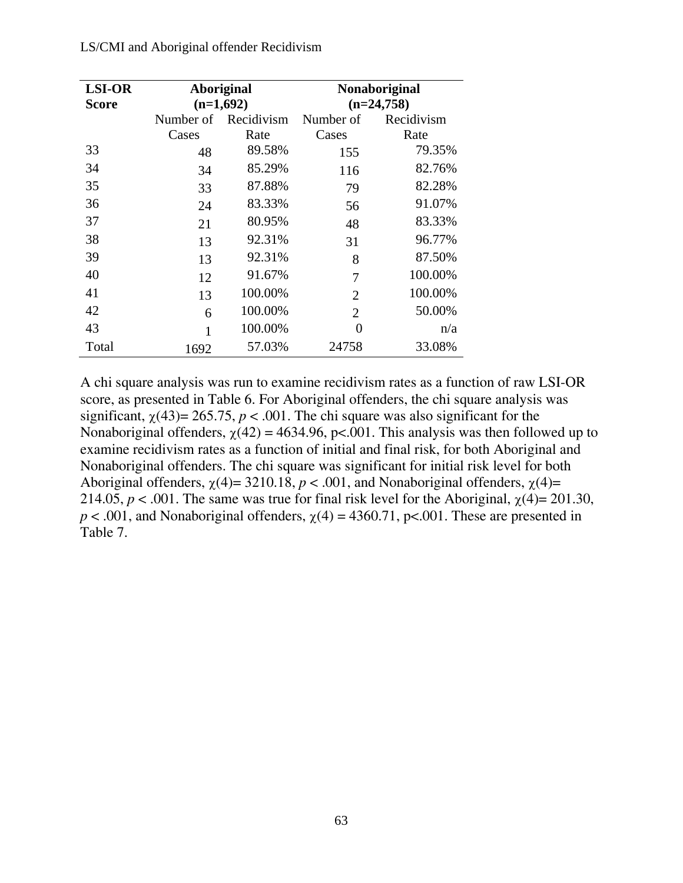| LSI-OR Score | Aboriginal (n=1,692) | | Nonaboriginal (n=24,758) | |
|---|---|---|---|---|
| | Number of Cases | Recidivism Rate | Number of Cases | Recidivism Rate |
| 33 | 48 | 89.58% | 155 | 79.35% |
| 34 | 34 | 85.29% | 116 | 82.76% |
| 35 | 33 | 87.88% | 79 | 82.28% |
| 36 | 24 | 83.33% | 56 | 91.07% |
| 37 | 21 | 80.95% | 48 | 83.33% |
| 38 | 13 | 92.31% | 31 | 96.77% |
| 39 | 13 | 92.31% | 8 | 87.50% |
| 40 | 12 | 91.67% | 7 | 100.00% |
| 41 | 13 | 100.00% | 2 | 100.00% |
| 42 | 6 | 100.00% | 2 | 50.00% |
| 43 | 1 | 100.00% | 0 | n/a |
| Total | 1692 | 57.03% | 24758 | 33.08% |

A chi square analysis was run to examine recidivism rates as a function of raw LSI-OR score, as presented in Table 6. For Aboriginal offenders, the chi square analysis was significant, $\chi(43) = 265.75$, $p < .001$. The chi square was also significant for the Nonaboriginal offenders, $\chi(42) = 4634.96$, $p < .001$. This analysis was then followed up to examine recidivism rates as a function of initial and final risk, for both Aboriginal and Nonaboriginal offenders. The chi square was significant for initial risk level for both Aboriginal offenders, $\chi(4) = 3210.18$, $p < .001$, and Nonaboriginal offenders, $\chi(4) = 214.05$, $p < .001$. The same was true for final risk level for the Aboriginal, $\chi(4) = 201.30$, $p < .001$, and Nonaboriginal offenders, $\chi(4) = 4360.71$, $p < .001$. These are presented in Table 7.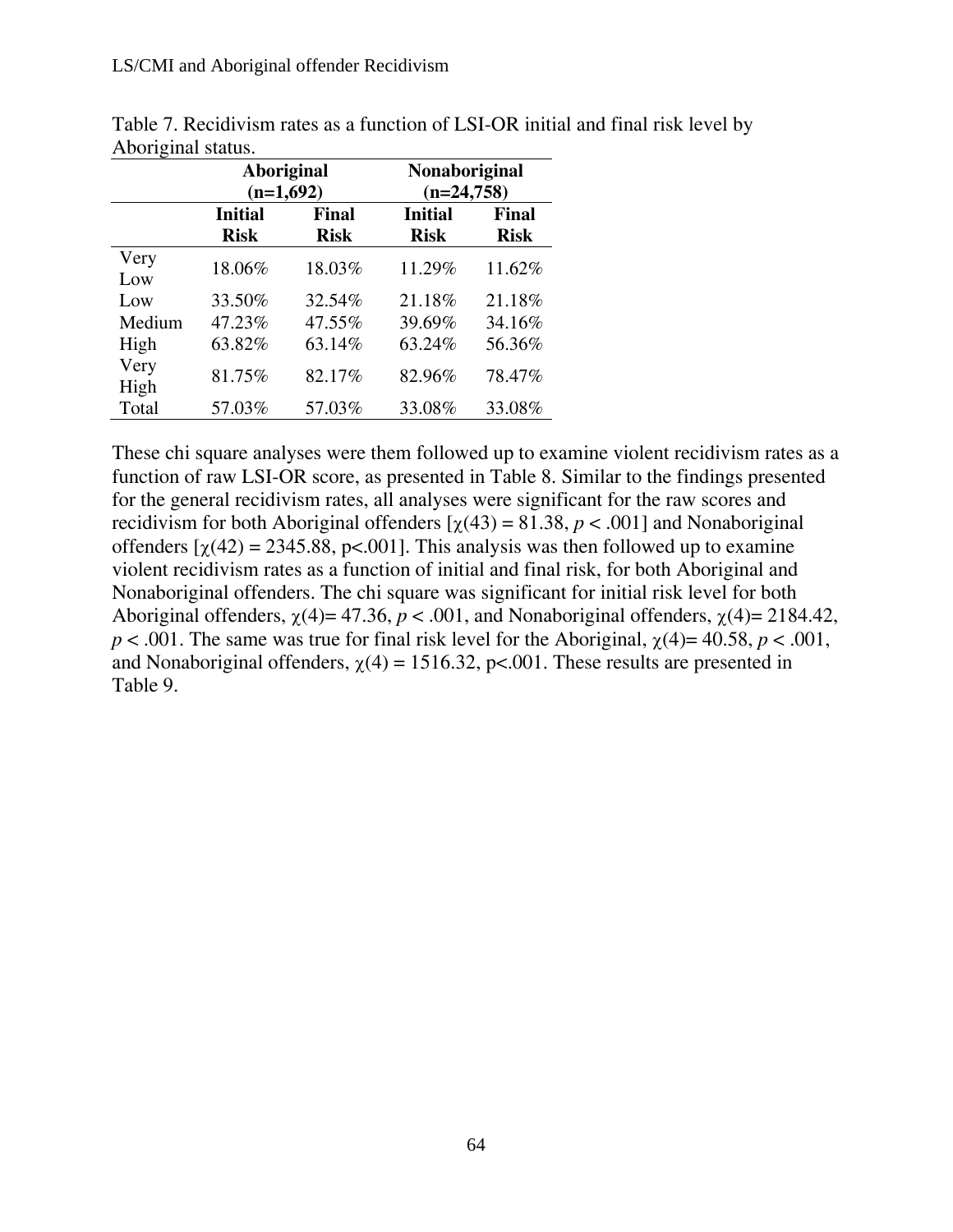Table 7. Recidivism rates as a function of LSI-OR initial and final risk level by Aboriginal status.

| | Aboriginal (n=1,692) | | Nonaboriginal (n=24,758) | |
|---|---|---|---|---|
| | **Initial Risk** | **Final Risk** | **Initial Risk** | **Final Risk** |
| Very Low | 18.06% | 18.03% | 11.29% | 11.62% |
| Low | 33.50% | 32.54% | 21.18% | 21.18% |
| Medium | 47.23% | 47.55% | 39.69% | 34.16% |
| High | 63.82% | 63.14% | 63.24% | 56.36% |
| Very High | 81.75% | 82.17% | 82.96% | 78.47% |
| Total | 57.03% | 57.03% | 33.08% | 33.08% |

These chi square analyses were them followed up to examine violent recidivism rates as a function of raw LSI-OR score, as presented in Table 8. Similar to the findings presented for the general recidivism rates, all analyses were significant for the raw scores and recidivism for both Aboriginal offenders [$\chi(43) = 81.38$, $p < .001$] and Nonaboriginal offenders [$\chi(42) = 2345.88$, $p<.001$]. This analysis was then followed up to examine violent recidivism rates as a function of initial and final risk, for both Aboriginal and Nonaboriginal offenders. The chi square was significant for initial risk level for both Aboriginal offenders, $\chi(4)= 47.36$, $p < .001$, and Nonaboriginal offenders, $\chi(4)= 2184.42$, $p < .001$. The same was true for final risk level for the Aboriginal, $\chi(4)= 40.58$, $p < .001$, and Nonaboriginal offenders, $\chi(4) = 1516.32$, $p<.001$. These results are presented in Table 9.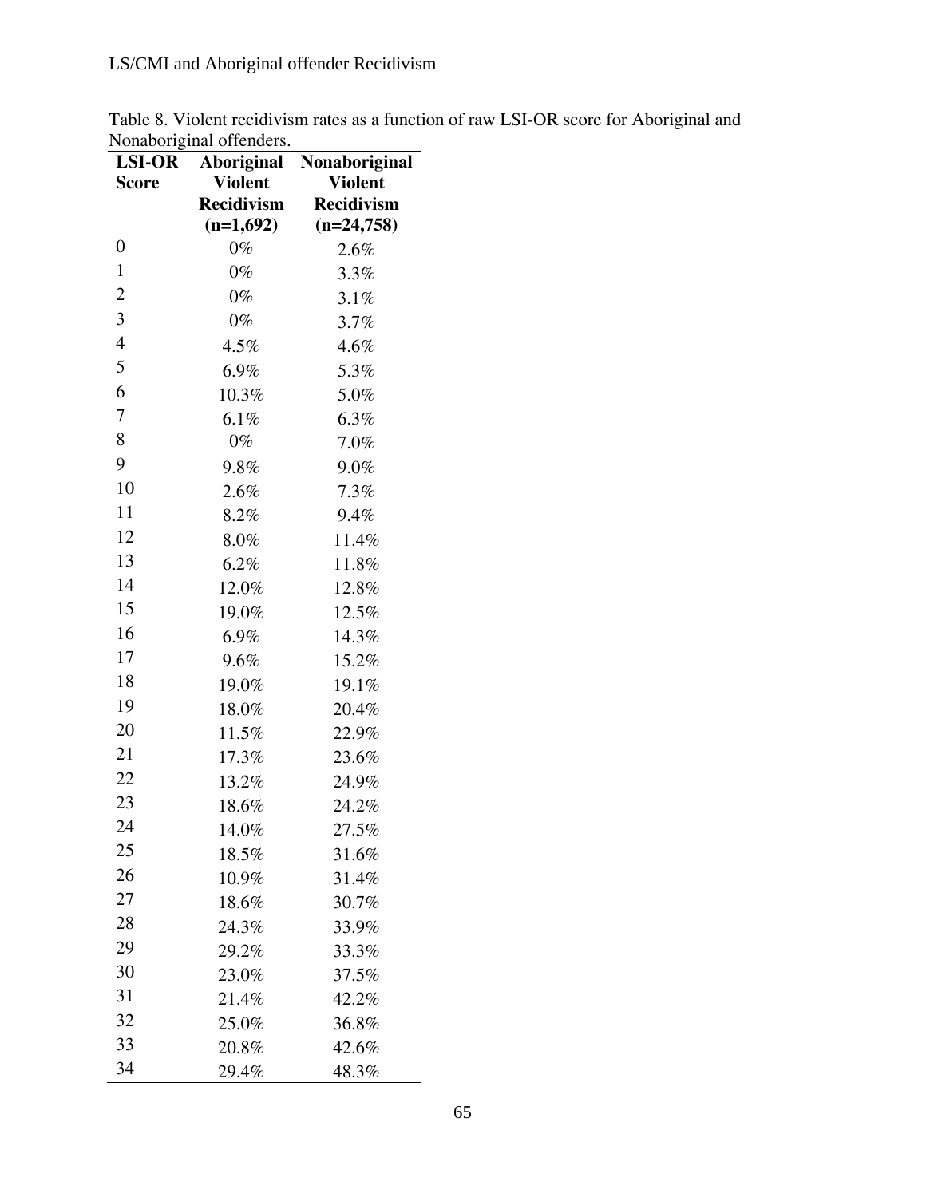Table 8. Violent recidivism rates as a function of raw LSI-OR score for Aboriginal and Nonaboriginal offenders.

| LSI-OR Score | Aboriginal Violent Recidivism (n=1,692) | Nonaboriginal Violent Recidivism (n=24,758) |
|---|---|---|
| 0 | 0% | 2.6% |
| 1 | 0% | 3.3% |
| 2 | 0% | 3.1% |
| 3 | 0% | 3.7% |
| 4 | 4.5% | 4.6% |
| 5 | 6.9% | 5.3% |
| 6 | 10.3% | 5.0% |
| 7 | 6.1% | 6.3% |
| 8 | 0% | 7.0% |
| 9 | 9.8% | 9.0% |
| 10 | 2.6% | 7.3% |
| 11 | 8.2% | 9.4% |
| 12 | 8.0% | 11.4% |
| 13 | 6.2% | 11.8% |
| 14 | 12.0% | 12.8% |
| 15 | 19.0% | 12.5% |
| 16 | 6.9% | 14.3% |
| 17 | 9.6% | 15.2% |
| 18 | 19.0% | 19.1% |
| 19 | 18.0% | 20.4% |
| 20 | 11.5% | 22.9% |
| 21 | 17.3% | 23.6% |
| 22 | 13.2% | 24.9% |
| 23 | 18.6% | 24.2% |
| 24 | 14.0% | 27.5% |
| 25 | 18.5% | 31.6% |
| 26 | 10.9% | 31.4% |
| 27 | 18.6% | 30.7% |
| 28 | 24.3% | 33.9% |
| 29 | 29.2% | 33.3% |
| 30 | 23.0% | 37.5% |
| 31 | 21.4% | 42.2% |
| 32 | 25.0% | 36.8% |
| 33 | 20.8% | 42.6% |
| 34 | 29.4% | 48.3% |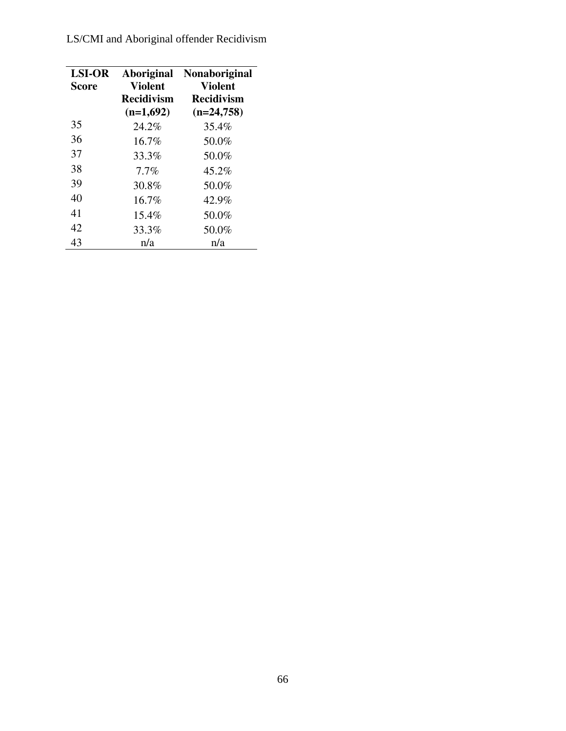| LSI-OR Score | Aboriginal Violent Recidivism (n=1,692) | Nonaboriginal Violent Recidivism (n=24,758) |
|---|---|---|
| 35 | 24.2% | 35.4% |
| 36 | 16.7% | 50.0% |
| 37 | 33.3% | 50.0% |
| 38 | 7.7% | 45.2% |
| 39 | 30.8% | 50.0% |
| 40 | 16.7% | 42.9% |
| 41 | 15.4% | 50.0% |
| 42 | 33.3% | 50.0% |
| 43 | n/a | n/a |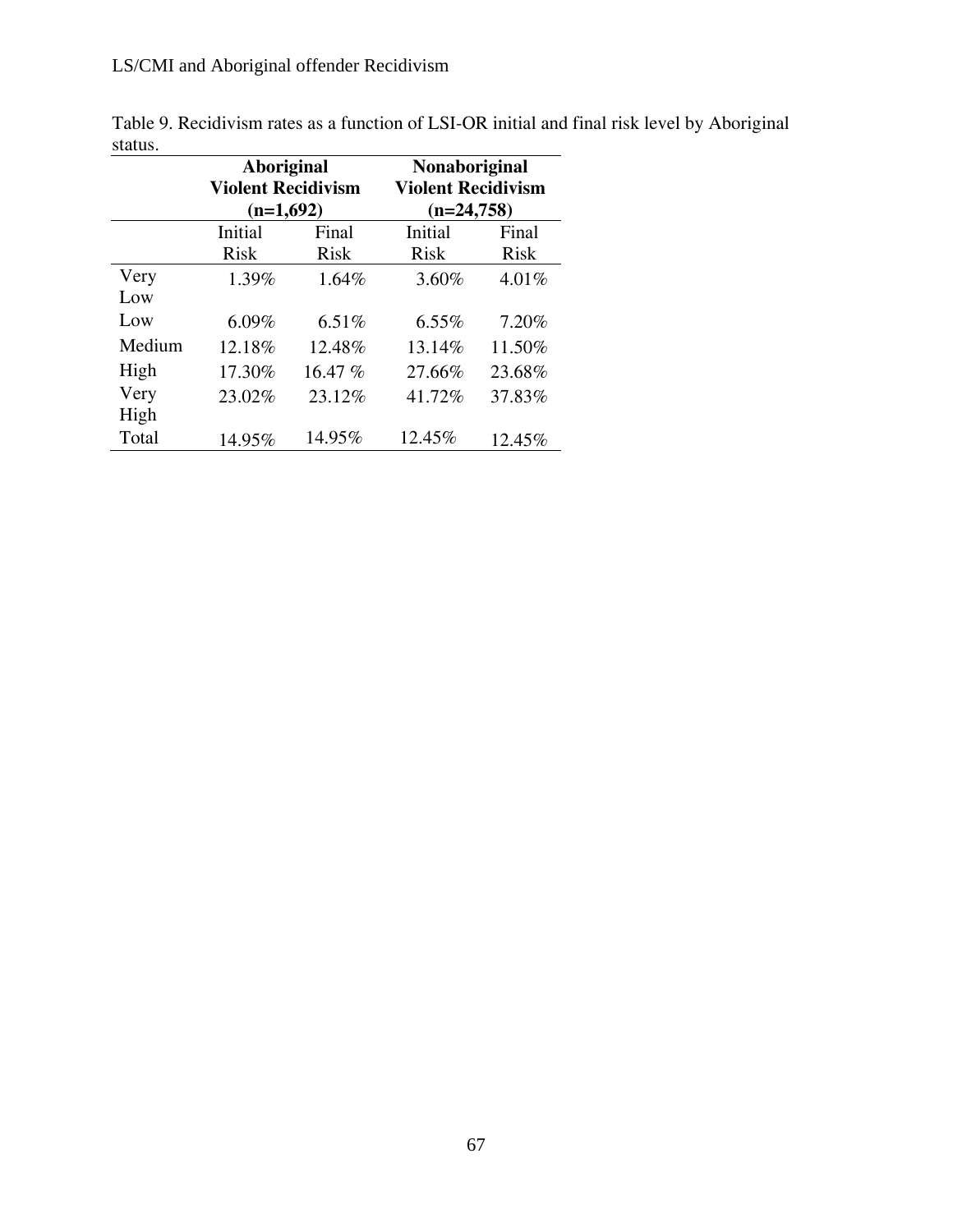Table 9. Recidivism rates as a function of LSI-OR initial and final risk level by Aboriginal status.

| | **Aboriginal Violent Recidivism (n=1,692)** | | **Nonaboriginal Violent Recidivism (n=24,758)** | |
|---|---|---|---|---|
| | Initial Risk | Final Risk | Initial Risk | Final Risk |
| Very Low | 1.39% | 1.64% | 3.60% | 4.01% |
| Low | 6.09% | 6.51% | 6.55% | 7.20% |
| Medium | 12.18% | 12.48% | 13.14% | 11.50% |
| High | 17.30% | 16.47 % | 27.66% | 23.68% |
| Very High | 23.02% | 23.12% | 41.72% | 37.83% |
| Total | 14.95% | 14.95% | 12.45% | 12.45% |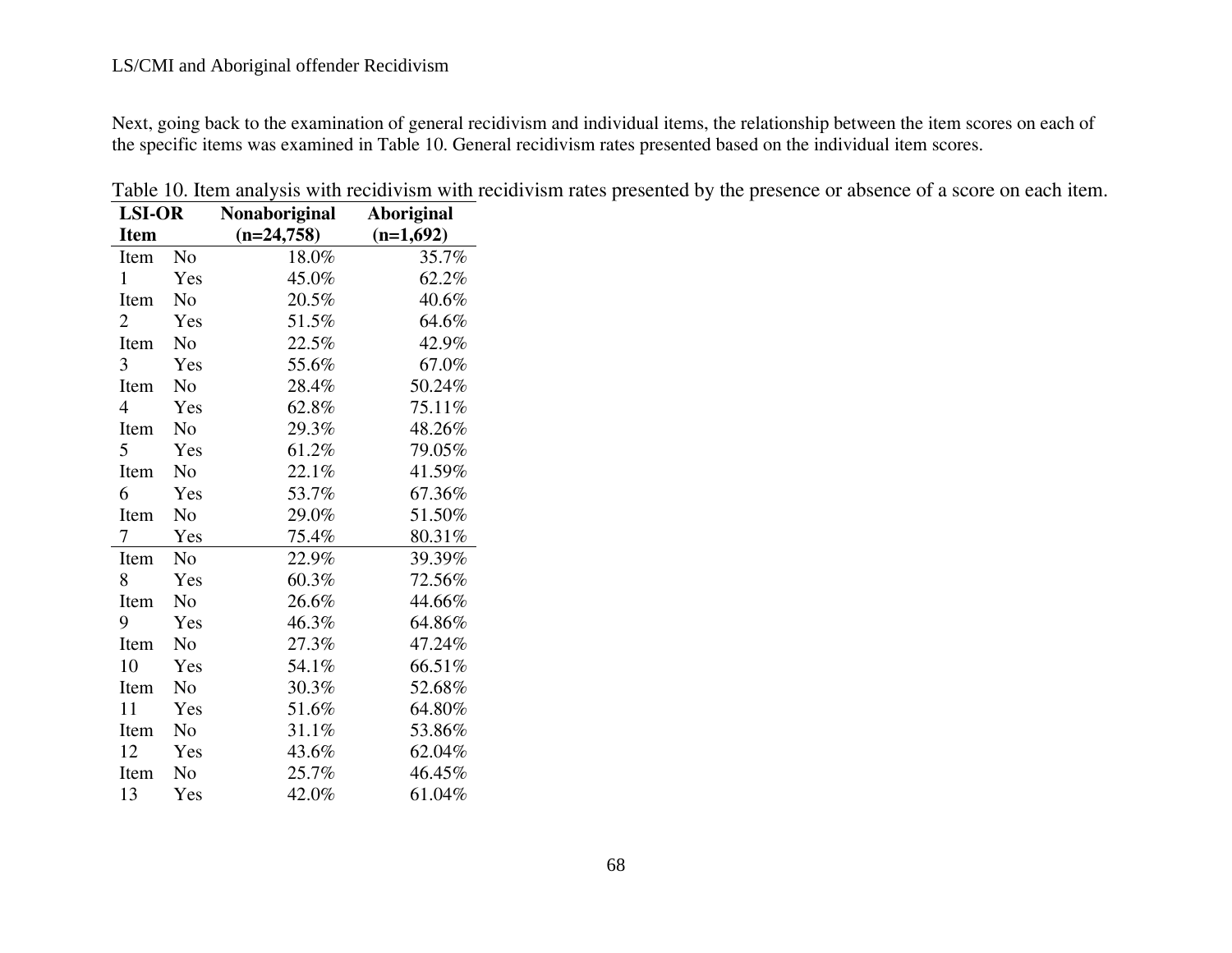Next, going back to the examination of general recidivism and individual items, the relationship between the item scores on each of the specific items was examined in Table 10. General recidivism rates presented based on the individual item scores.

Table 10. Item analysis with recidivism with recidivism rates presented by the presence or absence of a score on each item.

| LSI-OR Item | | Nonaboriginal (n=24,758) | Aboriginal (n=1,692) |
|---|---|---|---|
| Item 1 | No | 18.0% | 35.7% |
| | Yes | 45.0% | 62.2% |
| Item 2 | No | 20.5% | 40.6% |
| | Yes | 51.5% | 64.6% |
| Item 3 | No | 22.5% | 42.9% |
| | Yes | 55.6% | 67.0% |
| Item 4 | No | 28.4% | 50.24% |
| | Yes | 62.8% | 75.11% |
| Item 5 | No | 29.3% | 48.26% |
| | Yes | 61.2% | 79.05% |
| Item 6 | No | 22.1% | 41.59% |
| | Yes | 53.7% | 67.36% |
| Item 7 | No | 29.0% | 51.50% |
| | Yes | 75.4% | 80.31% |
| Item 8 | No | 22.9% | 39.39% |
| | Yes | 60.3% | 72.56% |
| Item 9 | No | 26.6% | 44.66% |
| | Yes | 46.3% | 64.86% |
| Item 10 | No | 27.3% | 47.24% |
| | Yes | 54.1% | 66.51% |
| Item 11 | No | 30.3% | 52.68% |
| | Yes | 51.6% | 64.80% |
| Item 12 | No | 31.1% | 53.86% |
| | Yes | 43.6% | 62.04% |
| Item 13 | No | 25.7% | 46.45% |
| | Yes | 42.0% | 61.04% |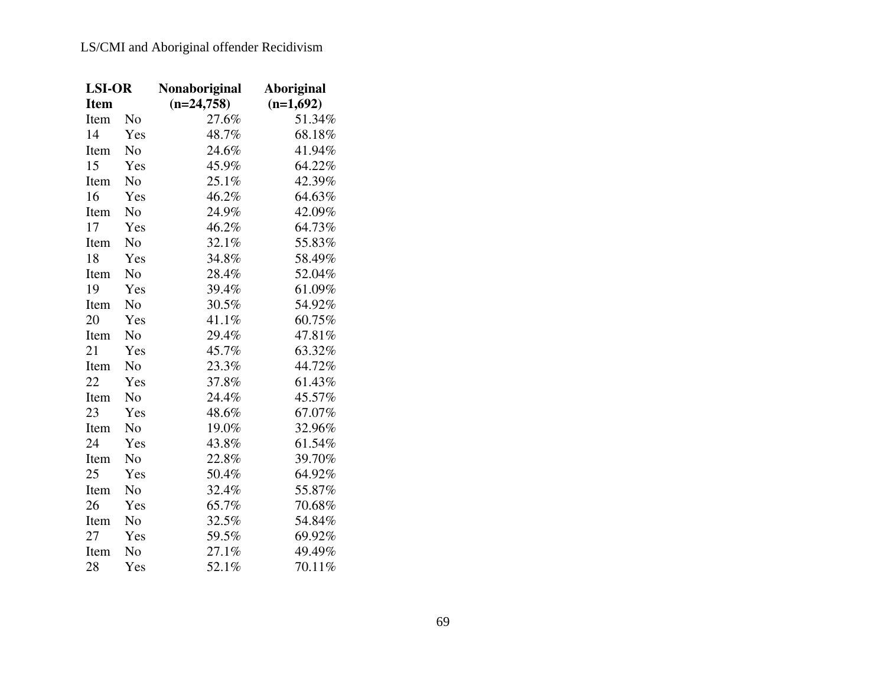| LSI-OR Item | | Nonaboriginal (n=24,758) | Aboriginal (n=1,692) |
|---|---|---|---|
| Item 14 | No | 27.6% | 51.34% |
| | Yes | 48.7% | 68.18% |
| Item 15 | No | 24.6% | 41.94% |
| | Yes | 45.9% | 64.22% |
| Item 16 | No | 25.1% | 42.39% |
| | Yes | 46.2% | 64.63% |
| Item 17 | No | 24.9% | 42.09% |
| | Yes | 46.2% | 64.73% |
| Item 18 | No | 32.1% | 55.83% |
| | Yes | 34.8% | 58.49% |
| Item 19 | No | 28.4% | 52.04% |
| | Yes | 39.4% | 61.09% |
| Item 20 | No | 30.5% | 54.92% |
| | Yes | 41.1% | 60.75% |
| Item 21 | No | 29.4% | 47.81% |
| | Yes | 45.7% | 63.32% |
| Item 22 | No | 23.3% | 44.72% |
| | Yes | 37.8% | 61.43% |
| Item 23 | No | 24.4% | 45.57% |
| | Yes | 48.6% | 67.07% |
| Item 24 | No | 19.0% | 32.96% |
| | Yes | 43.8% | 61.54% |
| Item 25 | No | 22.8% | 39.70% |
| | Yes | 50.4% | 64.92% |
| Item 26 | No | 32.4% | 55.87% |
| | Yes | 65.7% | 70.68% |
| Item 27 | No | 32.5% | 54.84% |
| | Yes | 59.5% | 69.92% |
| Item 28 | No | 27.1% | 49.49% |
| | Yes | 52.1% | 70.11% |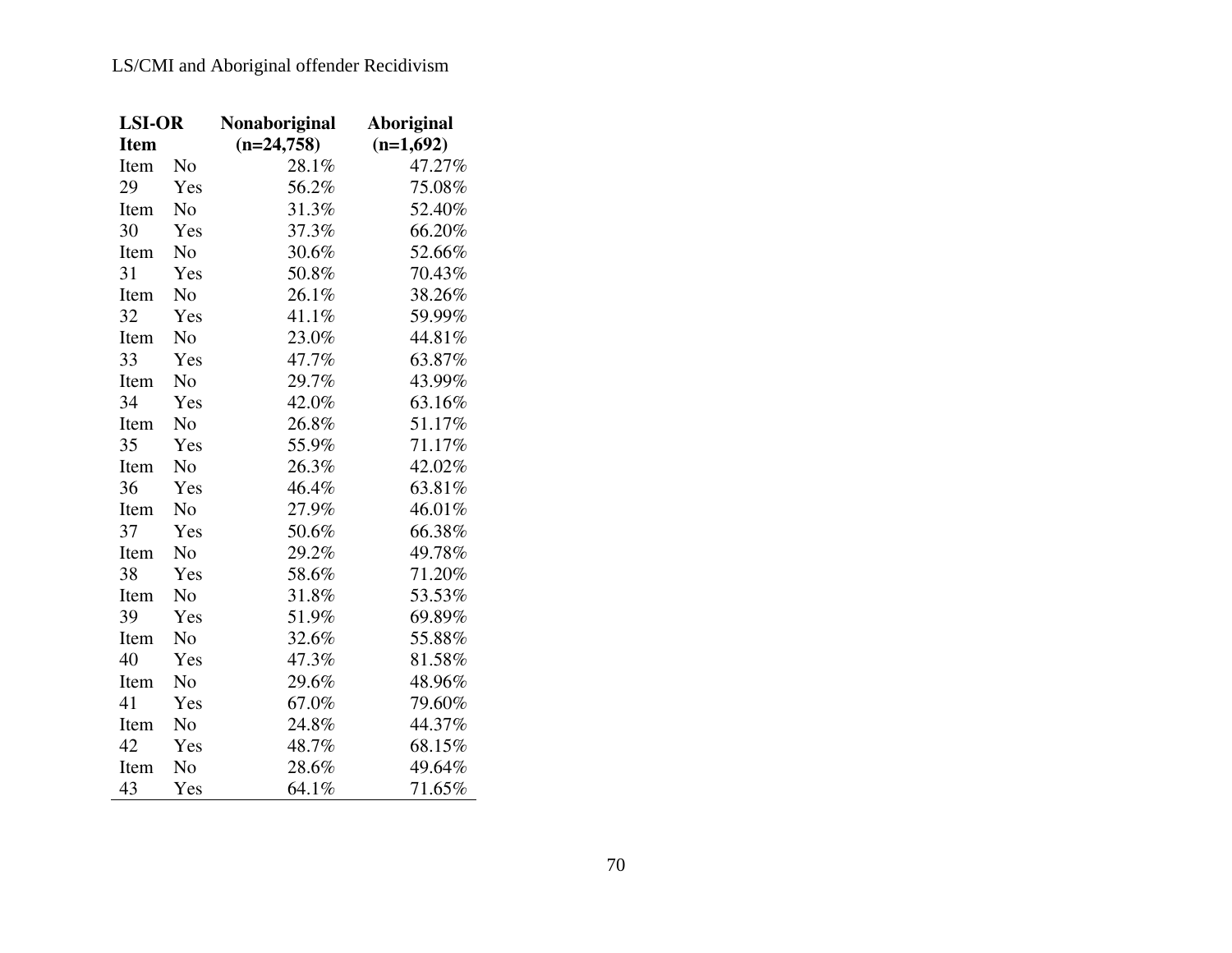| LSI-OR Item | | Nonaboriginal (n=24,758) | Aboriginal (n=1,692) |
|---|---|---|---|
| Item 29 | No | 28.1% | 47.27% |
| | Yes | 56.2% | 75.08% |
| Item 30 | No | 31.3% | 52.40% |
| | Yes | 37.3% | 66.20% |
| Item 31 | No | 30.6% | 52.66% |
| | Yes | 50.8% | 70.43% |
| Item 32 | No | 26.1% | 38.26% |
| | Yes | 41.1% | 59.99% |
| Item 33 | No | 23.0% | 44.81% |
| | Yes | 47.7% | 63.87% |
| Item 34 | No | 29.7% | 43.99% |
| | Yes | 42.0% | 63.16% |
| Item 35 | No | 26.8% | 51.17% |
| | Yes | 55.9% | 71.17% |
| Item 36 | No | 26.3% | 42.02% |
| | Yes | 46.4% | 63.81% |
| Item 37 | No | 27.9% | 46.01% |
| | Yes | 50.6% | 66.38% |
| Item 38 | No | 29.2% | 49.78% |
| | Yes | 58.6% | 71.20% |
| Item 39 | No | 31.8% | 53.53% |
| | Yes | 51.9% | 69.89% |
| Item 40 | No | 32.6% | 55.88% |
| | Yes | 47.3% | 81.58% |
| Item 41 | No | 29.6% | 48.96% |
| | Yes | 67.0% | 79.60% |
| Item 42 | No | 24.8% | 44.37% |
| | Yes | 48.7% | 68.15% |
| Item 43 | No | 28.6% | 49.64% |
| | Yes | 64.1% | 71.65% |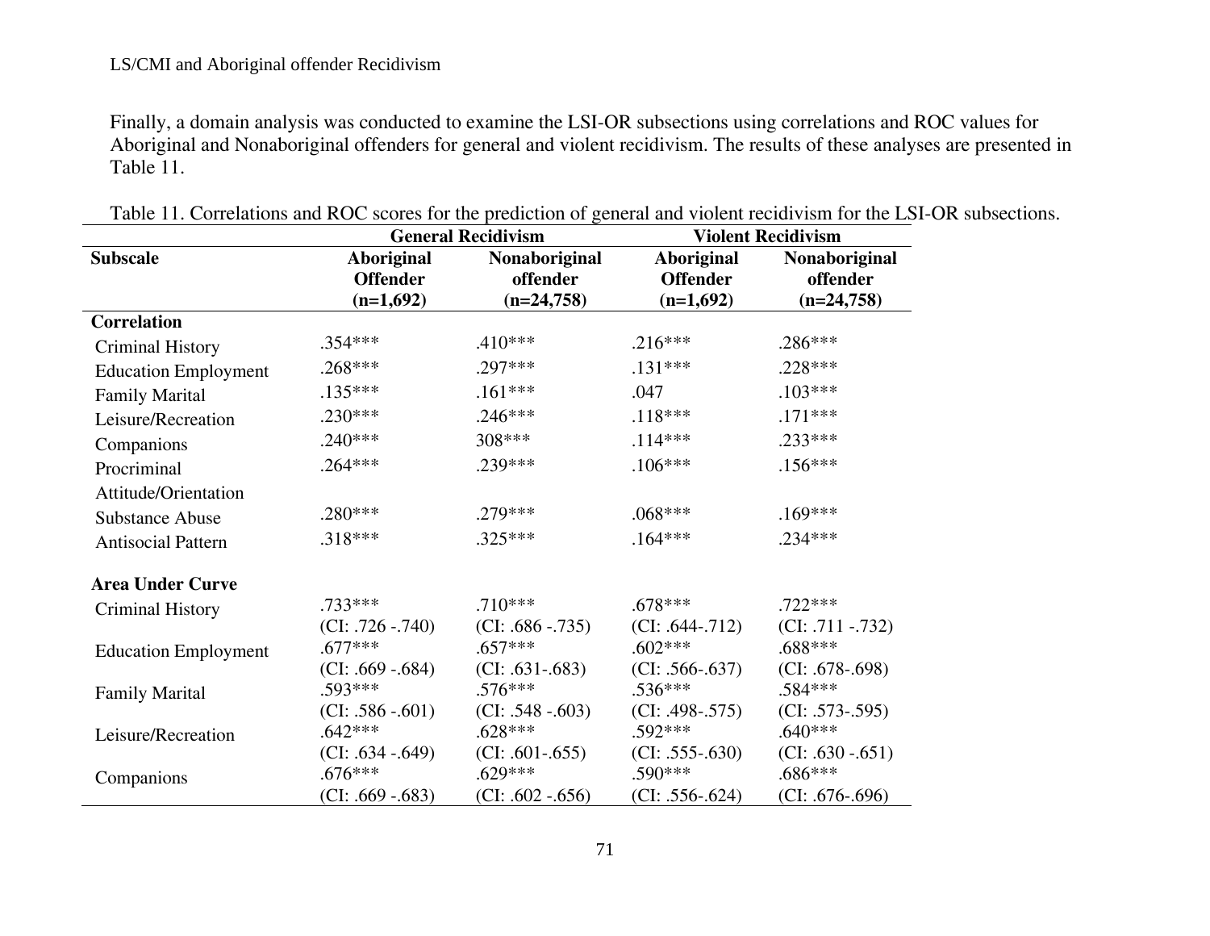Finally, a domain analysis was conducted to examine the LSI-OR subsections using correlations and ROC values for Aboriginal and Nonaboriginal offenders for general and violent recidivism. The results of these analyses are presented in Table 11.

Table 11. Correlations and ROC scores for the prediction of general and violent recidivism for the LSI-OR subsections.

| | **General Recidivism** | | **Violent Recidivism** | |
|---|---|---|---|---|
| **Subscale** | **Aboriginal Offender (n=1,692)** | **Nonaboriginal offender (n=24,758)** | **Aboriginal Offender (n=1,692)** | **Nonaboriginal offender (n=24,758)** |
| **Correlation** | | | | |
| Criminal History | .354*** | .410*** | .216*** | .286*** |
| Education Employment | .268*** | .297*** | .131*** | .228*** |
| Family Marital | .135*** | .161*** | .047 | .103*** |
| Leisure/Recreation | .230*** | .246*** | .118*** | .171*** |
| Companions | .240*** | 308*** | .114*** | .233*** |
| Procriminal Attitude/Orientation | .264*** | .239*** | .106*** | .156*** |
| Substance Abuse | .280*** | .279*** | .068*** | .169*** |
| Antisocial Pattern | .318*** | .325*** | .164*** | .234*** |
| **Area Under Curve** | | | | |
| Criminal History | .733*** (CI: .726 -.740) | .710*** (CI: .686 -.735) | .678*** (CI: .644-.712) | .722*** (CI: .711 -.732) |
| Education Employment | .677*** (CI: .669 -.684) | .657*** (CI: .631-.683) | .602*** (CI: .566-.637) | .688*** (CI: .678-.698) |
| Family Marital | .593*** (CI: .586 -.601) | .576*** (CI: .548 -.603) | .536*** (CI: .498-.575) | .584*** (CI: .573-.595) |
| Leisure/Recreation | .642*** (CI: .634 -.649) | .628*** (CI: .601-.655) | .592*** (CI: .555-.630) | .640*** (CI: .630 -.651) |
| Companions | .676*** (CI: .669 -.683) | .629*** (CI: .602 -.656) | .590*** (CI: .556-.624) | .686*** (CI: .676-.696) |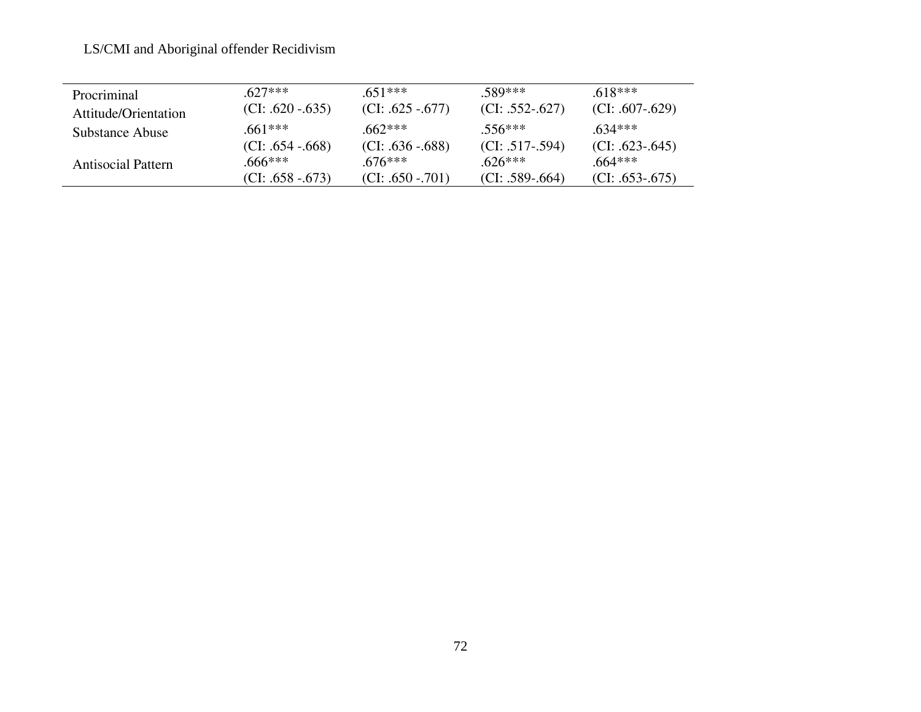| | | | | |
|---|---|---|---|---|
| Procriminal Attitude/Orientation | .627*** (CI: .620 -.635) | .651*** (CI: .625 -.677) | .589*** (CI: .552-.627) | .618*** (CI: .607-.629) |
| Substance Abuse | .661*** (CI: .654 -.668) | .662*** (CI: .636 -.688) | .556*** (CI: .517-.594) | .634*** (CI: .623-.645) |
| Antisocial Pattern | .666*** (CI: .658 -.673) | .676*** (CI: .650 -.701) | .626*** (CI: .589-.664) | .664*** (CI: .653-.675) |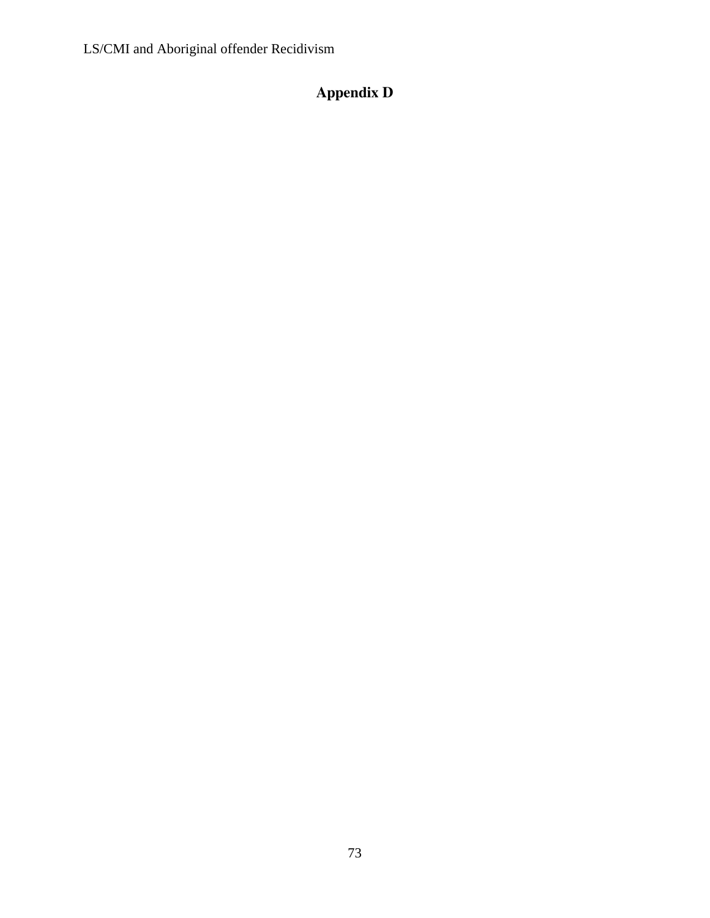# Appendix D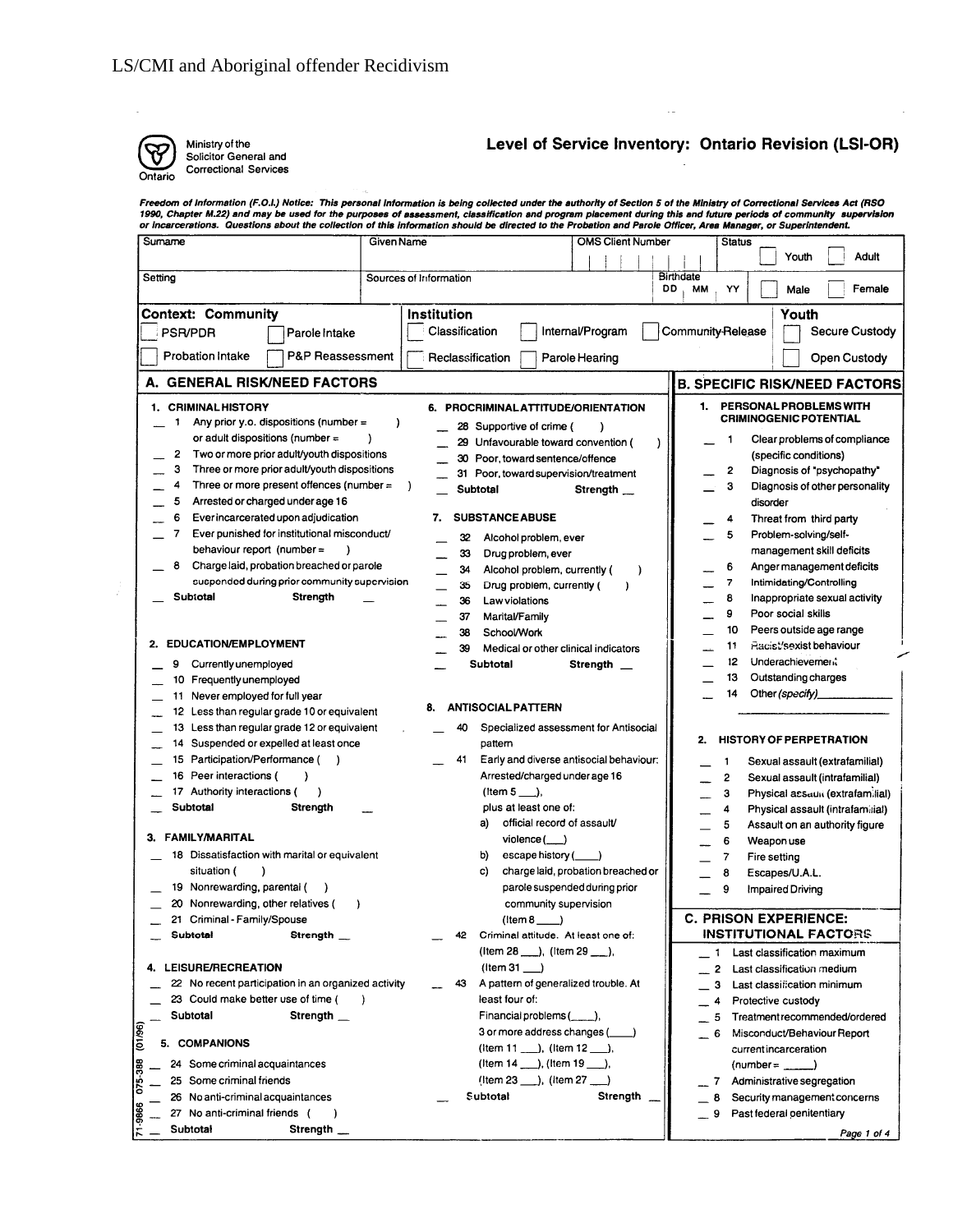Ministry of the Solicitor General and Correctional Services
Ontario

## Level of Service Inventory: Ontario Revision (LSI-OR)

***Freedom of Information (F.O.I.) Notice: This personal information is being collected under the authority of Section 5 of the Ministry of Correctional Services Act (RSO 1990, Chapter M.22) and may be used for the purposes of assessment, classification and program placement during this and future periods of community supervision or incarcerations. Questions about the collection of this information should be directed to the Probation and Parole Officer, Area Manager, or Superintendent.***

| Surname | Given Name | OMS Client Number | Status: ☐ Youth ☐ Adult |
|---|---|---|---|
| Setting | Sources of Information | Birthdate DD MM YY | ☐ Male ☐ Female |

**Context: Community**
☐ PSR/PDR ☐ Parole Intake
☐ Probation Intake ☐ P&P Reassessment

**Institution**
☐ Classification ☐ Internal/Program ☐ Community Release
☐ Reclassification ☐ Parole Hearing

**Youth**
☐ Secure Custody
☐ Open Custody

### A. GENERAL RISK/NEED FACTORS

**1. CRIMINAL HISTORY**

__ 1 Any prior y.o. dispositions (number = )
or adult dispositions (number = )
__ 2 Two or more prior adult/youth dispositions
__ 3 Three or more prior adult/youth dispositions
__ 4 Three or more present offences (number = )
__ 5 Arrested or charged under age 16
__ 6 Ever incarcerated upon adjudication
__ 7 Ever punished for institutional misconduct/ behaviour report (number = )
__ 8 Charge laid, probation breached or parole suspended during prior community supervision
__ Subtotal Strength __

**2. EDUCATION/EMPLOYMENT**

__ 9 Currently unemployed
__ 10 Frequently unemployed
__ 11 Never employed for full year
__ 12 Less than regular grade 10 or equivalent
__ 13 Less than regular grade 12 or equivalent
__ 14 Suspended or expelled at least once
__ 15 Participation/Performance ( )
__ 16 Peer interactions ( )
__ 17 Authority interactions ( )
__ Subtotal Strength __

**3. FAMILY/MARITAL**

__ 18 Dissatisfaction with marital or equivalent situation ( )
__ 19 Nonrewarding, parental ( )
__ 20 Nonrewarding, other relatives ( )
__ 21 Criminal - Family/Spouse
__ Subtotal Strength __

**4. LEISURE/RECREATION**

__ 22 No recent participation in an organized activity
__ 23 Could make better use of time ( )
__ Subtotal Strength __

**5. COMPANIONS**

__ 24 Some criminal acquaintances
__ 25 Some criminal friends
__ 26 No anti-criminal acquaintances
__ 27 No anti-criminal friends ( )
__ Subtotal Strength __

**6. PROCRIMINAL ATTITUDE/ORIENTATION**

__ 28 Supportive of crime ( )
__ 29 Unfavourable toward convention ( )
__ 30 Poor, toward sentence/offence
__ 31 Poor, toward supervision/treatment
__ Subtotal Strength __

**7. SUBSTANCE ABUSE**

__ 32 Alcohol problem, ever
__ 33 Drug problem, ever
__ 34 Alcohol problem, currently ( )
__ 35 Drug problem, currently ( )
__ 36 Law violations
__ 37 Marital/Family
__ 38 School/Work
__ 39 Medical or other clinical indicators
__ Subtotal Strength __

**8. ANTISOCIAL PATTERN**

__ 40 Specialized assessment for Antisocial pattern
__ 41 Early and diverse antisocial behaviour: Arrested/charged under age 16 (Item 5 ___), plus at least one of:
a) official record of assault/ violence (___)
b) escape history (____)
c) charge laid, probation breached or parole suspended during prior community supervision (Item 8 ____)
__ 42 Criminal attitude. At least one of: (Item 28 ___), (Item 29 ___), (Item 31 ___)
__ 43 A pattern of generalized trouble. At least four of: Financial problems (____), 3 or more address changes (____), (Item 11 ___), (Item 12 ___), (Item 14 ___), (Item 19 ___), (Item 23 ___), (Item 27 ___)
__ Subtotal Strength __

### B. SPECIFIC RISK/NEED FACTORS

**1. PERSONAL PROBLEMS WITH CRIMINOGENIC POTENTIAL**

__ 1 Clear problems of compliance (specific conditions)
__ 2 Diagnosis of "psychopathy"
__ 3 Diagnosis of other personality disorder
__ 4 Threat from third party
__ 5 Problem-solving/self-management skill deficits
__ 6 Anger management deficits
__ 7 Intimidating/Controlling
__ 8 Inappropriate sexual activity
__ 9 Poor social skills
__ 10 Peers outside age range
__ 11 Racist/sexist behaviour
__ 12 Underachievement
__ 13 Outstanding charges
__ 14 Other *(specify)*___________

**2. HISTORY OF PERPETRATION**

__ 1 Sexual assault (extrafamilial)
__ 2 Sexual assault (intrafamilial)
__ 3 Physical assault (extrafamilial)
__ 4 Physical assault (intrafamilial)
__ 5 Assault on an authority figure
__ 6 Weapon use
__ 7 Fire setting
__ 8 Escapes/U.A.L.
__ 9 Impaired Driving

### C. PRISON EXPERIENCE: INSTITUTIONAL FACTORS

__ 1 Last classification maximum
__ 2 Last classification medium
__ 3 Last classification minimum
__ 4 Protective custody
__ 5 Treatment recommended/ordered
__ 6 Misconduct/Behaviour Report current incarceration (number = _____)
__ 7 Administrative segregation
__ 8 Security management concerns
__ 9 Past federal penitentiary

71-9866 075-388 (01/96)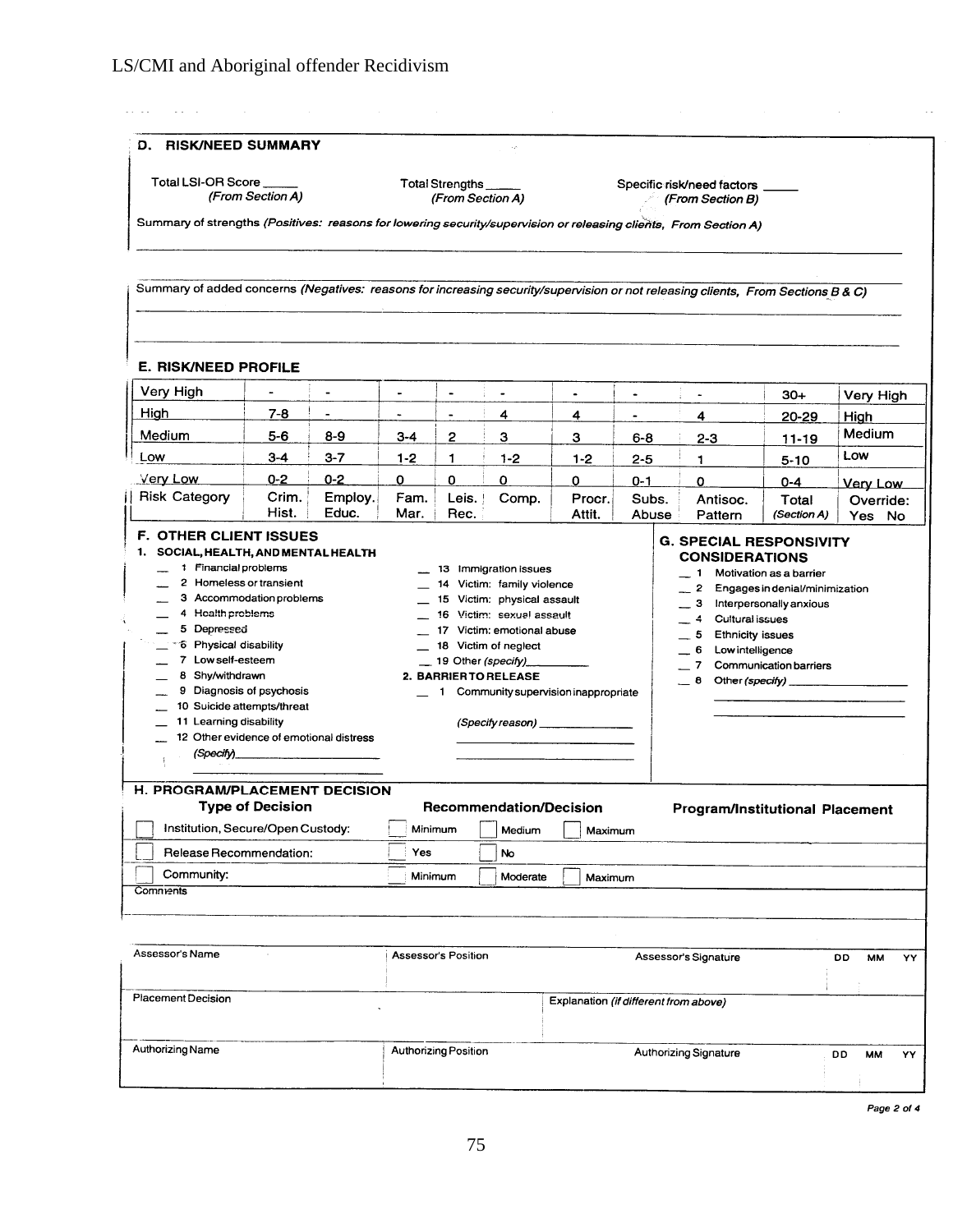## D. RISK/NEED SUMMARY

Total LSI-OR Score _____ *(From Section A)*

Total Strengths _____ *(From Section A)*

Specific risk/need factors _____ *(From Section B)*

Summary of strengths *(Positives: reasons for lowering security/supervision or releasing clients, From Section A)*

Summary of added concerns *(Negatives: reasons for increasing security/supervision or not releasing clients, From Sections B & C)*

## E. RISK/NEED PROFILE

| Very High | - | - | - | - | - | - | - | - | 30+ | Very High |
|---|---|---|---|---|---|---|---|---|---|---|
| High | 7-8 | - | - | - | 4 | 4 | - | 4 | 20-29 | High |
| Medium | 5-6 | 8-9 | 3-4 | 2 | 3 | 3 | 6-8 | 2-3 | 11-19 | Medium |
| Low | 3-4 | 3-7 | 1-2 | 1 | 1-2 | 1-2 | 2-5 | 1 | 5-10 | Low |
| Very Low | 0-2 | 0-2 | 0 | 0 | 0 | 0 | 0-1 | 0 | 0-4 | Very Low |
| Risk Category | Crim. Hist. | Employ. Educ. | Fam. Mar. | Leis. Rec. | Comp. | Procr. Attit. | Subs. Abuse | Antisoc. Pattern | Total *(Section A)* | Override: Yes No |

## F. OTHER CLIENT ISSUES

**1. SOCIAL, HEALTH, AND MENTAL HEALTH**

- __ 1 Financial problems
- __ 2 Homeless or transient
- __ 3 Accommodation problems
- __ 4 Health problems
- __ 5 Depressed
- __ 6 Physical disability
- __ 7 Low self-esteem
- __ 8 Shy/withdrawn
- __ 9 Diagnosis of psychosis
- __ 10 Suicide attempts/threat
- __ 11 Learning disability
- __ 12 Other evidence of emotional distress *(Specify)*\_\_\_\_\_\_\_\_\_\_
- __ 13 Immigration issues
- __ 14 Victim: family violence
- __ 15 Victim: physical assault
- __ 16 Victim: sexual assault
- __ 17 Victim: emotional abuse
- __ 18 Victim of neglect
- __ 19 Other *(specify)*\_\_\_\_\_\_\_\_\_\_

**2. BARRIER TO RELEASE**

- __ 1 Community supervision inappropriate

*(Specify reason)* \_\_\_\_\_\_\_\_\_\_

## G. SPECIAL RESPONSIVITY CONSIDERATIONS

- __ 1 Motivation as a barrier
- __ 2 Engages in denial/minimization
- __ 3 Interpersonally anxious
- __ 4 Cultural issues
- __ 5 Ethnicity issues
- __ 6 Low intelligence
- __ 7 Communication barriers
- __ 8 Other *(specify)* \_\_\_\_\_\_\_\_\_\_

## H. PROGRAM/PLACEMENT DECISION

| Type of Decision | Recommendation/Decision | | | Program/Institutional Placement |
|---|---|---|---|---|
| ☐ Institution, Secure/Open Custody: | ☐ Minimum | ☐ Medium | ☐ Maximum | |
| ☐ Release Recommendation: | ☐ Yes | ☐ No | | |
| ☐ Community: | ☐ Minimum | ☐ Moderate | ☐ Maximum | |

Comments

| Assessor's Name | Assessor's Position | Assessor's Signature | DD MM YY |
|---|---|---|---|
| | | | |

| Placement Decision | Explanation *(if different from above)* |
|---|---|
| | |

| Authorizing Name | Authorizing Position | Authorizing Signature | DD MM YY |
|---|---|---|---|
| | | | |

*Page 2 of 4*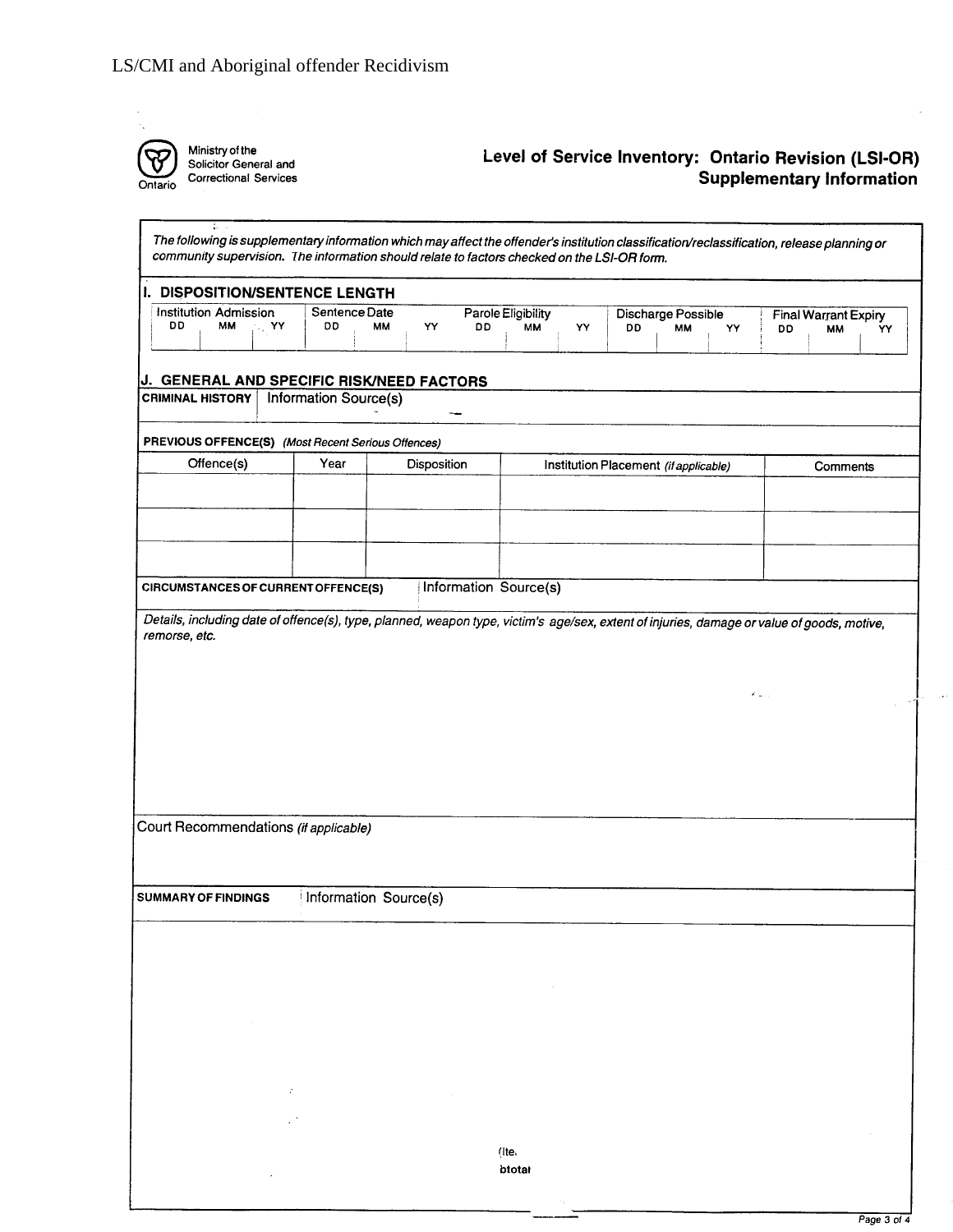Ministry of the Solicitor General and Correctional Services

Ontario

# Level of Service Inventory: Ontario Revision (LSI-OR) Supplementary Information

*The following is supplementary information which may affect the offender's institution classification/reclassification, release planning or community supervision. The information should relate to factors checked on the LSI-OR form.*

## I. DISPOSITION/SENTENCE LENGTH

| Institution Admission | | | Sentence Date | | | Parole Eligibility | | | Discharge Possible | | | Final Warrant Expiry | | |
|---|---|---|---|---|---|---|---|---|---|---|---|---|---|---|
| DD | MM | YY | DD | MM | YY | DD | MM | YY | DD | MM | YY | DD | MM | YY |
| | | | | | | | | | | | | | | |

## J. GENERAL AND SPECIFIC RISK/NEED FACTORS

**CRIMINAL HISTORY** Information Source(s)

**PREVIOUS OFFENCE(S)** *(Most Recent Serious Offences)*

| Offence(s) | Year | Disposition | Institution Placement *(if applicable)* | Comments |
|---|---|---|---|---|
| | | | | |
| | | | | |
| | | | | |

**CIRCUMSTANCES OF CURRENT OFFENCE(S)** Information Source(s)

*Details, including date of offence(s), type, planned, weapon type, victim's age/sex, extent of injuries, damage or value of goods, motive, remorse, etc.*

Court Recommendations *(if applicable)*

**SUMMARY OF FINDINGS** Information Source(s)

(Ite
btotal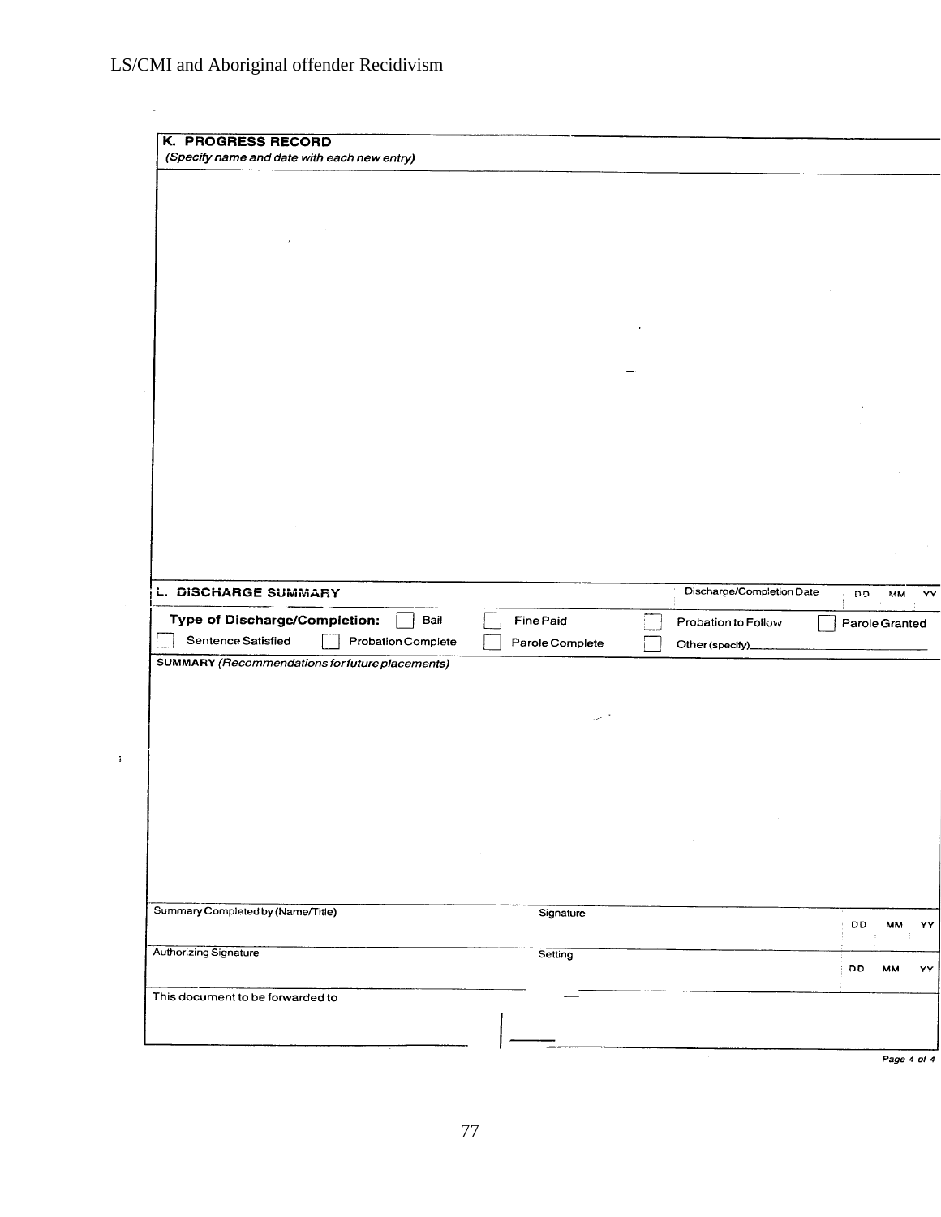## K. PROGRESS RECORD

*(Specify name and date with each new entry)*

## L. DISCHARGE SUMMARY

Discharge/Completion Date DD MM YY

**Type of Discharge/Completion:** ☐ Bail ☐ Fine Paid ☐ Probation to Follow ☐ Parole Granted

☐ Sentence Satisfied ☐ Probation Complete ☐ Parole Complete ☐ Other (specify)\_\_\_\_\_\_\_\_\_\_\_\_\_\_\_\_\_\_\_\_\_\_\_\_

**SUMMARY** *(Recommendations for future placements)*

| | | |
|---|---|---|
| Summary Completed by (Name/Title) | Signature | DD MM YY |
| Authorizing Signature | Setting | DD MM YY |
| This document to be forwarded to | | |

*Page 4 of 4*